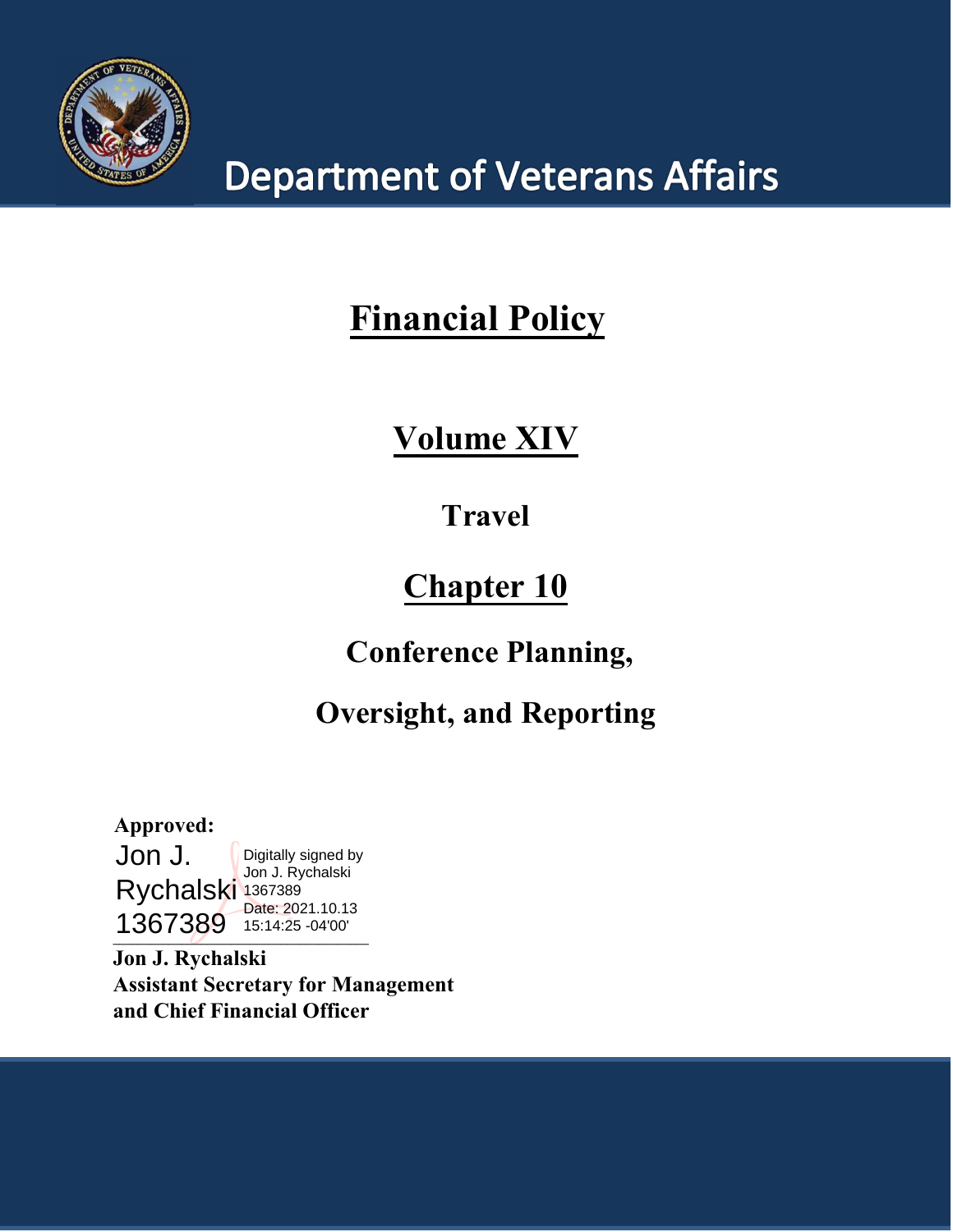# Department of Veterans Affairs

# Financial Policy

## Volume XIV

### Travel

## Chapter 10

### Conference Planning,

### Oversight, and Reporting

**Approved:**

Jon J. Rychalski 1367389

Digitally signed by Jon J. Rychalski 1367389
Date: 2021.10.13 15:14:25 -04'00'

**Jon J. Rychalski**
**Assistant Secretary for Management**
**and Chief Financial Officer**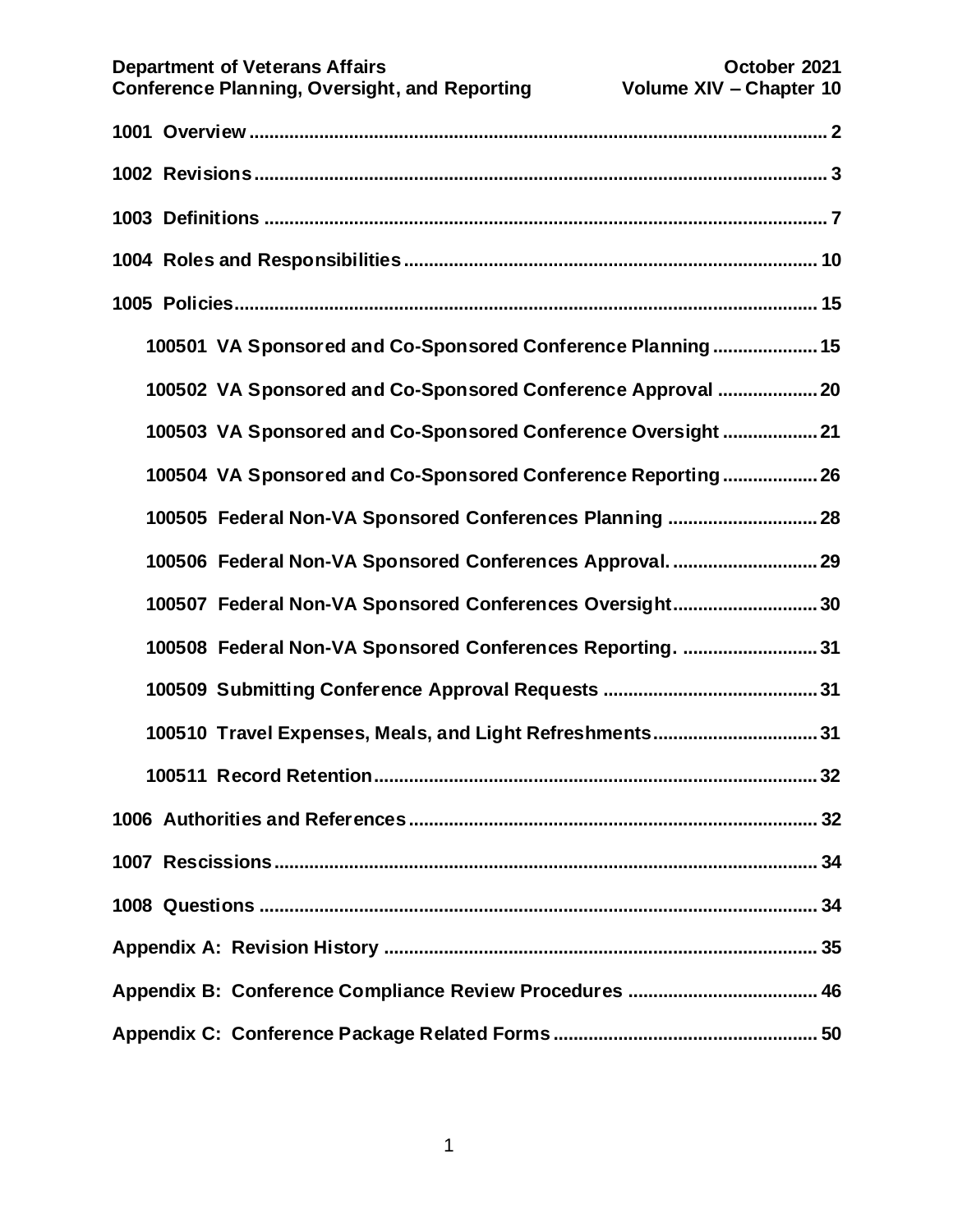1001 Overview .... 2

1002 Revisions .... 3

1003 Definitions .... 7

1004 Roles and Responsibilities .... 10

1005 Policies .... 15

- 100501 VA Sponsored and Co-Sponsored Conference Planning .... 15
- 100502 VA Sponsored and Co-Sponsored Conference Approval .... 20
- 100503 VA Sponsored and Co-Sponsored Conference Oversight .... 21
- 100504 VA Sponsored and Co-Sponsored Conference Reporting .... 26
- 100505 Federal Non-VA Sponsored Conferences Planning .... 28
- 100506 Federal Non-VA Sponsored Conferences Approval. .... 29
- 100507 Federal Non-VA Sponsored Conferences Oversight .... 30
- 100508 Federal Non-VA Sponsored Conferences Reporting. .... 31
- 100509 Submitting Conference Approval Requests .... 31
- 100510 Travel Expenses, Meals, and Light Refreshments .... 31
- 100511 Record Retention .... 32

1006 Authorities and References .... 32

1007 Rescissions .... 34

1008 Questions .... 34

Appendix A: Revision History .... 35

Appendix B: Conference Compliance Review Procedures .... 46

Appendix C: Conference Package Related Forms .... 50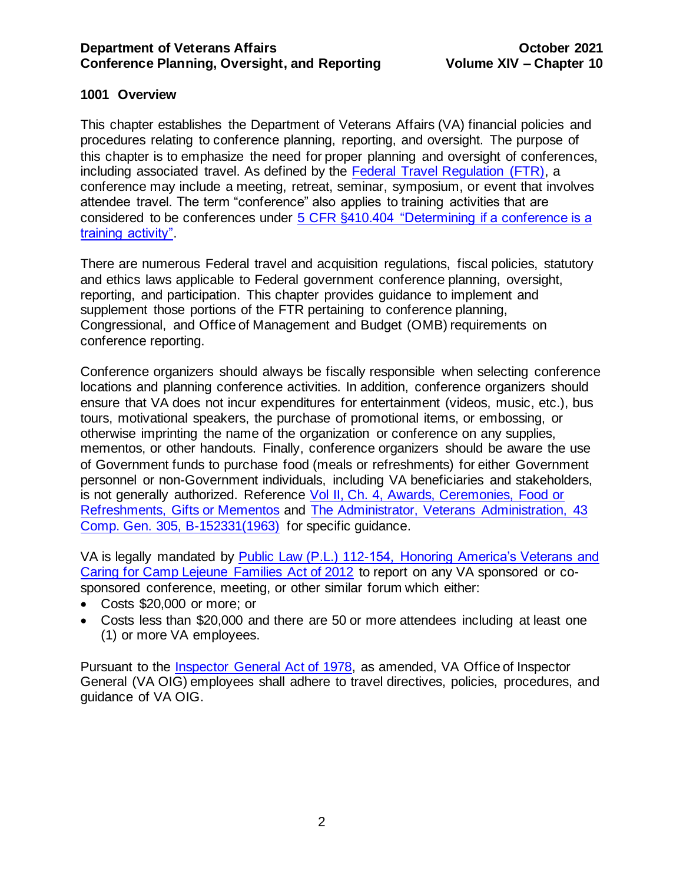## 1001 Overview

This chapter establishes the Department of Veterans Affairs (VA) financial policies and procedures relating to conference planning, reporting, and oversight. The purpose of this chapter is to emphasize the need for proper planning and oversight of conferences, including associated travel. As defined by the Federal Travel Regulation (FTR), a conference may include a meeting, retreat, seminar, symposium, or event that involves attendee travel. The term "conference" also applies to training activities that are considered to be conferences under 5 CFR §410.404 "Determining if a conference is a training activity".

There are numerous Federal travel and acquisition regulations, fiscal policies, statutory and ethics laws applicable to Federal government conference planning, oversight, reporting, and participation. This chapter provides guidance to implement and supplement those portions of the FTR pertaining to conference planning, Congressional, and Office of Management and Budget (OMB) requirements on conference reporting.

Conference organizers should always be fiscally responsible when selecting conference locations and planning conference activities. In addition, conference organizers should ensure that VA does not incur expenditures for entertainment (videos, music, etc.), bus tours, motivational speakers, the purchase of promotional items, or embossing, or otherwise imprinting the name of the organization or conference on any supplies, mementos, or other handouts. Finally, conference organizers should be aware the use of Government funds to purchase food (meals or refreshments) for either Government personnel or non-Government individuals, including VA beneficiaries and stakeholders, is not generally authorized. Reference Vol II, Ch. 4, Awards, Ceremonies, Food or Refreshments, Gifts or Mementos and The Administrator, Veterans Administration, 43 Comp. Gen. 305, B-152331(1963) for specific guidance.

VA is legally mandated by Public Law (P.L.) 112-154, Honoring America's Veterans and Caring for Camp Lejeune Families Act of 2012 to report on any VA sponsored or co-sponsored conference, meeting, or other similar forum which either:

- Costs $20,000 or more; or
- Costs less than $20,000 and there are 50 or more attendees including at least one (1) or more VA employees.

Pursuant to the Inspector General Act of 1978, as amended, VA Office of Inspector General (VA OIG) employees shall adhere to travel directives, policies, procedures, and guidance of VA OIG.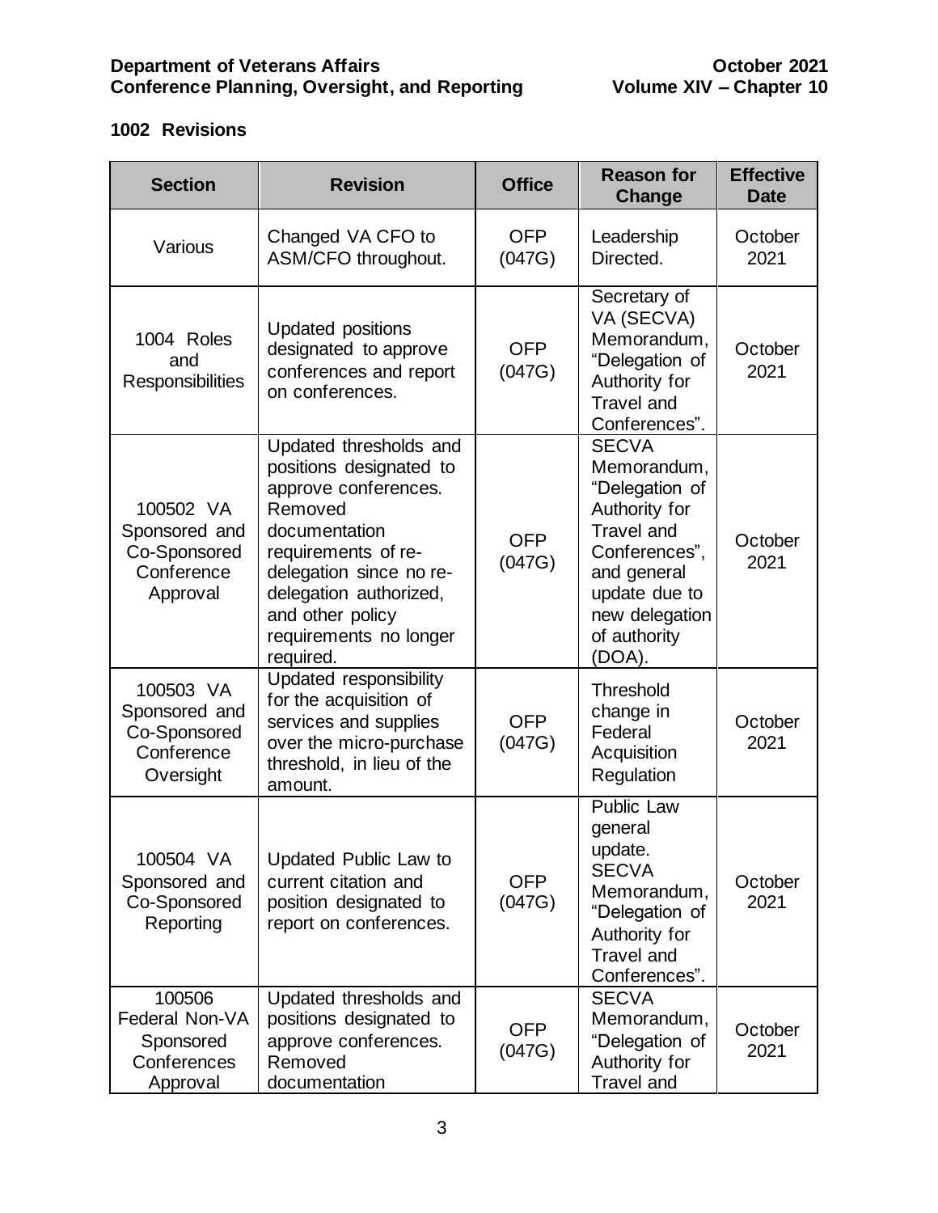## 1002 Revisions

| Section | Revision | Office | Reason for Change | Effective Date |
|---|---|---|---|---|
| Various | Changed VA CFO to ASM/CFO throughout. | OFP (047G) | Leadership Directed. | October 2021 |
| 1004 Roles and Responsibilities | Updated positions designated to approve conferences and report on conferences. | OFP (047G) | Secretary of VA (SECVA) Memorandum, "Delegation of Authority for Travel and Conferences". | October 2021 |
| 100502 VA Sponsored and Co-Sponsored Conference Approval | Updated thresholds and positions designated to approve conferences. Removed documentation requirements of re-delegation since no re-delegation authorized, and other policy requirements no longer required. | OFP (047G) | SECVA Memorandum, "Delegation of Authority for Travel and Conferences", and general update due to new delegation of authority (DOA). | October 2021 |
| 100503 VA Sponsored and Co-Sponsored Conference Oversight | Updated responsibility for the acquisition of services and supplies over the micro-purchase threshold, in lieu of the amount. | OFP (047G) | Threshold change in Federal Acquisition Regulation | October 2021 |
| 100504 VA Sponsored and Co-Sponsored Reporting | Updated Public Law to current citation and position designated to report on conferences. | OFP (047G) | Public Law general update. SECVA Memorandum, "Delegation of Authority for Travel and Conferences". | October 2021 |
| 100506 Federal Non-VA Sponsored Conferences Approval | Updated thresholds and positions designated to approve conferences. Removed documentation | OFP (047G) | SECVA Memorandum, "Delegation of Authority for Travel and | October 2021 |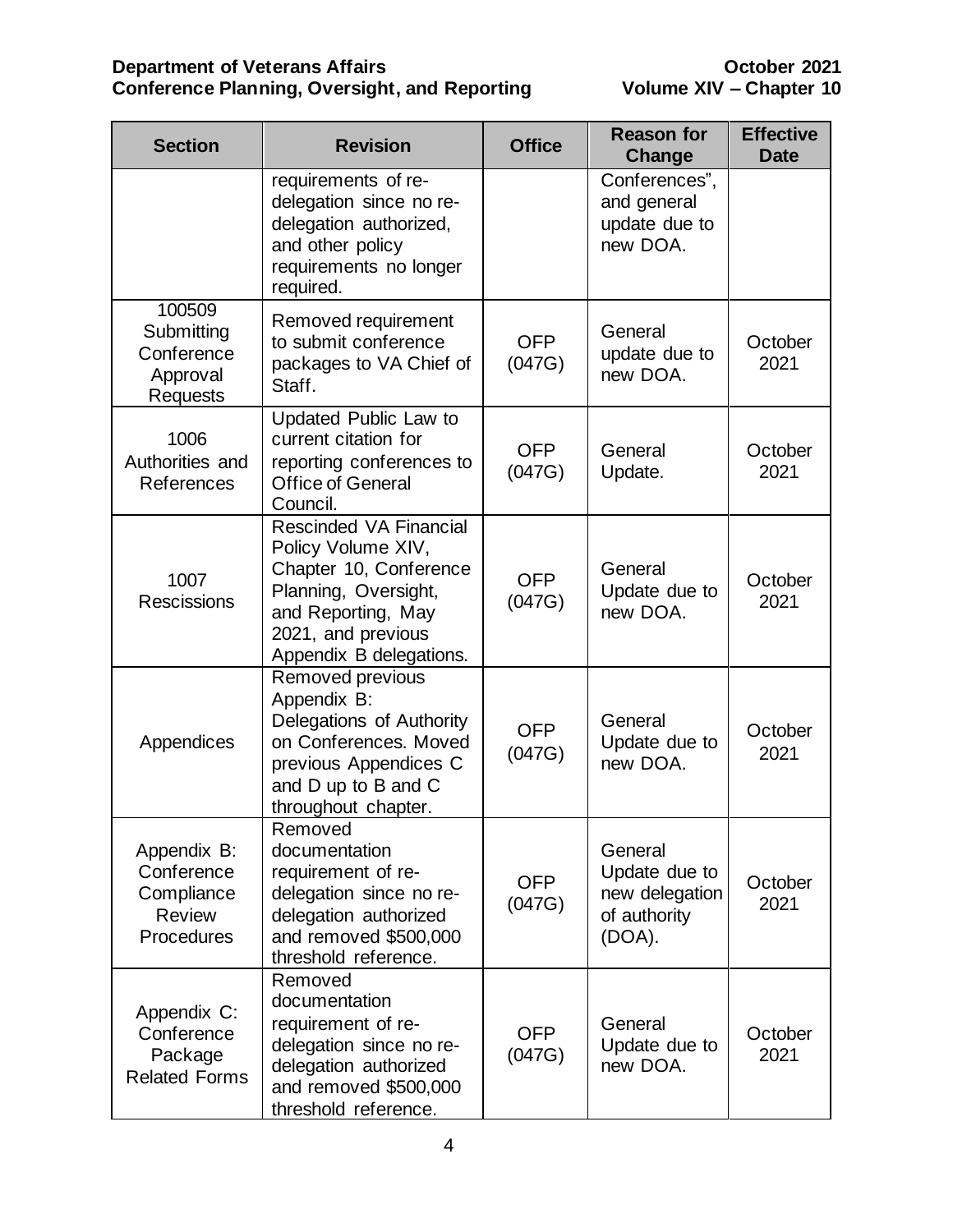| Section | Revision | Office | Reason for Change | Effective Date |
|---|---|---|---|---|
| | requirements of re-delegation since no re-delegation authorized, and other policy requirements no longer required. | | Conferences", and general update due to new DOA. | |
| 100509 Submitting Conference Approval Requests | Removed requirement to submit conference packages to VA Chief of Staff. | OFP (047G) | General update due to new DOA. | October 2021 |
| 1006 Authorities and References | Updated Public Law to current citation for reporting conferences to Office of General Council. | OFP (047G) | General Update. | October 2021 |
| 1007 Rescissions | Rescinded VA Financial Policy Volume XIV, Chapter 10, Conference Planning, Oversight, and Reporting, May 2021, and previous Appendix B delegations. | OFP (047G) | General Update due to new DOA. | October 2021 |
| Appendices | Removed previous Appendix B: Delegations of Authority on Conferences. Moved previous Appendices C and D up to B and C throughout chapter. | OFP (047G) | General Update due to new DOA. | October 2021 |
| Appendix B: Conference Compliance Review Procedures | Removed documentation requirement of re-delegation since no re-delegation authorized and removed $500,000 threshold reference. | OFP (047G) | General Update due to new delegation of authority (DOA). | October 2021 |
| Appendix C: Conference Package Related Forms | Removed documentation requirement of re-delegation since no re-delegation authorized and removed $500,000 threshold reference. | OFP (047G) | General Update due to new DOA. | October 2021 |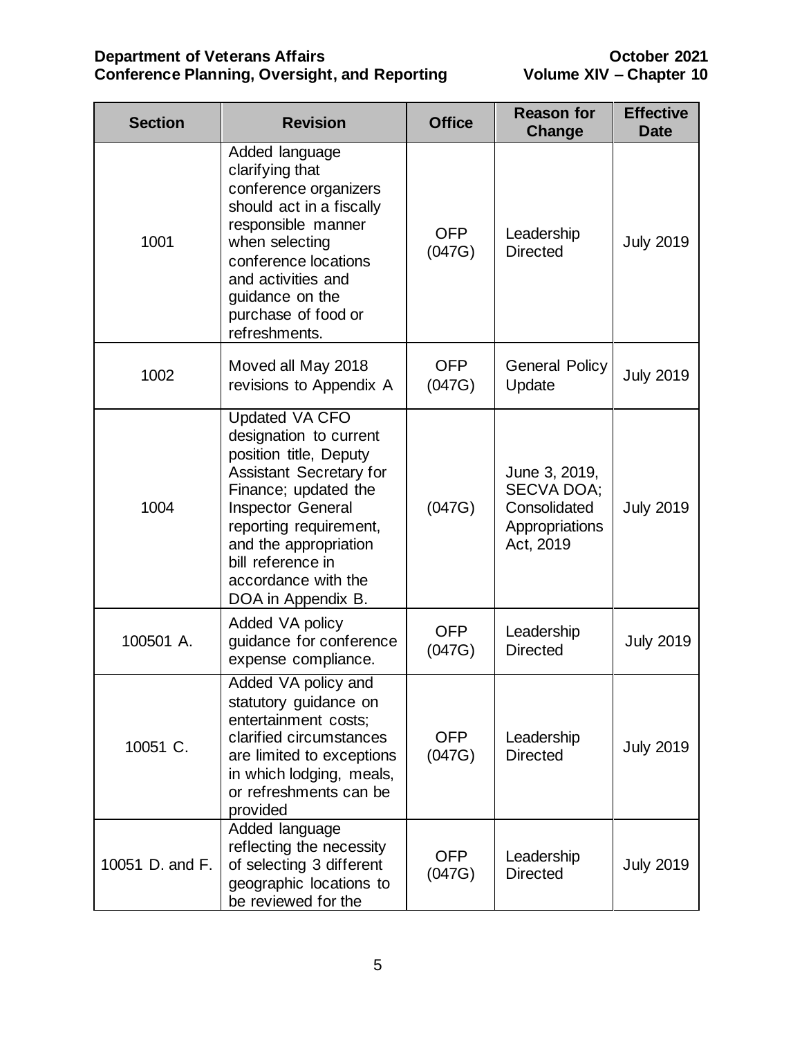| Section | Revision | Office | Reason for Change | Effective Date |
| --- | --- | --- | --- | --- |
| 1001 | Added language clarifying that conference organizers should act in a fiscally responsible manner when selecting conference locations and activities and guidance on the purchase of food or refreshments. | OFP (047G) | Leadership Directed | July 2019 |
| 1002 | Moved all May 2018 revisions to Appendix A | OFP (047G) | General Policy Update | July 2019 |
| 1004 | Updated VA CFO designation to current position title, Deputy Assistant Secretary for Finance; updated the Inspector General reporting requirement, and the appropriation bill reference in accordance with the DOA in Appendix B. | (047G) | June 3, 2019, SECVA DOA; Consolidated Appropriations Act, 2019 | July 2019 |
| 100501 A. | Added VA policy guidance for conference expense compliance. | OFP (047G) | Leadership Directed | July 2019 |
| 10051 C. | Added VA policy and statutory guidance on entertainment costs; clarified circumstances are limited to exceptions in which lodging, meals, or refreshments can be provided | OFP (047G) | Leadership Directed | July 2019 |
| 10051 D. and F. | Added language reflecting the necessity of selecting 3 different geographic locations to be reviewed for the | OFP (047G) | Leadership Directed | July 2019 |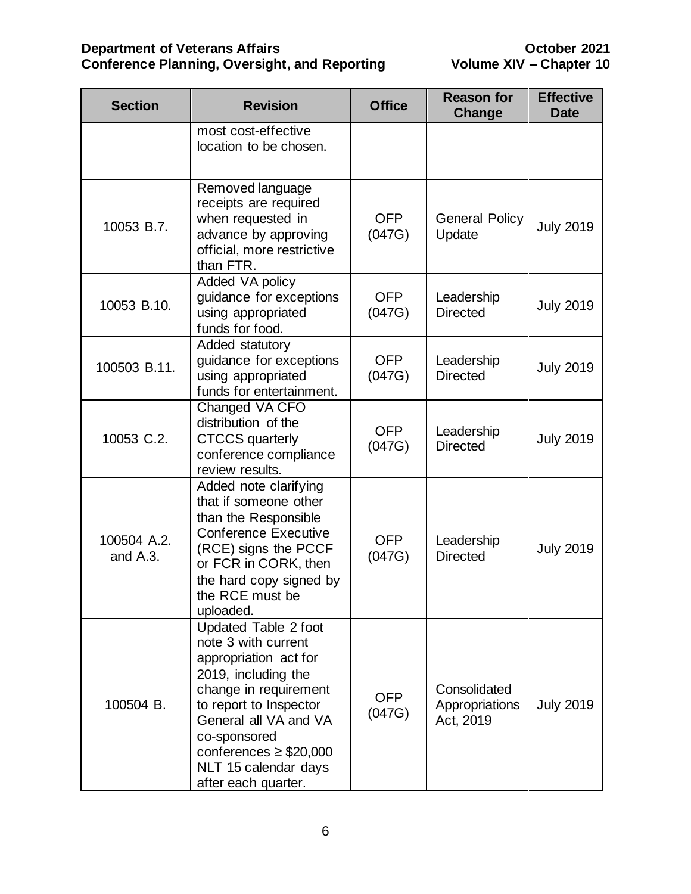| Section | Revision | Office | Reason for Change | Effective Date |
|---|---|---|---|---|
| | most cost-effective location to be chosen. | | | |
| 10053 B.7. | Removed language receipts are required when requested in advance by approving official, more restrictive than FTR. | OFP (047G) | General Policy Update | July 2019 |
| 10053 B.10. | Added VA policy guidance for exceptions using appropriated funds for food. | OFP (047G) | Leadership Directed | July 2019 |
| 100503 B.11. | Added statutory guidance for exceptions using appropriated funds for entertainment. | OFP (047G) | Leadership Directed | July 2019 |
| 10053 C.2. | Changed VA CFO distribution of the CTCCS quarterly conference compliance review results. | OFP (047G) | Leadership Directed | July 2019 |
| 100504 A.2. and A.3. | Added note clarifying that if someone other than the Responsible Conference Executive (RCE) signs the PCCF or FCR in CORK, then the hard copy signed by the RCE must be uploaded. | OFP (047G) | Leadership Directed | July 2019 |
| 100504 B. | Updated Table 2 foot note 3 with current appropriation act for 2019, including the change in requirement to report to Inspector General all VA and VA co-sponsored conferences ≥ $20,000 NLT 15 calendar days after each quarter. | OFP (047G) | Consolidated Appropriations Act, 2019 | July 2019 |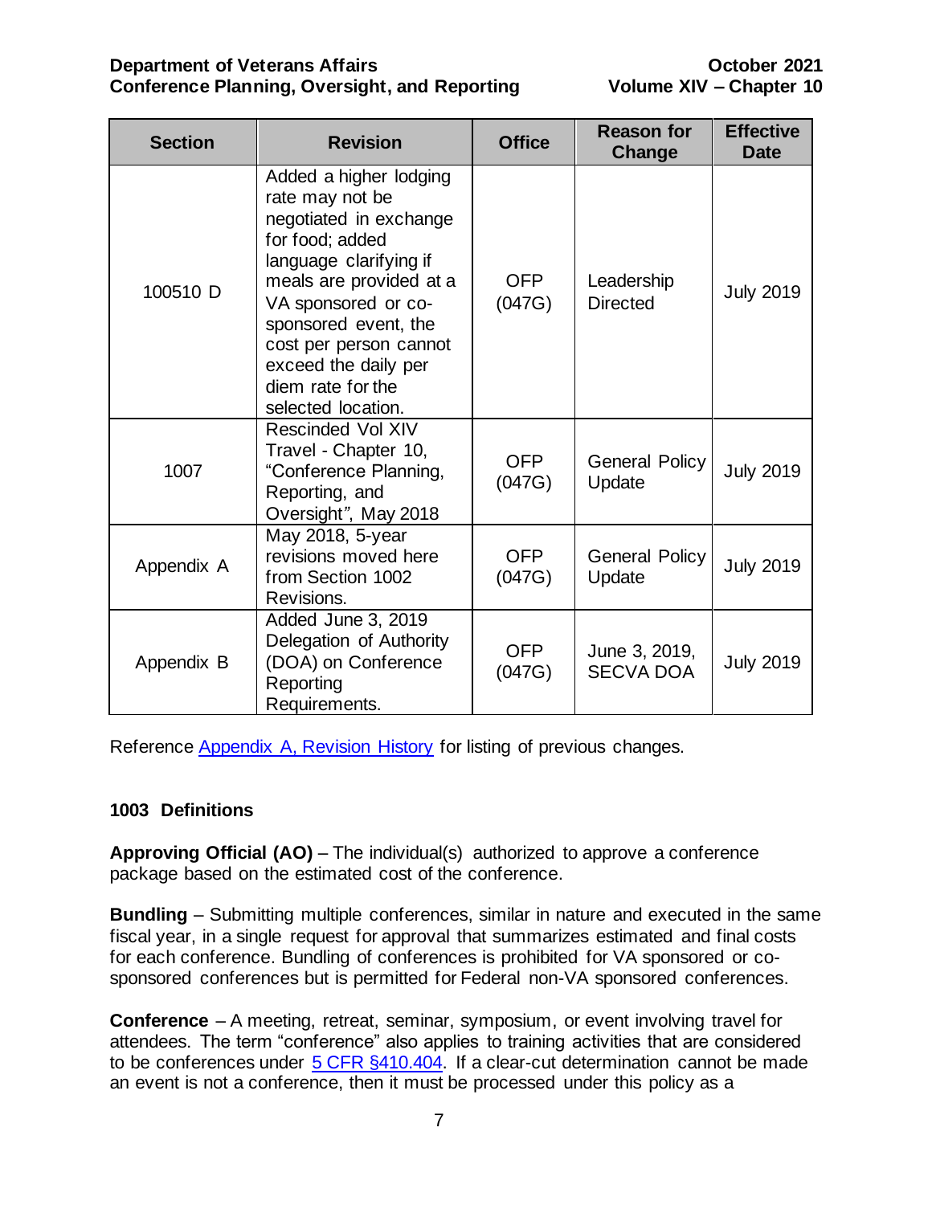| Section | Revision | Office | Reason for Change | Effective Date |
|---|---|---|---|---|
| 100510 D | Added a higher lodging rate may not be negotiated in exchange for food; added language clarifying if meals are provided at a VA sponsored or co-sponsored event, the cost per person cannot exceed the daily per diem rate for the selected location. | OFP (047G) | Leadership Directed | July 2019 |
| 1007 | Rescinded Vol XIV Travel - Chapter 10, "Conference Planning, Reporting, and Oversight", May 2018 | OFP (047G) | General Policy Update | July 2019 |
| Appendix A | May 2018, 5-year revisions moved here from Section 1002 Revisions. | OFP (047G) | General Policy Update | July 2019 |
| Appendix B | Added June 3, 2019 Delegation of Authority (DOA) on Conference Reporting Requirements. | OFP (047G) | June 3, 2019, SECVA DOA | July 2019 |

Reference Appendix A, Revision History for listing of previous changes.

## 1003 Definitions

**Approving Official (AO)** – The individual(s) authorized to approve a conference package based on the estimated cost of the conference.

**Bundling** – Submitting multiple conferences, similar in nature and executed in the same fiscal year, in a single request for approval that summarizes estimated and final costs for each conference. Bundling of conferences is prohibited for VA sponsored or co-sponsored conferences but is permitted for Federal non-VA sponsored conferences.

**Conference** – A meeting, retreat, seminar, symposium, or event involving travel for attendees. The term "conference" also applies to training activities that are considered to be conferences under 5 CFR §410.404. If a clear-cut determination cannot be made an event is not a conference, then it must be processed under this policy as a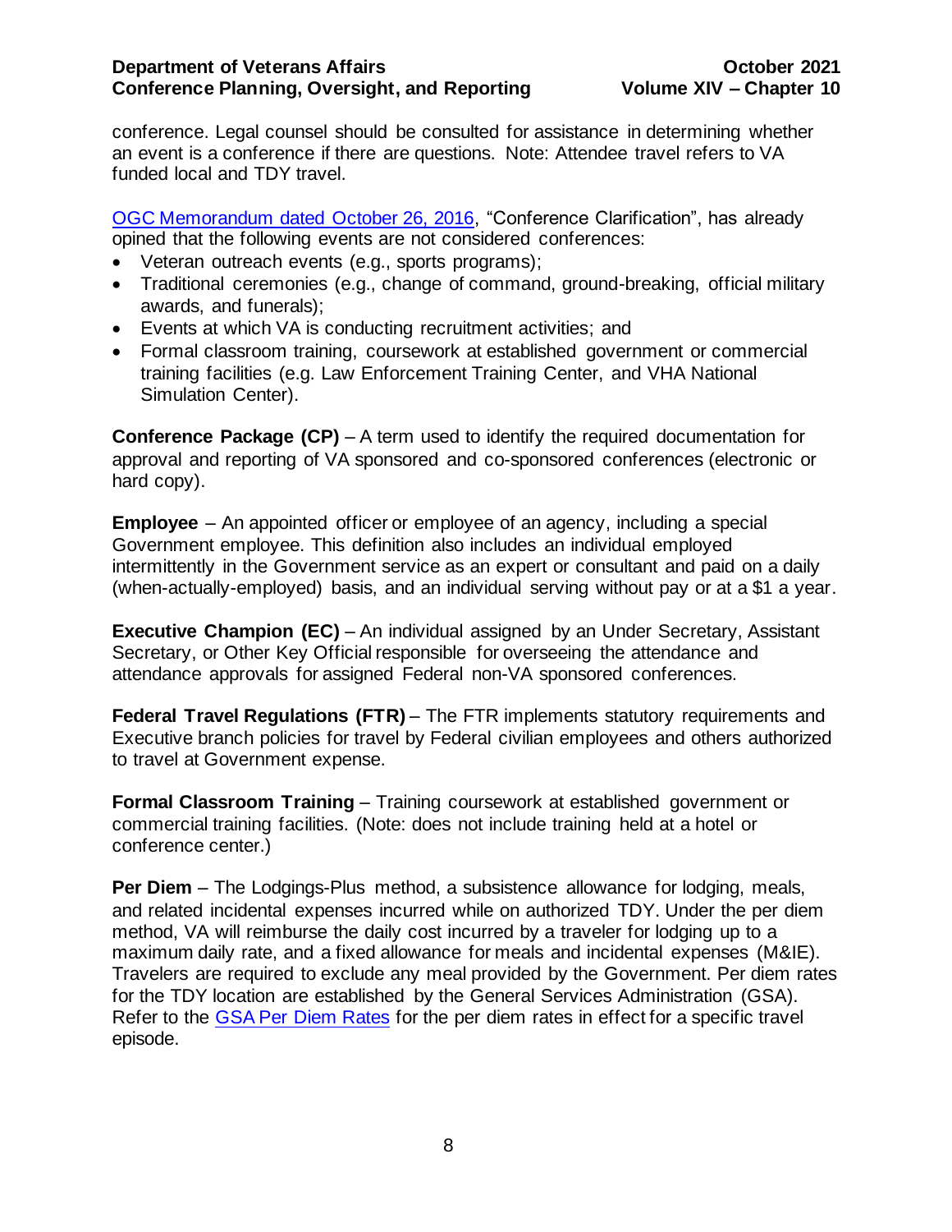conference. Legal counsel should be consulted for assistance in determining whether an event is a conference if there are questions. Note: Attendee travel refers to VA funded local and TDY travel.

[OGC Memorandum dated October 26, 2016](), "Conference Clarification", has already opined that the following events are not considered conferences:

- Veteran outreach events (e.g., sports programs);
- Traditional ceremonies (e.g., change of command, ground-breaking, official military awards, and funerals);
- Events at which VA is conducting recruitment activities; and
- Formal classroom training, coursework at established government or commercial training facilities (e.g. Law Enforcement Training Center, and VHA National Simulation Center).

**Conference Package (CP)** – A term used to identify the required documentation for approval and reporting of VA sponsored and co-sponsored conferences (electronic or hard copy).

**Employee** – An appointed officer or employee of an agency, including a special Government employee. This definition also includes an individual employed intermittently in the Government service as an expert or consultant and paid on a daily (when-actually-employed) basis, and an individual serving without pay or at a $1 a year.

**Executive Champion (EC)** – An individual assigned by an Under Secretary, Assistant Secretary, or Other Key Official responsible for overseeing the attendance and attendance approvals for assigned Federal non-VA sponsored conferences.

**Federal Travel Regulations (FTR)** – The FTR implements statutory requirements and Executive branch policies for travel by Federal civilian employees and others authorized to travel at Government expense.

**Formal Classroom Training** – Training coursework at established government or commercial training facilities. (Note: does not include training held at a hotel or conference center.)

**Per Diem** – The Lodgings-Plus method, a subsistence allowance for lodging, meals, and related incidental expenses incurred while on authorized TDY. Under the per diem method, VA will reimburse the daily cost incurred by a traveler for lodging up to a maximum daily rate, and a fixed allowance for meals and incidental expenses (M&IE). Travelers are required to exclude any meal provided by the Government. Per diem rates for the TDY location are established by the General Services Administration (GSA). Refer to the [GSA Per Diem Rates]() for the per diem rates in effect for a specific travel episode.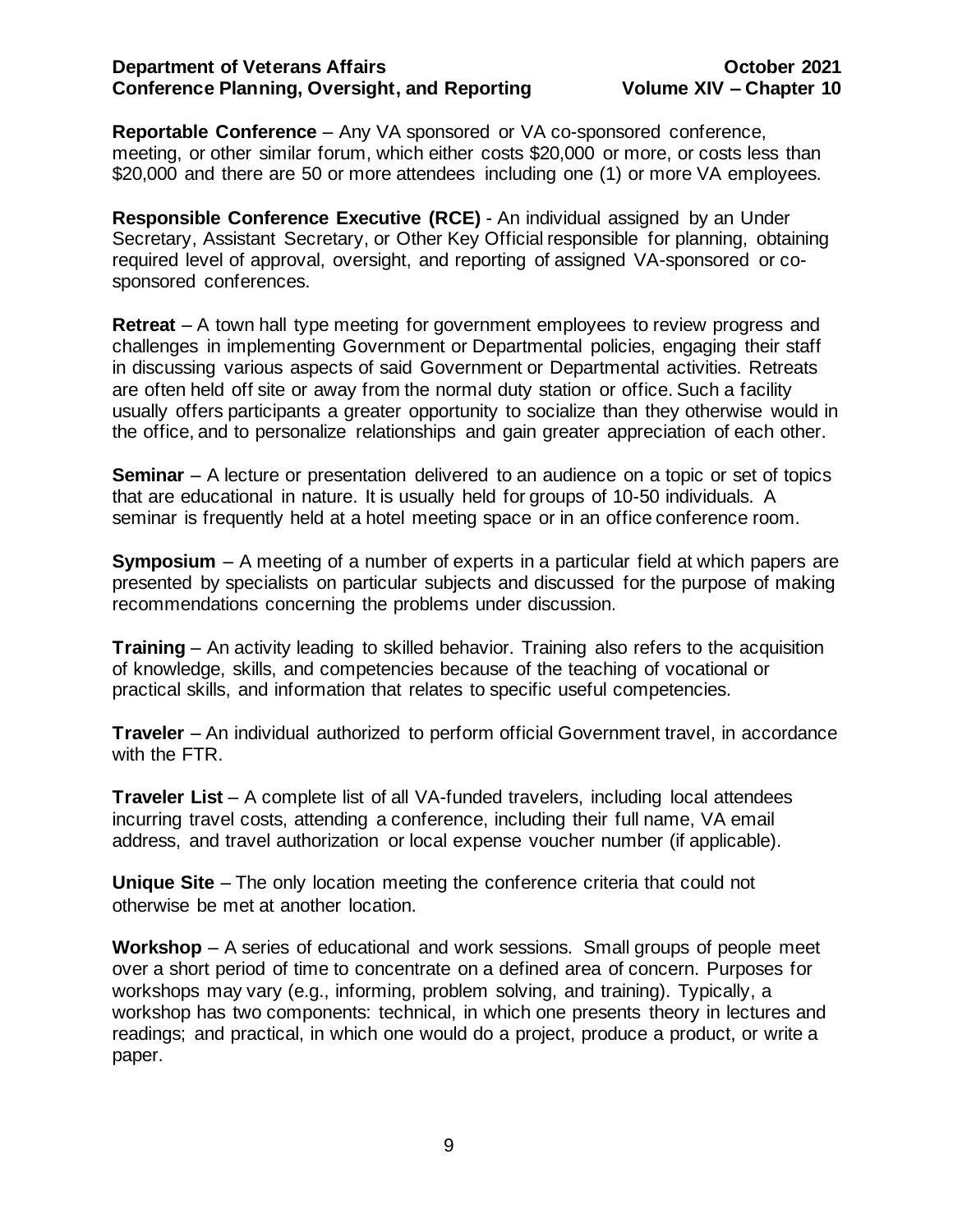**Reportable Conference** – Any VA sponsored or VA co-sponsored conference, meeting, or other similar forum, which either costs $20,000 or more, or costs less than $20,000 and there are 50 or more attendees including one (1) or more VA employees.

**Responsible Conference Executive (RCE)** - An individual assigned by an Under Secretary, Assistant Secretary, or Other Key Official responsible for planning, obtaining required level of approval, oversight, and reporting of assigned VA-sponsored or co-sponsored conferences.

**Retreat** – A town hall type meeting for government employees to review progress and challenges in implementing Government or Departmental policies, engaging their staff in discussing various aspects of said Government or Departmental activities. Retreats are often held off site or away from the normal duty station or office. Such a facility usually offers participants a greater opportunity to socialize than they otherwise would in the office, and to personalize relationships and gain greater appreciation of each other.

**Seminar** – A lecture or presentation delivered to an audience on a topic or set of topics that are educational in nature. It is usually held for groups of 10-50 individuals. A seminar is frequently held at a hotel meeting space or in an office conference room.

**Symposium** – A meeting of a number of experts in a particular field at which papers are presented by specialists on particular subjects and discussed for the purpose of making recommendations concerning the problems under discussion.

**Training** – An activity leading to skilled behavior. Training also refers to the acquisition of knowledge, skills, and competencies because of the teaching of vocational or practical skills, and information that relates to specific useful competencies.

**Traveler** – An individual authorized to perform official Government travel, in accordance with the FTR.

**Traveler List** – A complete list of all VA-funded travelers, including local attendees incurring travel costs, attending a conference, including their full name, VA email address, and travel authorization or local expense voucher number (if applicable).

**Unique Site** – The only location meeting the conference criteria that could not otherwise be met at another location.

**Workshop** – A series of educational and work sessions. Small groups of people meet over a short period of time to concentrate on a defined area of concern. Purposes for workshops may vary (e.g., informing, problem solving, and training). Typically, a workshop has two components: technical, in which one presents theory in lectures and readings; and practical, in which one would do a project, produce a product, or write a paper.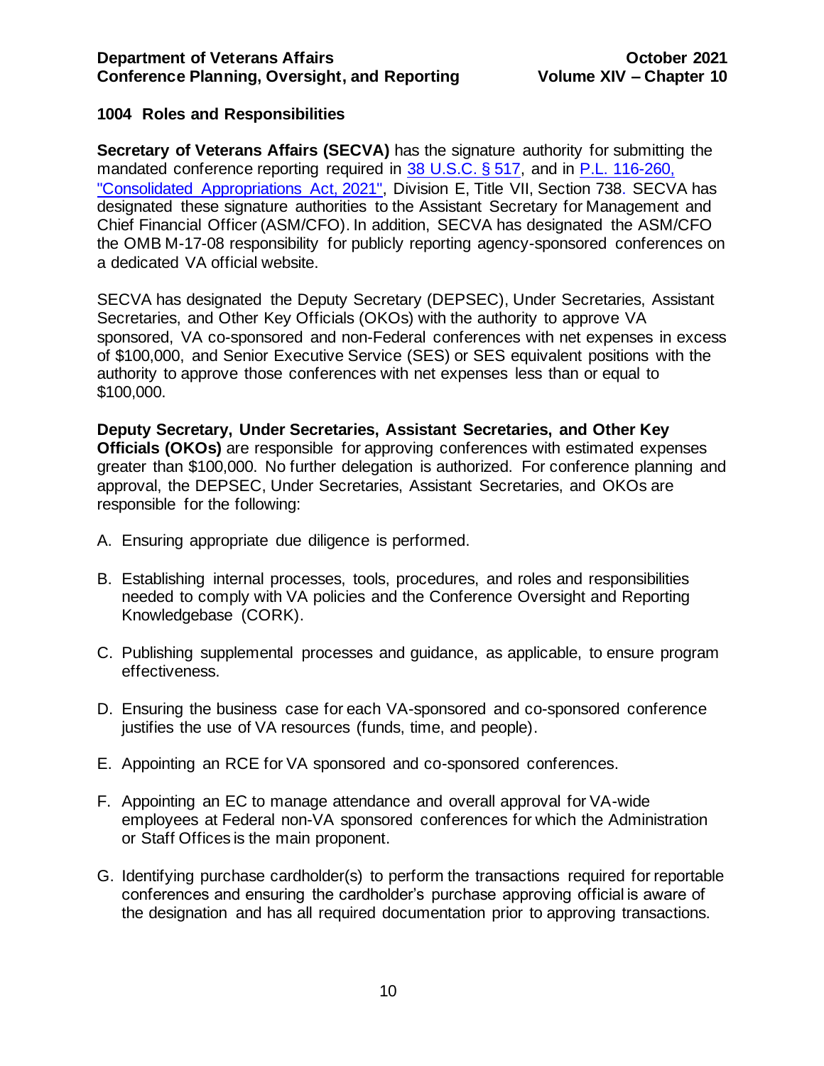## 1004 Roles and Responsibilities

**Secretary of Veterans Affairs (SECVA)** has the signature authority for submitting the mandated conference reporting required in [38 U.S.C. § 517](), and in [P.L. 116-260, "Consolidated Appropriations Act, 2021"](), Division E, Title VII, Section 738. SECVA has designated these signature authorities to the Assistant Secretary for Management and Chief Financial Officer (ASM/CFO). In addition, SECVA has designated the ASM/CFO the OMB M-17-08 responsibility for publicly reporting agency-sponsored conferences on a dedicated VA official website.

SECVA has designated the Deputy Secretary (DEPSEC), Under Secretaries, Assistant Secretaries, and Other Key Officials (OKOs) with the authority to approve VA sponsored, VA co-sponsored and non-Federal conferences with net expenses in excess of $100,000, and Senior Executive Service (SES) or SES equivalent positions with the authority to approve those conferences with net expenses less than or equal to $100,000.

**Deputy Secretary, Under Secretaries, Assistant Secretaries, and Other Key Officials (OKOs)** are responsible for approving conferences with estimated expenses greater than $100,000. No further delegation is authorized. For conference planning and approval, the DEPSEC, Under Secretaries, Assistant Secretaries, and OKOs are responsible for the following:

A. Ensuring appropriate due diligence is performed.

B. Establishing internal processes, tools, procedures, and roles and responsibilities needed to comply with VA policies and the Conference Oversight and Reporting Knowledgebase (CORK).

C. Publishing supplemental processes and guidance, as applicable, to ensure program effectiveness.

D. Ensuring the business case for each VA-sponsored and co-sponsored conference justifies the use of VA resources (funds, time, and people).

E. Appointing an RCE for VA sponsored and co-sponsored conferences.

F. Appointing an EC to manage attendance and overall approval for VA-wide employees at Federal non-VA sponsored conferences for which the Administration or Staff Offices is the main proponent.

G. Identifying purchase cardholder(s) to perform the transactions required for reportable conferences and ensuring the cardholder's purchase approving official is aware of the designation and has all required documentation prior to approving transactions.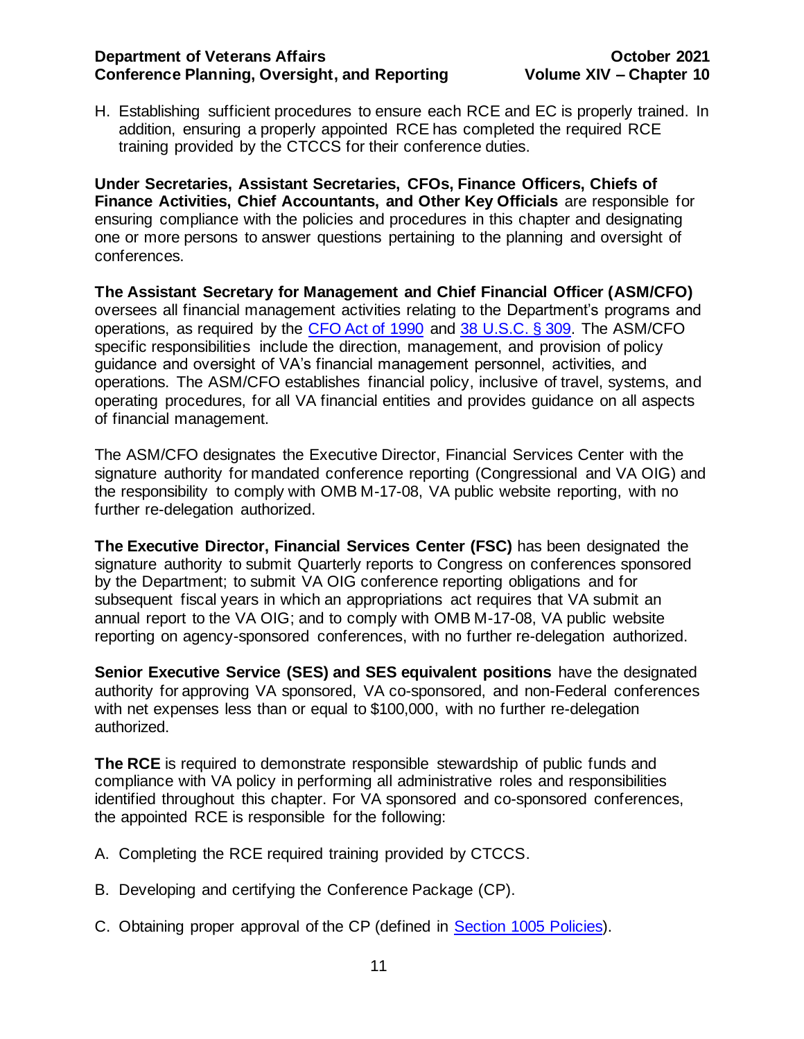H. Establishing sufficient procedures to ensure each RCE and EC is properly trained. In addition, ensuring a properly appointed RCE has completed the required RCE training provided by the CTCCS for their conference duties.

**Under Secretaries, Assistant Secretaries, CFOs, Finance Officers, Chiefs of Finance Activities, Chief Accountants, and Other Key Officials** are responsible for ensuring compliance with the policies and procedures in this chapter and designating one or more persons to answer questions pertaining to the planning and oversight of conferences.

**The Assistant Secretary for Management and Chief Financial Officer (ASM/CFO)** oversees all financial management activities relating to the Department's programs and operations, as required by the [CFO Act of 1990](#) and [38 U.S.C. § 309](#). The ASM/CFO specific responsibilities include the direction, management, and provision of policy guidance and oversight of VA's financial management personnel, activities, and operations. The ASM/CFO establishes financial policy, inclusive of travel, systems, and operating procedures, for all VA financial entities and provides guidance on all aspects of financial management.

The ASM/CFO designates the Executive Director, Financial Services Center with the signature authority for mandated conference reporting (Congressional and VA OIG) and the responsibility to comply with OMB M-17-08, VA public website reporting, with no further re-delegation authorized.

**The Executive Director, Financial Services Center (FSC)** has been designated the signature authority to submit Quarterly reports to Congress on conferences sponsored by the Department; to submit VA OIG conference reporting obligations and for subsequent fiscal years in which an appropriations act requires that VA submit an annual report to the VA OIG; and to comply with OMB M-17-08, VA public website reporting on agency-sponsored conferences, with no further re-delegation authorized.

**Senior Executive Service (SES) and SES equivalent positions** have the designated authority for approving VA sponsored, VA co-sponsored, and non-Federal conferences with net expenses less than or equal to $100,000, with no further re-delegation authorized.

**The RCE** is required to demonstrate responsible stewardship of public funds and compliance with VA policy in performing all administrative roles and responsibilities identified throughout this chapter. For VA sponsored and co-sponsored conferences, the appointed RCE is responsible for the following:

A. Completing the RCE required training provided by CTCCS.

B. Developing and certifying the Conference Package (CP).

C. Obtaining proper approval of the CP (defined in [Section 1005 Policies](#)).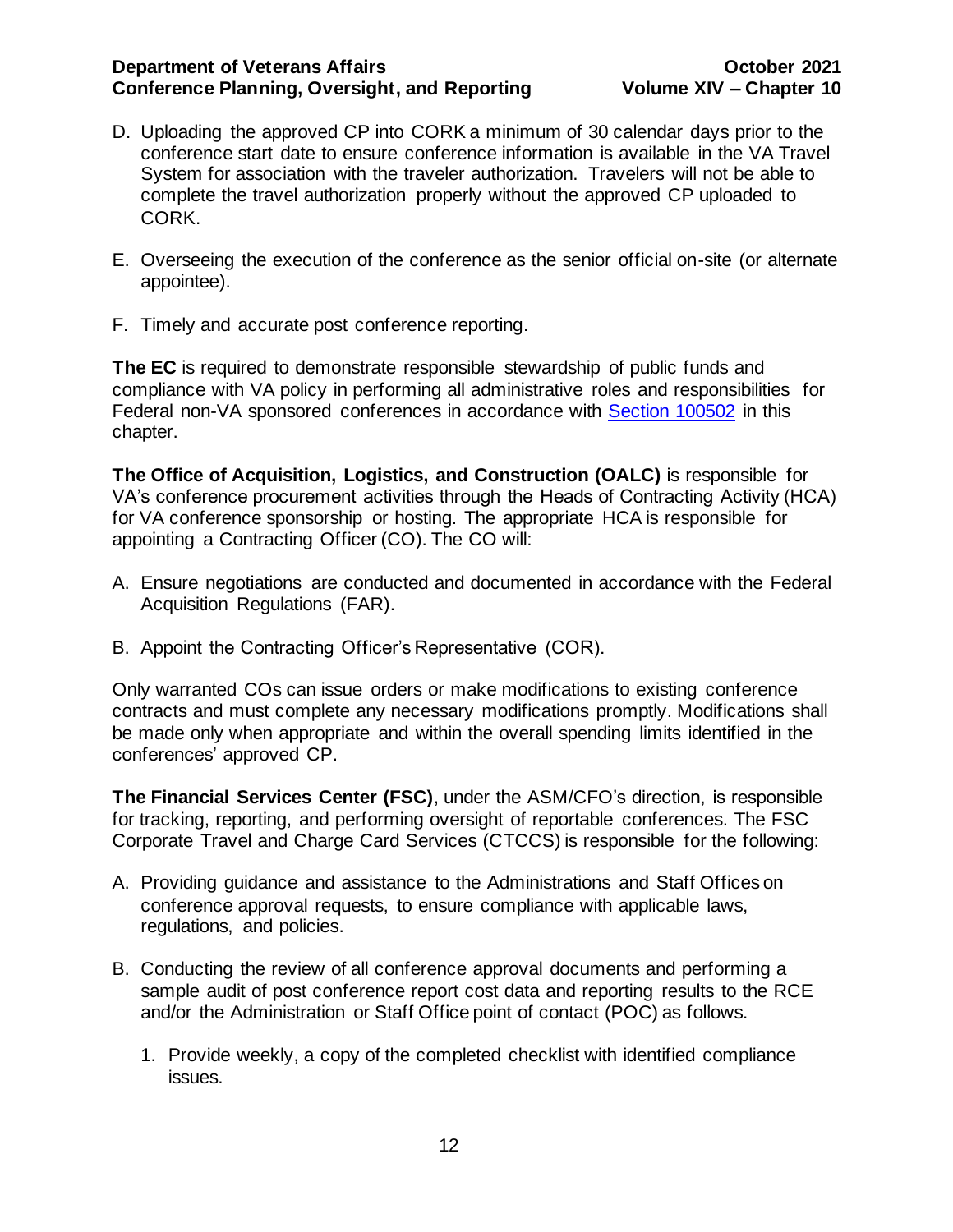D. Uploading the approved CP into CORK a minimum of 30 calendar days prior to the conference start date to ensure conference information is available in the VA Travel System for association with the traveler authorization. Travelers will not be able to complete the travel authorization properly without the approved CP uploaded to CORK.

E. Overseeing the execution of the conference as the senior official on-site (or alternate appointee).

F. Timely and accurate post conference reporting.

**The EC** is required to demonstrate responsible stewardship of public funds and compliance with VA policy in performing all administrative roles and responsibilities for Federal non-VA sponsored conferences in accordance with [Section 100502](#) in this chapter.

**The Office of Acquisition, Logistics, and Construction (OALC)** is responsible for VA's conference procurement activities through the Heads of Contracting Activity (HCA) for VA conference sponsorship or hosting. The appropriate HCA is responsible for appointing a Contracting Officer (CO). The CO will:

A. Ensure negotiations are conducted and documented in accordance with the Federal Acquisition Regulations (FAR).

B. Appoint the Contracting Officer's Representative (COR).

Only warranted COs can issue orders or make modifications to existing conference contracts and must complete any necessary modifications promptly. Modifications shall be made only when appropriate and within the overall spending limits identified in the conferences' approved CP.

**The Financial Services Center (FSC)**, under the ASM/CFO's direction, is responsible for tracking, reporting, and performing oversight of reportable conferences. The FSC Corporate Travel and Charge Card Services (CTCCS) is responsible for the following:

A. Providing guidance and assistance to the Administrations and Staff Offices on conference approval requests, to ensure compliance with applicable laws, regulations, and policies.

B. Conducting the review of all conference approval documents and performing a sample audit of post conference report cost data and reporting results to the RCE and/or the Administration or Staff Office point of contact (POC) as follows.

   1. Provide weekly, a copy of the completed checklist with identified compliance issues.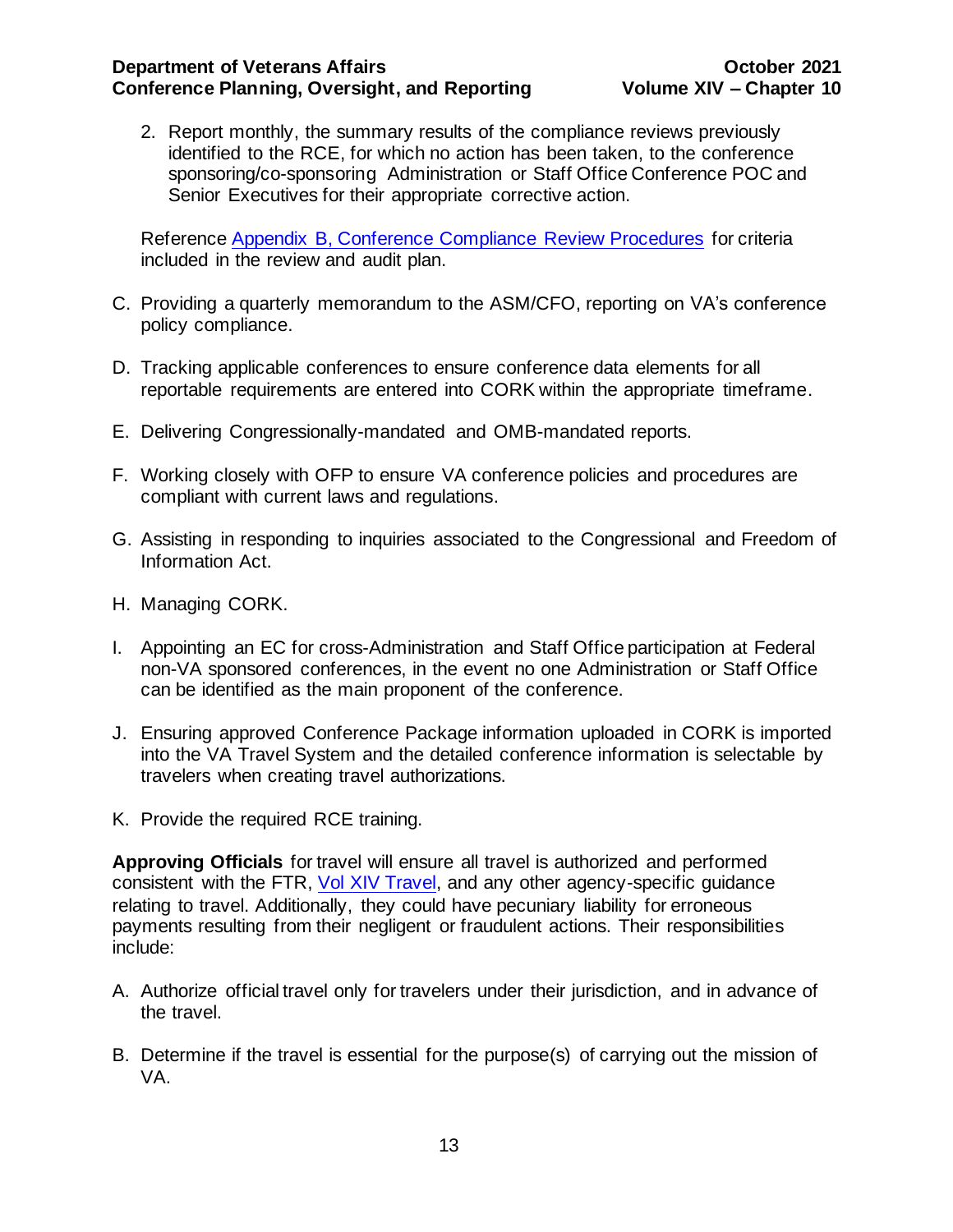2. Report monthly, the summary results of the compliance reviews previously identified to the RCE, for which no action has been taken, to the conference sponsoring/co-sponsoring Administration or Staff Office Conference POC and Senior Executives for their appropriate corrective action.

Reference [Appendix B, Conference Compliance Review Procedures] for criteria included in the review and audit plan.

C. Providing a quarterly memorandum to the ASM/CFO, reporting on VA's conference policy compliance.

D. Tracking applicable conferences to ensure conference data elements for all reportable requirements are entered into CORK within the appropriate timeframe.

E. Delivering Congressionally-mandated and OMB-mandated reports.

F. Working closely with OFP to ensure VA conference policies and procedures are compliant with current laws and regulations.

G. Assisting in responding to inquiries associated to the Congressional and Freedom of Information Act.

H. Managing CORK.

I. Appointing an EC for cross-Administration and Staff Office participation at Federal non-VA sponsored conferences, in the event no one Administration or Staff Office can be identified as the main proponent of the conference.

J. Ensuring approved Conference Package information uploaded in CORK is imported into the VA Travel System and the detailed conference information is selectable by travelers when creating travel authorizations.

K. Provide the required RCE training.

**Approving Officials** for travel will ensure all travel is authorized and performed consistent with the FTR, [Vol XIV Travel], and any other agency-specific guidance relating to travel. Additionally, they could have pecuniary liability for erroneous payments resulting from their negligent or fraudulent actions. Their responsibilities include:

A. Authorize official travel only for travelers under their jurisdiction, and in advance of the travel.

B. Determine if the travel is essential for the purpose(s) of carrying out the mission of VA.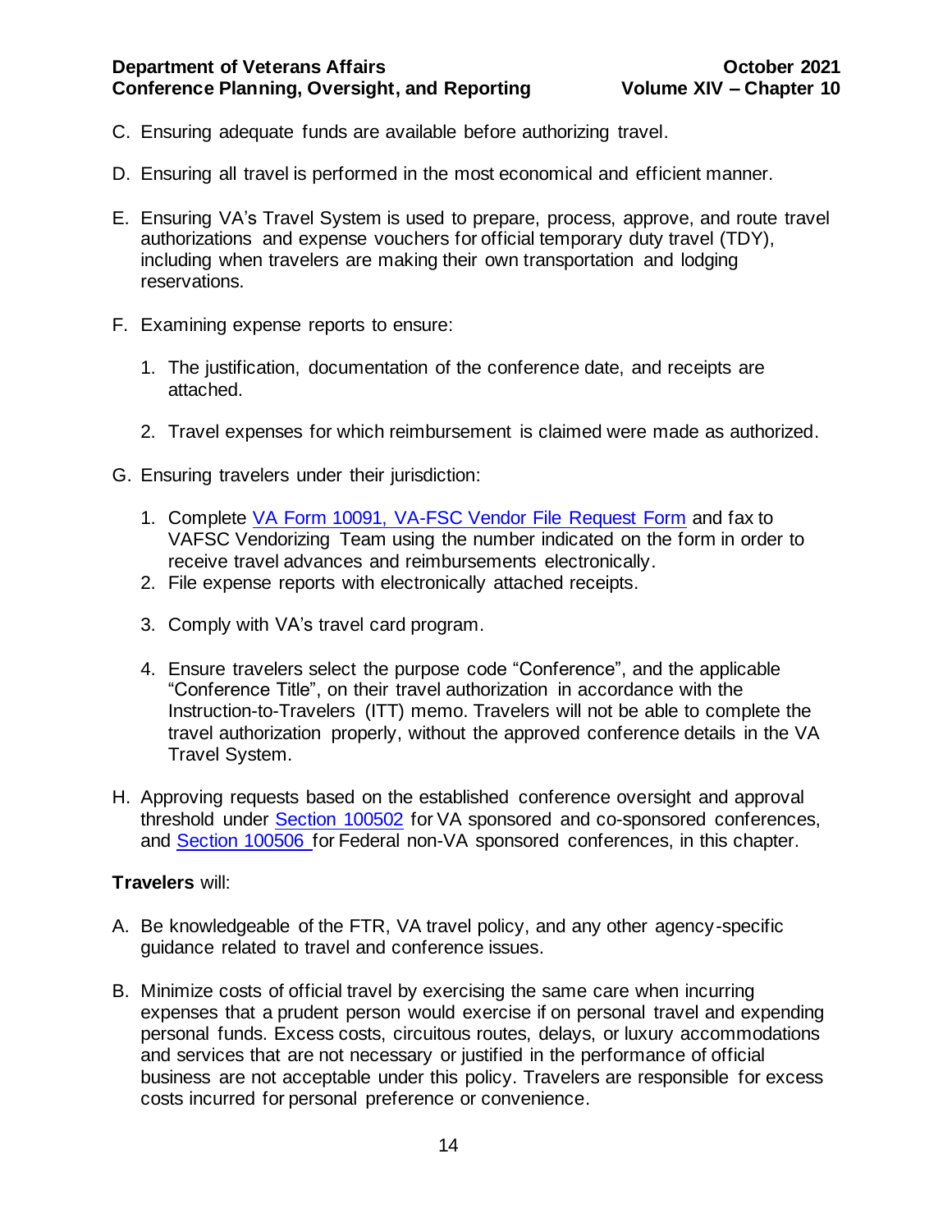C. Ensuring adequate funds are available before authorizing travel.

D. Ensuring all travel is performed in the most economical and efficient manner.

E. Ensuring VA's Travel System is used to prepare, process, approve, and route travel authorizations and expense vouchers for official temporary duty travel (TDY), including when travelers are making their own transportation and lodging reservations.

F. Examining expense reports to ensure:

   1. The justification, documentation of the conference date, and receipts are attached.

   2. Travel expenses for which reimbursement is claimed were made as authorized.

G. Ensuring travelers under their jurisdiction:

   1. Complete [VA Form 10091, VA-FSC Vendor File Request Form](#) and fax to VAFSC Vendorizing Team using the number indicated on the form in order to receive travel advances and reimbursements electronically.
   2. File expense reports with electronically attached receipts.

   3. Comply with VA's travel card program.

   4. Ensure travelers select the purpose code "Conference", and the applicable "Conference Title", on their travel authorization in accordance with the Instruction-to-Travelers (ITT) memo. Travelers will not be able to complete the travel authorization properly, without the approved conference details in the VA Travel System.

H. Approving requests based on the established conference oversight and approval threshold under [Section 100502](#) for VA sponsored and co-sponsored conferences, and [Section 100506](#) for Federal non-VA sponsored conferences, in this chapter.

**Travelers** will:

A. Be knowledgeable of the FTR, VA travel policy, and any other agency-specific guidance related to travel and conference issues.

B. Minimize costs of official travel by exercising the same care when incurring expenses that a prudent person would exercise if on personal travel and expending personal funds. Excess costs, circuitous routes, delays, or luxury accommodations and services that are not necessary or justified in the performance of official business are not acceptable under this policy. Travelers are responsible for excess costs incurred for personal preference or convenience.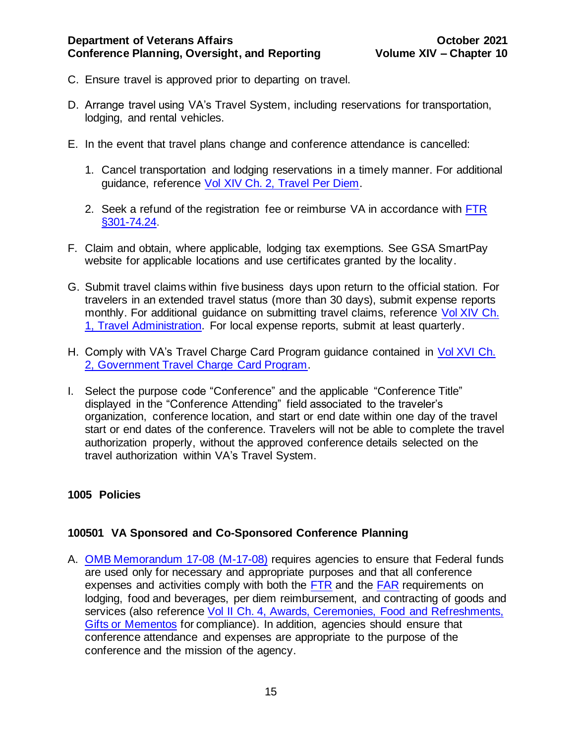C. Ensure travel is approved prior to departing on travel.

D. Arrange travel using VA's Travel System, including reservations for transportation, lodging, and rental vehicles.

E. In the event that travel plans change and conference attendance is cancelled:

   1. Cancel transportation and lodging reservations in a timely manner. For additional guidance, reference [Vol XIV Ch. 2, Travel Per Diem](#).

   2. Seek a refund of the registration fee or reimburse VA in accordance with [FTR §301-74.24](#).

F. Claim and obtain, where applicable, lodging tax exemptions. See GSA SmartPay website for applicable locations and use certificates granted by the locality.

G. Submit travel claims within five business days upon return to the official station. For travelers in an extended travel status (more than 30 days), submit expense reports monthly. For additional guidance on submitting travel claims, reference [Vol XIV Ch. 1, Travel Administration](#). For local expense reports, submit at least quarterly.

H. Comply with VA's Travel Charge Card Program guidance contained in [Vol XVI Ch. 2, Government Travel Charge Card Program](#).

I. Select the purpose code "Conference" and the applicable "Conference Title" displayed in the "Conference Attending" field associated to the traveler's organization, conference location, and start or end date within one day of the travel start or end dates of the conference. Travelers will not be able to complete the travel authorization properly, without the approved conference details selected on the travel authorization within VA's Travel System.

## 1005 Policies

### 100501 VA Sponsored and Co-Sponsored Conference Planning

A. [OMB Memorandum 17-08 (M-17-08)](#) requires agencies to ensure that Federal funds are used only for necessary and appropriate purposes and that all conference expenses and activities comply with both the [FTR](#) and the [FAR](#) requirements on lodging, food and beverages, per diem reimbursement, and contracting of goods and services (also reference [Vol II Ch. 4, Awards, Ceremonies, Food and Refreshments, Gifts or Mementos](#) for compliance). In addition, agencies should ensure that conference attendance and expenses are appropriate to the purpose of the conference and the mission of the agency.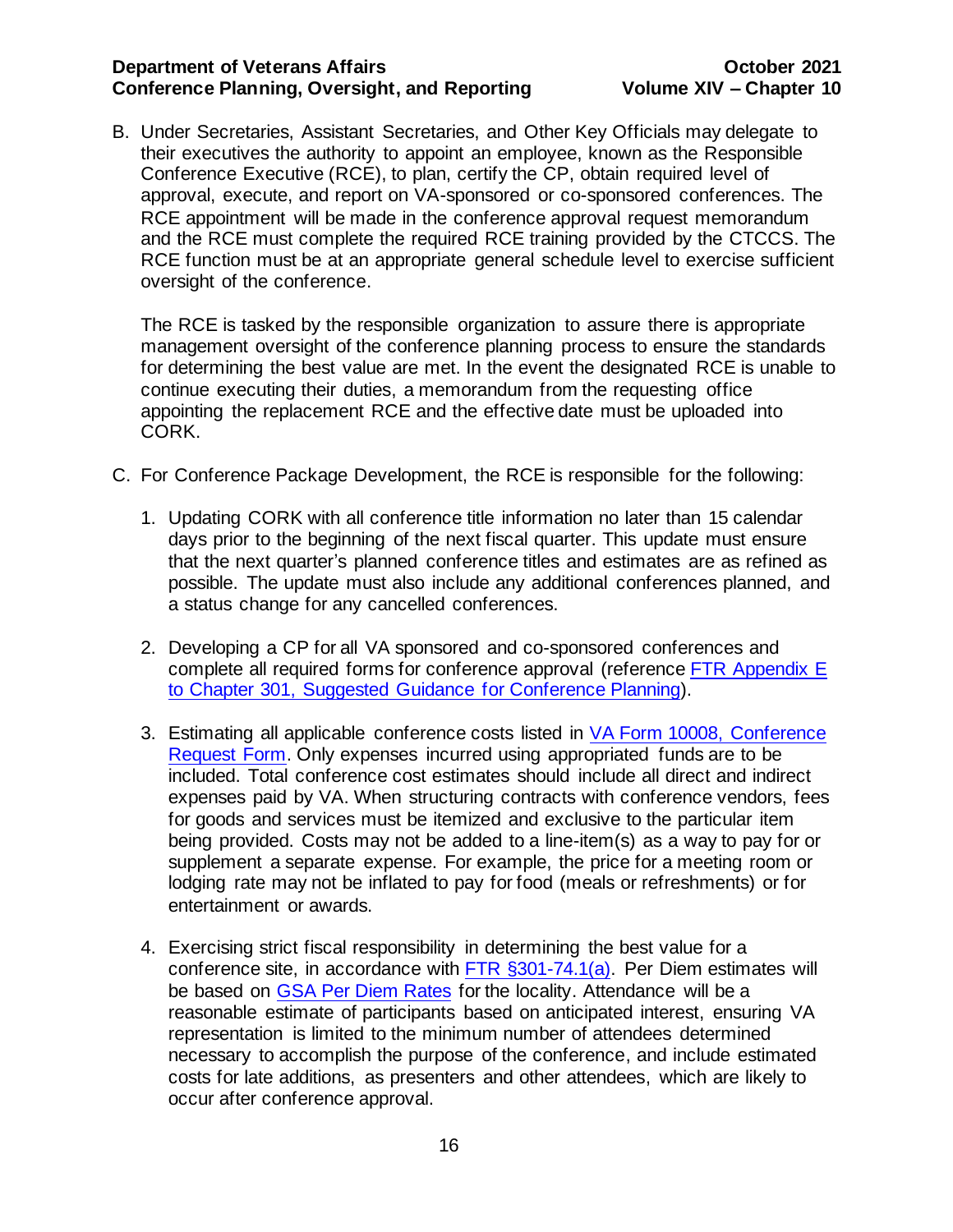B. Under Secretaries, Assistant Secretaries, and Other Key Officials may delegate to their executives the authority to appoint an employee, known as the Responsible Conference Executive (RCE), to plan, certify the CP, obtain required level of approval, execute, and report on VA-sponsored or co-sponsored conferences. The RCE appointment will be made in the conference approval request memorandum and the RCE must complete the required RCE training provided by the CTCCS. The RCE function must be at an appropriate general schedule level to exercise sufficient oversight of the conference.

   The RCE is tasked by the responsible organization to assure there is appropriate management oversight of the conference planning process to ensure the standards for determining the best value are met. In the event the designated RCE is unable to continue executing their duties, a memorandum from the requesting office appointing the replacement RCE and the effective date must be uploaded into CORK.

C. For Conference Package Development, the RCE is responsible for the following:

   1. Updating CORK with all conference title information no later than 15 calendar days prior to the beginning of the next fiscal quarter. This update must ensure that the next quarter's planned conference titles and estimates are as refined as possible. The update must also include any additional conferences planned, and a status change for any cancelled conferences.

   2. Developing a CP for all VA sponsored and co-sponsored conferences and complete all required forms for conference approval (reference FTR Appendix E to Chapter 301, Suggested Guidance for Conference Planning).

   3. Estimating all applicable conference costs listed in VA Form 10008, Conference Request Form. Only expenses incurred using appropriated funds are to be included. Total conference cost estimates should include all direct and indirect expenses paid by VA. When structuring contracts with conference vendors, fees for goods and services must be itemized and exclusive to the particular item being provided. Costs may not be added to a line-item(s) as a way to pay for or supplement a separate expense. For example, the price for a meeting room or lodging rate may not be inflated to pay for food (meals or refreshments) or for entertainment or awards.

   4. Exercising strict fiscal responsibility in determining the best value for a conference site, in accordance with FTR §301-74.1(a). Per Diem estimates will be based on GSA Per Diem Rates for the locality. Attendance will be a reasonable estimate of participants based on anticipated interest, ensuring VA representation is limited to the minimum number of attendees determined necessary to accomplish the purpose of the conference, and include estimated costs for late additions, as presenters and other attendees, which are likely to occur after conference approval.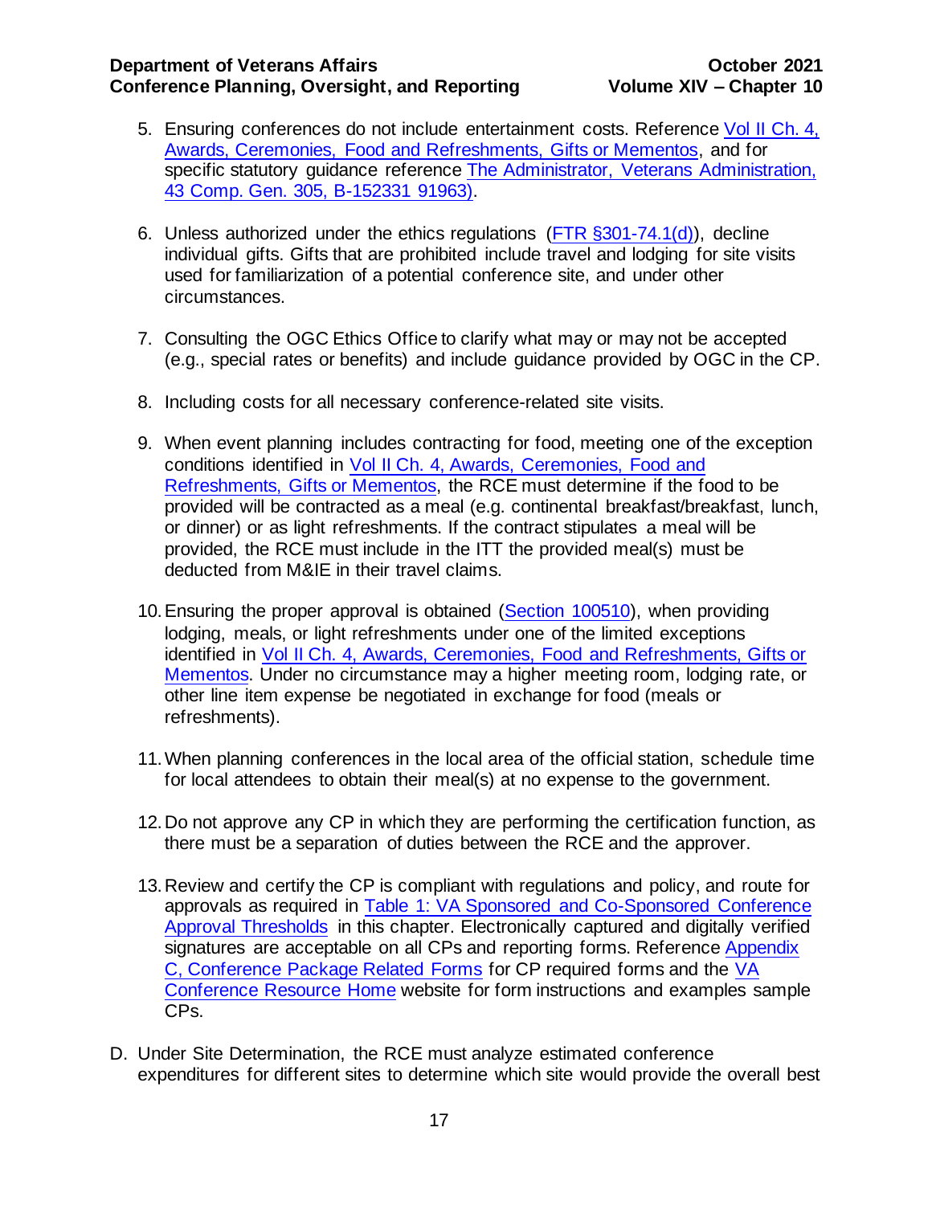5. Ensuring conferences do not include entertainment costs. Reference Vol II Ch. 4, Awards, Ceremonies, Food and Refreshments, Gifts or Mementos, and for specific statutory guidance reference The Administrator, Veterans Administration, 43 Comp. Gen. 305, B-152331 91963).

6. Unless authorized under the ethics regulations (FTR §301-74.1(d)), decline individual gifts. Gifts that are prohibited include travel and lodging for site visits used for familiarization of a potential conference site, and under other circumstances.

7. Consulting the OGC Ethics Office to clarify what may or may not be accepted (e.g., special rates or benefits) and include guidance provided by OGC in the CP.

8. Including costs for all necessary conference-related site visits.

9. When event planning includes contracting for food, meeting one of the exception conditions identified in Vol II Ch. 4, Awards, Ceremonies, Food and Refreshments, Gifts or Mementos, the RCE must determine if the food to be provided will be contracted as a meal (e.g. continental breakfast/breakfast, lunch, or dinner) or as light refreshments. If the contract stipulates a meal will be provided, the RCE must include in the ITT the provided meal(s) must be deducted from M&IE in their travel claims.

10. Ensuring the proper approval is obtained (Section 100510), when providing lodging, meals, or light refreshments under one of the limited exceptions identified in Vol II Ch. 4, Awards, Ceremonies, Food and Refreshments, Gifts or Mementos. Under no circumstance may a higher meeting room, lodging rate, or other line item expense be negotiated in exchange for food (meals or refreshments).

11. When planning conferences in the local area of the official station, schedule time for local attendees to obtain their meal(s) at no expense to the government.

12. Do not approve any CP in which they are performing the certification function, as there must be a separation of duties between the RCE and the approver.

13. Review and certify the CP is compliant with regulations and policy, and route for approvals as required in Table 1: VA Sponsored and Co-Sponsored Conference Approval Thresholds in this chapter. Electronically captured and digitally verified signatures are acceptable on all CPs and reporting forms. Reference Appendix C, Conference Package Related Forms for CP required forms and the VA Conference Resource Home website for form instructions and examples sample CPs.

D. Under Site Determination, the RCE must analyze estimated conference expenditures for different sites to determine which site would provide the overall best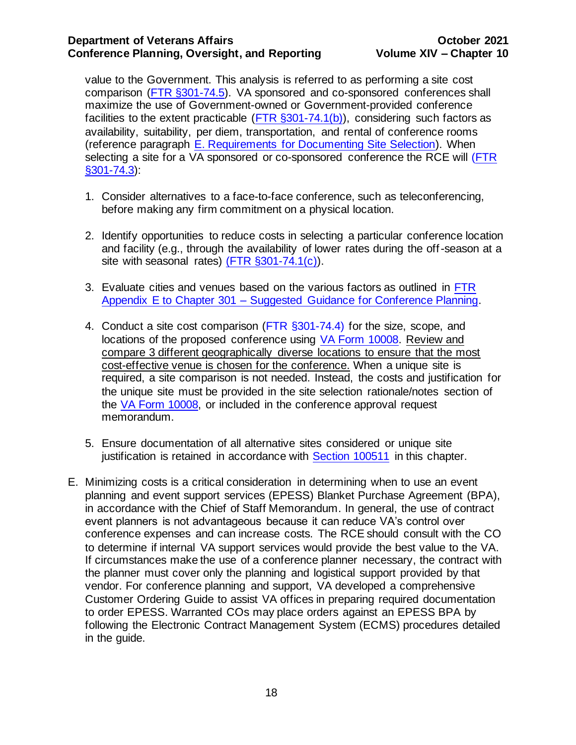value to the Government. This analysis is referred to as performing a site cost comparison (FTR §301-74.5). VA sponsored and co-sponsored conferences shall maximize the use of Government-owned or Government-provided conference facilities to the extent practicable (FTR §301-74.1(b)), considering such factors as availability, suitability, per diem, transportation, and rental of conference rooms (reference paragraph E. Requirements for Documenting Site Selection). When selecting a site for a VA sponsored or co-sponsored conference the RCE will (FTR §301-74.3):

1. Consider alternatives to a face-to-face conference, such as teleconferencing, before making any firm commitment on a physical location.

2. Identify opportunities to reduce costs in selecting a particular conference location and facility (e.g., through the availability of lower rates during the off-season at a site with seasonal rates) (FTR §301-74.1(c)).

3. Evaluate cities and venues based on the various factors as outlined in FTR Appendix E to Chapter 301 – Suggested Guidance for Conference Planning.

4. Conduct a site cost comparison (FTR §301-74.4) for the size, scope, and locations of the proposed conference using VA Form 10008. Review and compare 3 different geographically diverse locations to ensure that the most cost-effective venue is chosen for the conference. When a unique site is required, a site comparison is not needed. Instead, the costs and justification for the unique site must be provided in the site selection rationale/notes section of the VA Form 10008, or included in the conference approval request memorandum.

5. Ensure documentation of all alternative sites considered or unique site justification is retained in accordance with Section 100511 in this chapter.

E. Minimizing costs is a critical consideration in determining when to use an event planning and event support services (EPESS) Blanket Purchase Agreement (BPA), in accordance with the Chief of Staff Memorandum. In general, the use of contract event planners is not advantageous because it can reduce VA's control over conference expenses and can increase costs. The RCE should consult with the CO to determine if internal VA support services would provide the best value to the VA. If circumstances make the use of a conference planner necessary, the contract with the planner must cover only the planning and logistical support provided by that vendor. For conference planning and support, VA developed a comprehensive Customer Ordering Guide to assist VA offices in preparing required documentation to order EPESS. Warranted COs may place orders against an EPESS BPA by following the Electronic Contract Management System (ECMS) procedures detailed in the guide.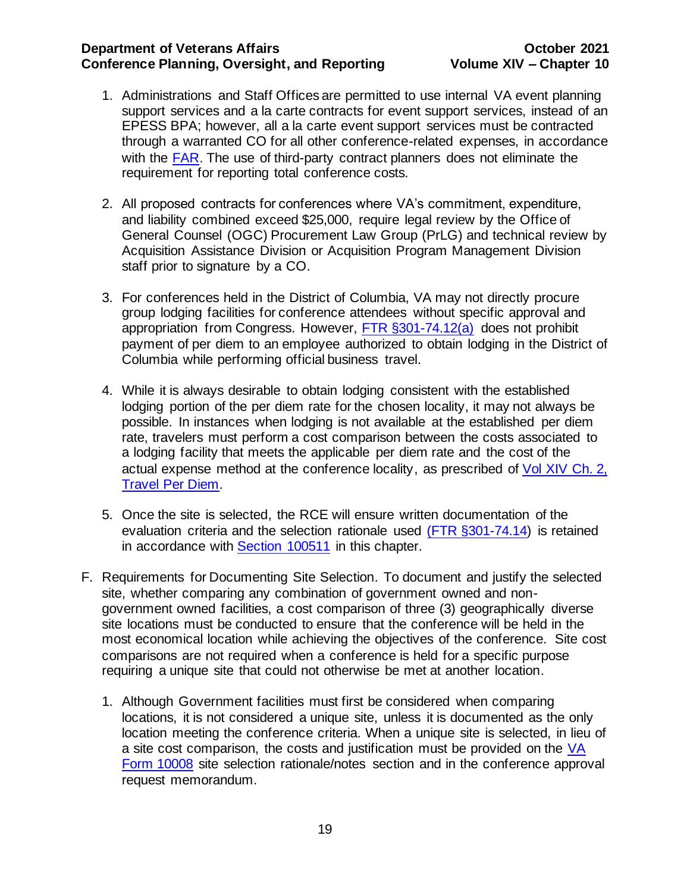1. Administrations and Staff Offices are permitted to use internal VA event planning support services and a la carte contracts for event support services, instead of an EPESS BPA; however, all a la carte event support services must be contracted through a warranted CO for all other conference-related expenses, in accordance with the FAR. The use of third-party contract planners does not eliminate the requirement for reporting total conference costs.

2. All proposed contracts for conferences where VA's commitment, expenditure, and liability combined exceed $25,000, require legal review by the Office of General Counsel (OGC) Procurement Law Group (PrLG) and technical review by Acquisition Assistance Division or Acquisition Program Management Division staff prior to signature by a CO.

3. For conferences held in the District of Columbia, VA may not directly procure group lodging facilities for conference attendees without specific approval and appropriation from Congress. However, FTR §301-74.12(a) does not prohibit payment of per diem to an employee authorized to obtain lodging in the District of Columbia while performing official business travel.

4. While it is always desirable to obtain lodging consistent with the established lodging portion of the per diem rate for the chosen locality, it may not always be possible. In instances when lodging is not available at the established per diem rate, travelers must perform a cost comparison between the costs associated to a lodging facility that meets the applicable per diem rate and the cost of the actual expense method at the conference locality, as prescribed of Vol XIV Ch. 2, Travel Per Diem.

5. Once the site is selected, the RCE will ensure written documentation of the evaluation criteria and the selection rationale used (FTR §301-74.14) is retained in accordance with Section 100511 in this chapter.

F. Requirements for Documenting Site Selection. To document and justify the selected site, whether comparing any combination of government owned and non-government owned facilities, a cost comparison of three (3) geographically diverse site locations must be conducted to ensure that the conference will be held in the most economical location while achieving the objectives of the conference. Site cost comparisons are not required when a conference is held for a specific purpose requiring a unique site that could not otherwise be met at another location.

   1. Although Government facilities must first be considered when comparing locations, it is not considered a unique site, unless it is documented as the only location meeting the conference criteria. When a unique site is selected, in lieu of a site cost comparison, the costs and justification must be provided on the VA Form 10008 site selection rationale/notes section and in the conference approval request memorandum.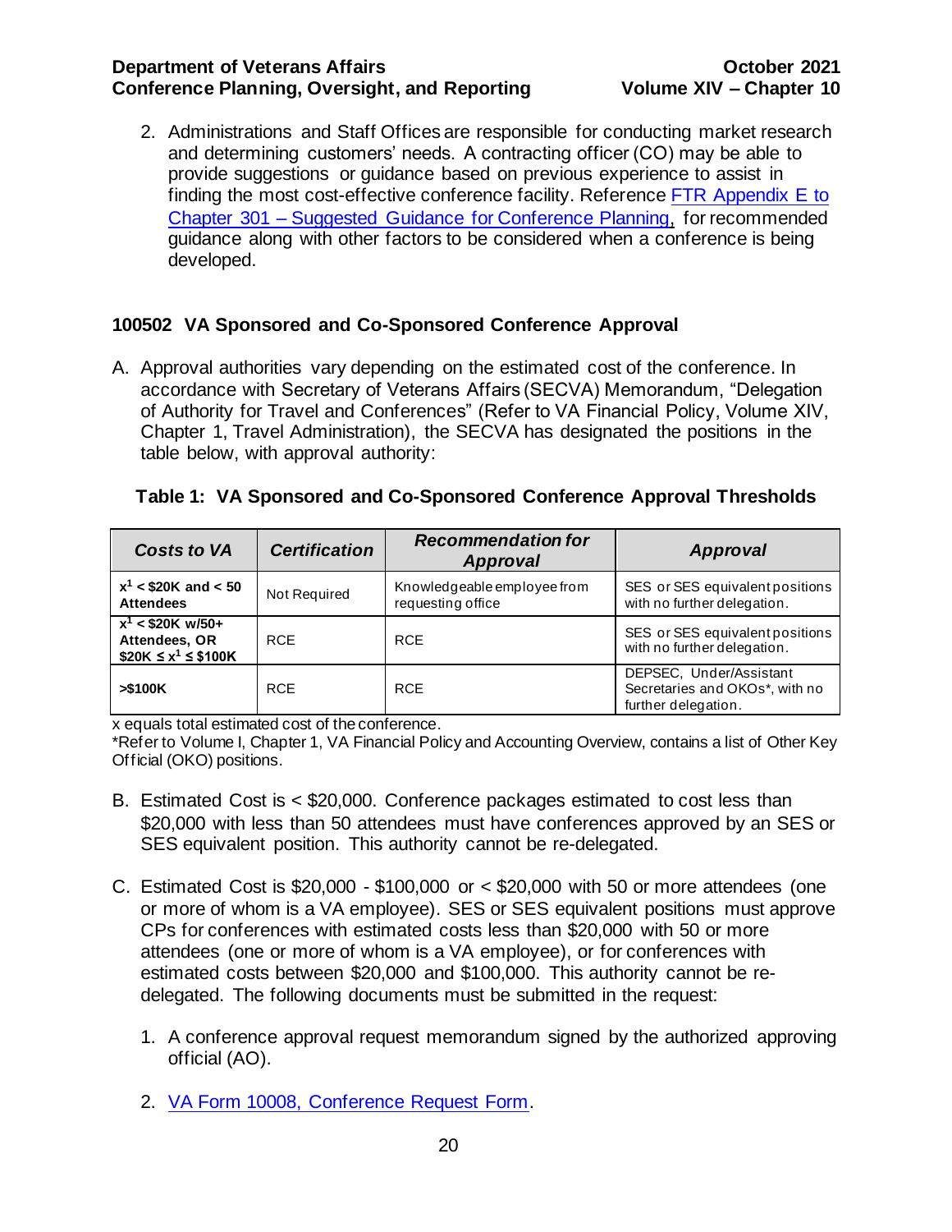2. Administrations and Staff Offices are responsible for conducting market research and determining customers' needs. A contracting officer (CO) may be able to provide suggestions or guidance based on previous experience to assist in finding the most cost-effective conference facility. Reference FTR Appendix E to Chapter 301 – Suggested Guidance for Conference Planning, for recommended guidance along with other factors to be considered when a conference is being developed.

### 100502 VA Sponsored and Co-Sponsored Conference Approval

A. Approval authorities vary depending on the estimated cost of the conference. In accordance with Secretary of Veterans Affairs (SECVA) Memorandum, "Delegation of Authority for Travel and Conferences" (Refer to VA Financial Policy, Volume XIV, Chapter 1, Travel Administration), the SECVA has designated the positions in the table below, with approval authority:

**Table 1: VA Sponsored and Co-Sponsored Conference Approval Thresholds**

| ***Costs to VA*** | ***Certification*** | ***Recommendation for Approval*** | ***Approval*** |
|---|---|---|---|
| **$x^1$ < $20K and < 50 Attendees** | Not Required | Knowledgeable employee from requesting office | SES or SES equivalent positions with no further delegation. |
| **$x^1$ < $20K w/50+ Attendees, OR $20K ≤ $x^1$ ≤ $100K** | RCE | RCE | SES or SES equivalent positions with no further delegation. |
| **>$100K** | RCE | RCE | DEPSEC, Under/Assistant Secretaries and OKOs*, with no further delegation. |

x equals total estimated cost of the conference.
*Refer to Volume I, Chapter 1, VA Financial Policy and Accounting Overview, contains a list of Other Key Official (OKO) positions.

B. Estimated Cost is < $20,000. Conference packages estimated to cost less than $20,000 with less than 50 attendees must have conferences approved by an SES or SES equivalent position. This authority cannot be re-delegated.

C. Estimated Cost is $20,000 - $100,000 or < $20,000 with 50 or more attendees (one or more of whom is a VA employee). SES or SES equivalent positions must approve CPs for conferences with estimated costs less than $20,000 with 50 or more attendees (one or more of whom is a VA employee), or for conferences with estimated costs between $20,000 and $100,000. This authority cannot be re-delegated. The following documents must be submitted in the request:

   1. A conference approval request memorandum signed by the authorized approving official (AO).

   2. VA Form 10008, Conference Request Form.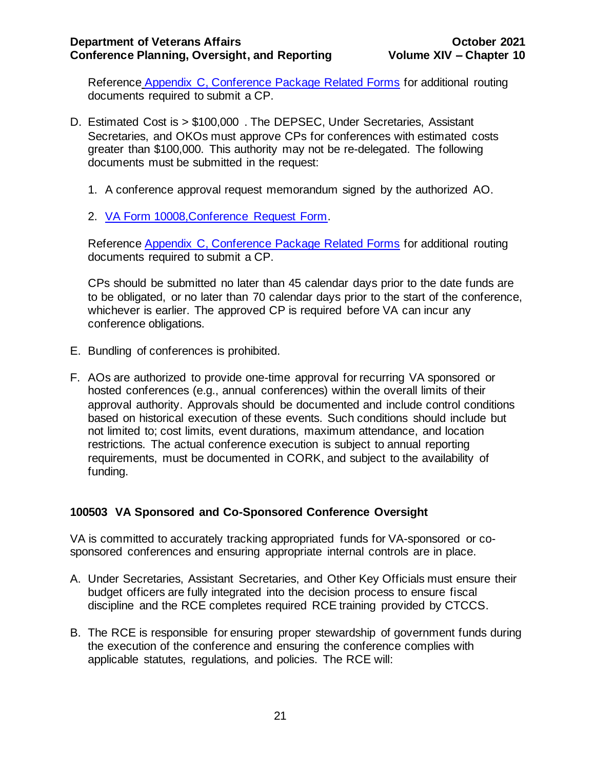Reference [Appendix C, Conference Package Related Forms](#) for additional routing documents required to submit a CP.

D. Estimated Cost is > $100,000 . The DEPSEC, Under Secretaries, Assistant Secretaries, and OKOs must approve CPs for conferences with estimated costs greater than $100,000. This authority may not be re-delegated. The following documents must be submitted in the request:

   1. A conference approval request memorandum signed by the authorized AO.

   2. [VA Form 10008,Conference Request Form](#).

   Reference [Appendix C, Conference Package Related Forms](#) for additional routing documents required to submit a CP.

   CPs should be submitted no later than 45 calendar days prior to the date funds are to be obligated, or no later than 70 calendar days prior to the start of the conference, whichever is earlier. The approved CP is required before VA can incur any conference obligations.

E. Bundling of conferences is prohibited.

F. AOs are authorized to provide one-time approval for recurring VA sponsored or hosted conferences (e.g., annual conferences) within the overall limits of their approval authority. Approvals should be documented and include control conditions based on historical execution of these events. Such conditions should include but not limited to; cost limits, event durations, maximum attendance, and location restrictions. The actual conference execution is subject to annual reporting requirements, must be documented in CORK, and subject to the availability of funding.

## 100503 VA Sponsored and Co-Sponsored Conference Oversight

VA is committed to accurately tracking appropriated funds for VA-sponsored or co-sponsored conferences and ensuring appropriate internal controls are in place.

A. Under Secretaries, Assistant Secretaries, and Other Key Officials must ensure their budget officers are fully integrated into the decision process to ensure fiscal discipline and the RCE completes required RCE training provided by CTCCS.

B. The RCE is responsible for ensuring proper stewardship of government funds during the execution of the conference and ensuring the conference complies with applicable statutes, regulations, and policies. The RCE will: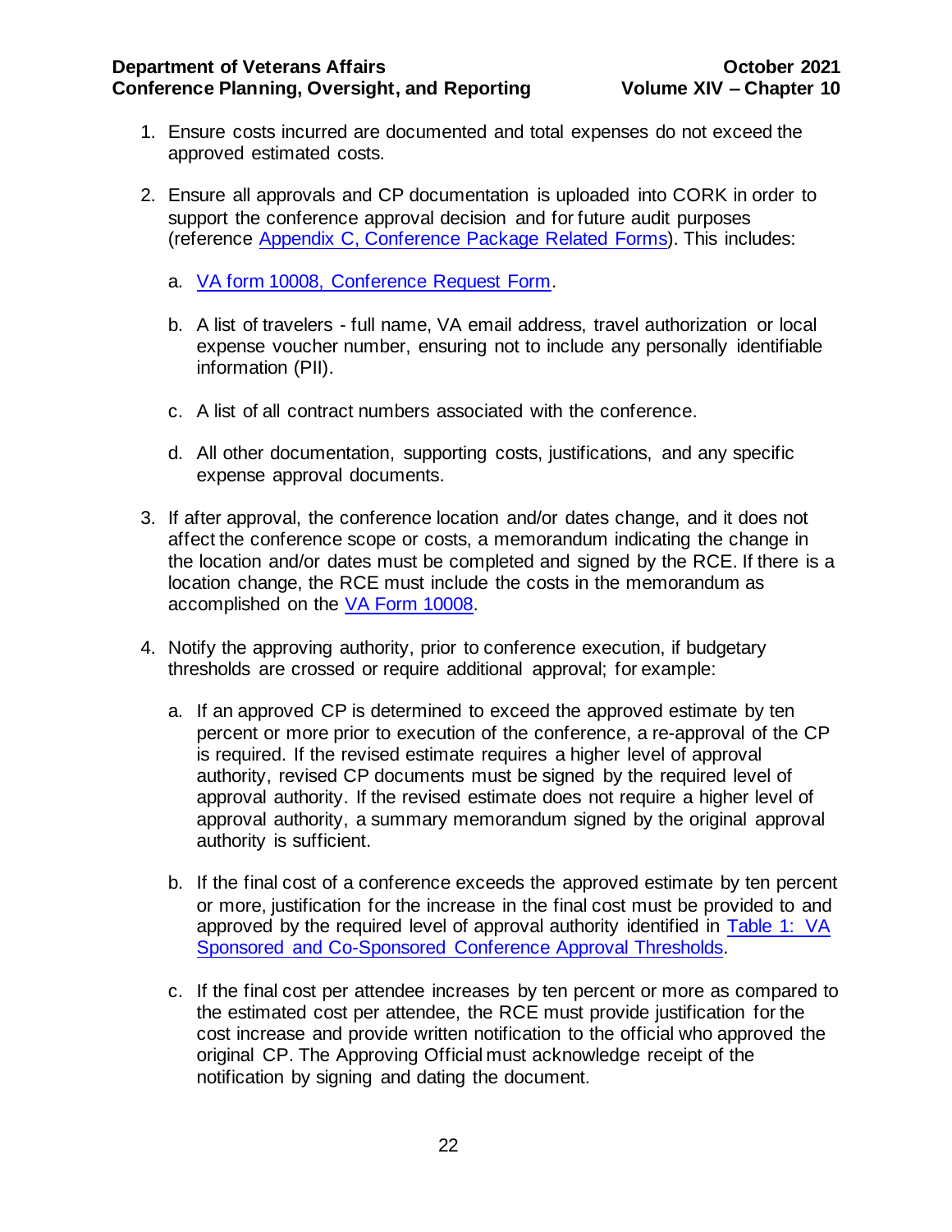1. Ensure costs incurred are documented and total expenses do not exceed the approved estimated costs.

2. Ensure all approvals and CP documentation is uploaded into CORK in order to support the conference approval decision and for future audit purposes (reference [Appendix C, Conference Package Related Forms](#)). This includes:

   a. [VA form 10008, Conference Request Form](#).

   b. A list of travelers - full name, VA email address, travel authorization or local expense voucher number, ensuring not to include any personally identifiable information (PII).

   c. A list of all contract numbers associated with the conference.

   d. All other documentation, supporting costs, justifications, and any specific expense approval documents.

3. If after approval, the conference location and/or dates change, and it does not affect the conference scope or costs, a memorandum indicating the change in the location and/or dates must be completed and signed by the RCE. If there is a location change, the RCE must include the costs in the memorandum as accomplished on the [VA Form 10008](#).

4. Notify the approving authority, prior to conference execution, if budgetary thresholds are crossed or require additional approval; for example:

   a. If an approved CP is determined to exceed the approved estimate by ten percent or more prior to execution of the conference, a re-approval of the CP is required. If the revised estimate requires a higher level of approval authority, revised CP documents must be signed by the required level of approval authority. If the revised estimate does not require a higher level of approval authority, a summary memorandum signed by the original approval authority is sufficient.

   b. If the final cost of a conference exceeds the approved estimate by ten percent or more, justification for the increase in the final cost must be provided to and approved by the required level of approval authority identified in [Table 1: VA Sponsored and Co-Sponsored Conference Approval Thresholds](#).

   c. If the final cost per attendee increases by ten percent or more as compared to the estimated cost per attendee, the RCE must provide justification for the cost increase and provide written notification to the official who approved the original CP. The Approving Official must acknowledge receipt of the notification by signing and dating the document.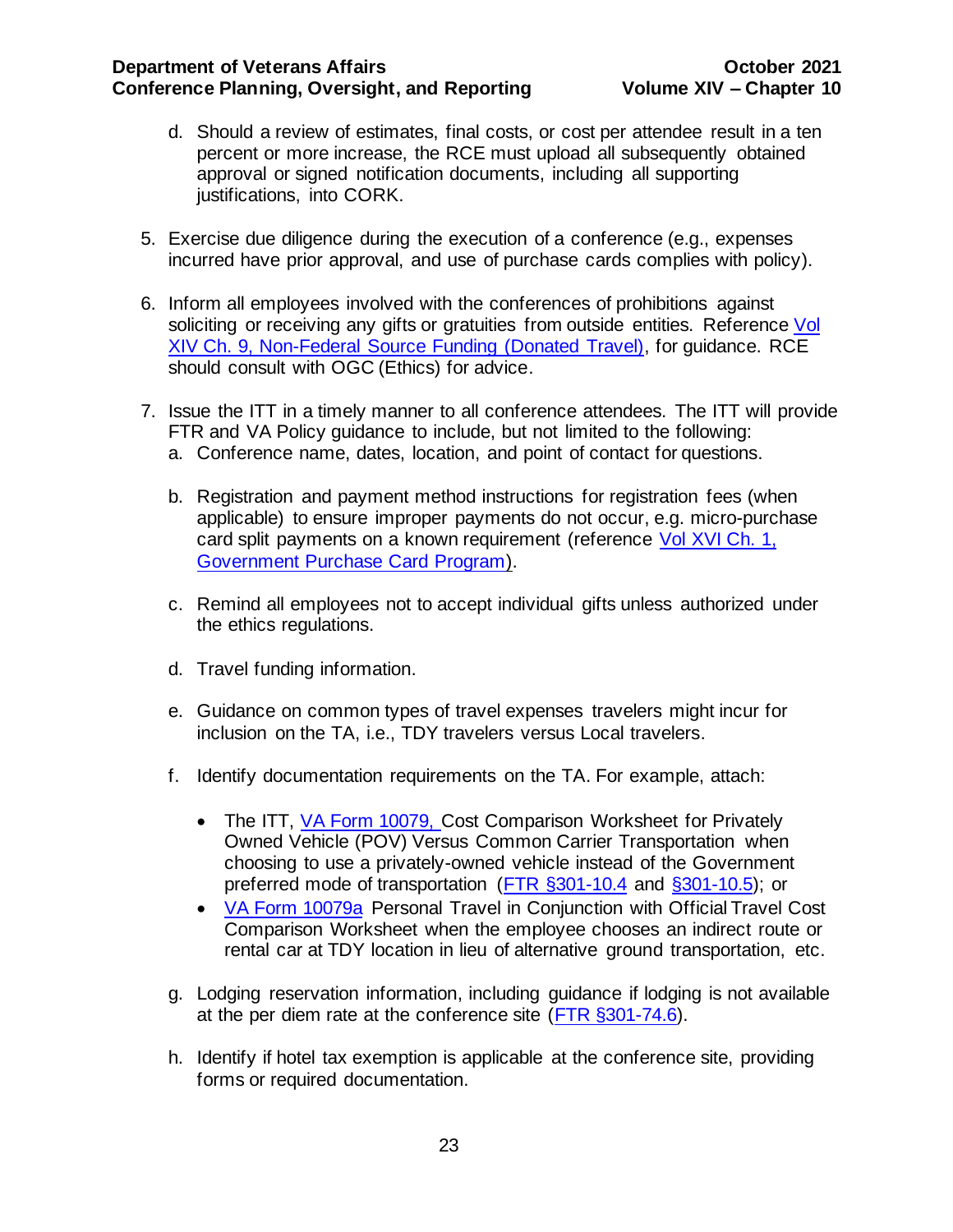d. Should a review of estimates, final costs, or cost per attendee result in a ten percent or more increase, the RCE must upload all subsequently obtained approval or signed notification documents, including all supporting justifications, into CORK.

5. Exercise due diligence during the execution of a conference (e.g., expenses incurred have prior approval, and use of purchase cards complies with policy).

6. Inform all employees involved with the conferences of prohibitions against soliciting or receiving any gifts or gratuities from outside entities. Reference [Vol XIV Ch. 9, Non-Federal Source Funding (Donated Travel)](), for guidance. RCE should consult with OGC (Ethics) for advice.

7. Issue the ITT in a timely manner to all conference attendees. The ITT will provide FTR and VA Policy guidance to include, but not limited to the following:
   a. Conference name, dates, location, and point of contact for questions.

   b. Registration and payment method instructions for registration fees (when applicable) to ensure improper payments do not occur, e.g. micro-purchase card split payments on a known requirement (reference [Vol XVI Ch. 1, Government Purchase Card Program]()).

   c. Remind all employees not to accept individual gifts unless authorized under the ethics regulations.

   d. Travel funding information.

   e. Guidance on common types of travel expenses travelers might incur for inclusion on the TA, i.e., TDY travelers versus Local travelers.

   f. Identify documentation requirements on the TA. For example, attach:

      - The ITT, [VA Form 10079,]() Cost Comparison Worksheet for Privately Owned Vehicle (POV) Versus Common Carrier Transportation when choosing to use a privately-owned vehicle instead of the Government preferred mode of transportation ([FTR §301-10.4]() and [§301-10.5]()); or
      - [VA Form 10079a]() Personal Travel in Conjunction with Official Travel Cost Comparison Worksheet when the employee chooses an indirect route or rental car at TDY location in lieu of alternative ground transportation, etc.

   g. Lodging reservation information, including guidance if lodging is not available at the per diem rate at the conference site ([FTR §301-74.6]()).

   h. Identify if hotel tax exemption is applicable at the conference site, providing forms or required documentation.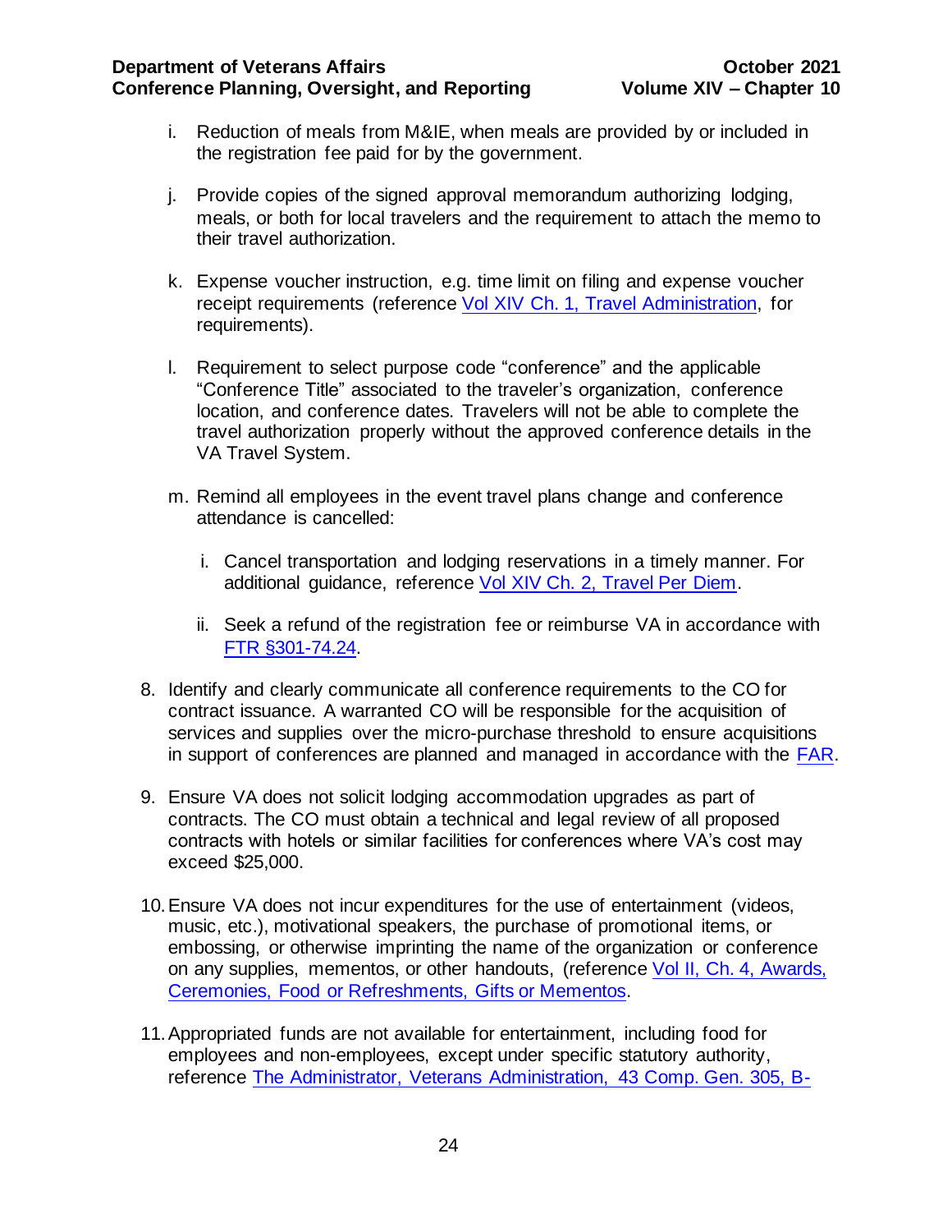i. Reduction of meals from M&IE, when meals are provided by or included in the registration fee paid for by the government.

j. Provide copies of the signed approval memorandum authorizing lodging, meals, or both for local travelers and the requirement to attach the memo to their travel authorization.

k. Expense voucher instruction, e.g. time limit on filing and expense voucher receipt requirements (reference Vol XIV Ch. 1, Travel Administration, for requirements).

l. Requirement to select purpose code “conference” and the applicable “Conference Title” associated to the traveler’s organization, conference location, and conference dates. Travelers will not be able to complete the travel authorization properly without the approved conference details in the VA Travel System.

m. Remind all employees in the event travel plans change and conference attendance is cancelled:

   i. Cancel transportation and lodging reservations in a timely manner. For additional guidance, reference Vol XIV Ch. 2, Travel Per Diem.

   ii. Seek a refund of the registration fee or reimburse VA in accordance with FTR §301-74.24.

8. Identify and clearly communicate all conference requirements to the CO for contract issuance. A warranted CO will be responsible for the acquisition of services and supplies over the micro-purchase threshold to ensure acquisitions in support of conferences are planned and managed in accordance with the FAR.

9. Ensure VA does not solicit lodging accommodation upgrades as part of contracts. The CO must obtain a technical and legal review of all proposed contracts with hotels or similar facilities for conferences where VA’s cost may exceed $25,000.

10. Ensure VA does not incur expenditures for the use of entertainment (videos, music, etc.), motivational speakers, the purchase of promotional items, or embossing, or otherwise imprinting the name of the organization or conference on any supplies, mementos, or other handouts, (reference Vol II, Ch. 4, Awards, Ceremonies, Food or Refreshments, Gifts or Mementos.

11. Appropriated funds are not available for entertainment, including food for employees and non-employees, except under specific statutory authority, reference The Administrator, Veterans Administration, 43 Comp. Gen. 305, B-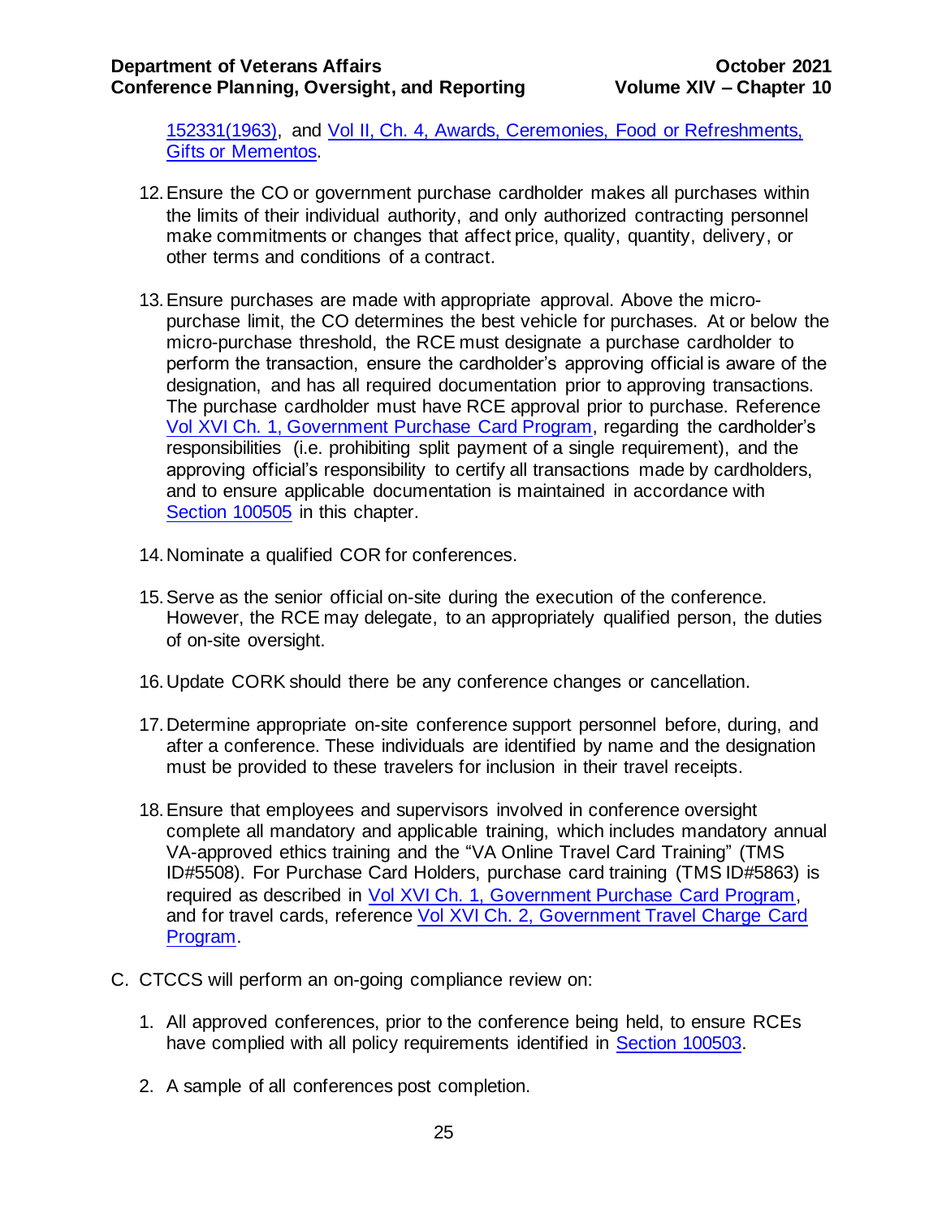152331(1963), and Vol II, Ch. 4, Awards, Ceremonies, Food or Refreshments, Gifts or Mementos.

12. Ensure the CO or government purchase cardholder makes all purchases within the limits of their individual authority, and only authorized contracting personnel make commitments or changes that affect price, quality, quantity, delivery, or other terms and conditions of a contract.

13. Ensure purchases are made with appropriate approval. Above the micro-purchase limit, the CO determines the best vehicle for purchases. At or below the micro-purchase threshold, the RCE must designate a purchase cardholder to perform the transaction, ensure the cardholder's approving official is aware of the designation, and has all required documentation prior to approving transactions. The purchase cardholder must have RCE approval prior to purchase. Reference Vol XVI Ch. 1, Government Purchase Card Program, regarding the cardholder's responsibilities (i.e. prohibiting split payment of a single requirement), and the approving official's responsibility to certify all transactions made by cardholders, and to ensure applicable documentation is maintained in accordance with Section 100505 in this chapter.

14. Nominate a qualified COR for conferences.

15. Serve as the senior official on-site during the execution of the conference. However, the RCE may delegate, to an appropriately qualified person, the duties of on-site oversight.

16. Update CORK should there be any conference changes or cancellation.

17. Determine appropriate on-site conference support personnel before, during, and after a conference. These individuals are identified by name and the designation must be provided to these travelers for inclusion in their travel receipts.

18. Ensure that employees and supervisors involved in conference oversight complete all mandatory and applicable training, which includes mandatory annual VA-approved ethics training and the "VA Online Travel Card Training" (TMS ID#5508). For Purchase Card Holders, purchase card training (TMS ID#5863) is required as described in Vol XVI Ch. 1, Government Purchase Card Program, and for travel cards, reference Vol XVI Ch. 2, Government Travel Charge Card Program.

C. CTCCS will perform an on-going compliance review on:

1. All approved conferences, prior to the conference being held, to ensure RCEs have complied with all policy requirements identified in Section 100503.

2. A sample of all conferences post completion.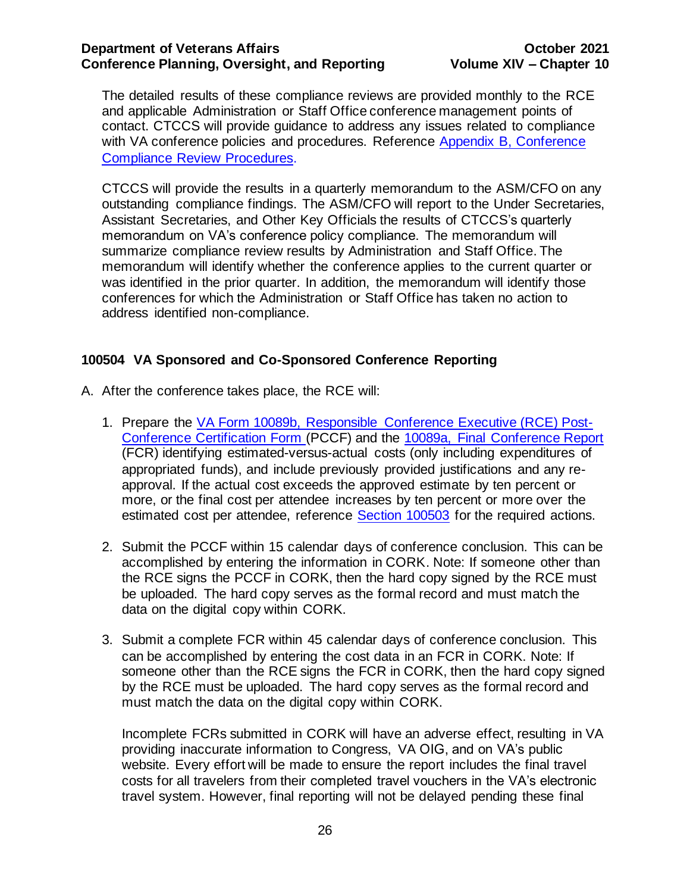The detailed results of these compliance reviews are provided monthly to the RCE and applicable Administration or Staff Office conference management points of contact. CTCCS will provide guidance to address any issues related to compliance with VA conference policies and procedures. Reference [Appendix B, Conference Compliance Review Procedures](#).

CTCCS will provide the results in a quarterly memorandum to the ASM/CFO on any outstanding compliance findings. The ASM/CFO will report to the Under Secretaries, Assistant Secretaries, and Other Key Officials the results of CTCCS's quarterly memorandum on VA's conference policy compliance. The memorandum will summarize compliance review results by Administration and Staff Office. The memorandum will identify whether the conference applies to the current quarter or was identified in the prior quarter. In addition, the memorandum will identify those conferences for which the Administration or Staff Office has taken no action to address identified non-compliance.

## 100504 VA Sponsored and Co-Sponsored Conference Reporting

A. After the conference takes place, the RCE will:

1. Prepare the [VA Form 10089b, Responsible Conference Executive (RCE) Post-Conference Certification Form](#) (PCCF) and the [10089a, Final Conference Report](#) (FCR) identifying estimated-versus-actual costs (only including expenditures of appropriated funds), and include previously provided justifications and any re-approval. If the actual cost exceeds the approved estimate by ten percent or more, or the final cost per attendee increases by ten percent or more over the estimated cost per attendee, reference [Section 100503](#) for the required actions.

2. Submit the PCCF within 15 calendar days of conference conclusion. This can be accomplished by entering the information in CORK. Note: If someone other than the RCE signs the PCCF in CORK, then the hard copy signed by the RCE must be uploaded. The hard copy serves as the formal record and must match the data on the digital copy within CORK.

3. Submit a complete FCR within 45 calendar days of conference conclusion. This can be accomplished by entering the cost data in an FCR in CORK. Note: If someone other than the RCE signs the FCR in CORK, then the hard copy signed by the RCE must be uploaded. The hard copy serves as the formal record and must match the data on the digital copy within CORK.

   Incomplete FCRs submitted in CORK will have an adverse effect, resulting in VA providing inaccurate information to Congress, VA OIG, and on VA's public website. Every effort will be made to ensure the report includes the final travel costs for all travelers from their completed travel vouchers in the VA's electronic travel system. However, final reporting will not be delayed pending these final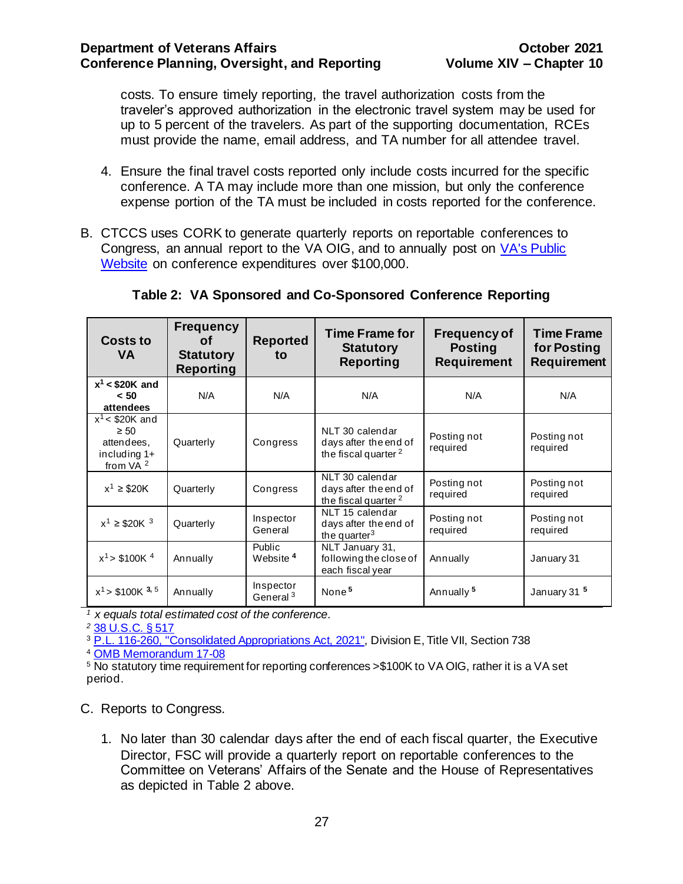costs. To ensure timely reporting, the travel authorization costs from the traveler's approved authorization in the electronic travel system may be used for up to 5 percent of the travelers. As part of the supporting documentation, RCEs must provide the name, email address, and TA number for all attendee travel.

4. Ensure the final travel costs reported only include costs incurred for the specific conference. A TA may include more than one mission, but only the conference expense portion of the TA must be included in costs reported for the conference.

B. CTCCS uses CORK to generate quarterly reports on reportable conferences to Congress, an annual report to the VA OIG, and to annually post on VA's Public Website on conference expenditures over $100,000.

**Table 2: VA Sponsored and Co-Sponsored Conference Reporting**

| Costs to VA | Frequency of Statutory Reporting | Reported to | Time Frame for Statutory Reporting | Frequency of Posting Requirement | Time Frame for Posting Requirement |
|---|---|---|---|---|---|
| **$x^1$ < $20K and < 50 attendees** | N/A | N/A | N/A | N/A | N/A |
| $x^1$ < $20K and ≥ 50 attendees, including 1+ from VA [2] | Quarterly | Congress | NLT 30 calendar days after the end of the fiscal quarter [2] | Posting not required | Posting not required |
| $x^1$ ≥ $20K | Quarterly | Congress | NLT 30 calendar days after the end of the fiscal quarter [2] | Posting not required | Posting not required |
| $x^1$ ≥ $20K [3] | Quarterly | Inspector General | NLT 15 calendar days after the quarter[3] | Posting not required | Posting not required |
| $x^1$ > $100K [4] | Annually | Public Website [4] | NLT January 31, following the close of each fiscal year | Annually | January 31 |
| $x^1$ > $100K [3, 5] | Annually | Inspector General [3] | None [5] | Annually [5] | January 31 [5] |

[1] *x equals total estimated cost of the conference.*
[2] 38 U.S.C. § 517
[3] P.L. 116-260, "Consolidated Appropriations Act, 2021", Division E, Title VII, Section 738
[4] OMB Memorandum 17-08
[5] No statutory time requirement for reporting conferences >$100K to VA OIG, rather it is a VA set period.

C. Reports to Congress.

1. No later than 30 calendar days after the end of each fiscal quarter, the Executive Director, FSC will provide a quarterly report on reportable conferences to the Committee on Veterans' Affairs of the Senate and the House of Representatives as depicted in Table 2 above.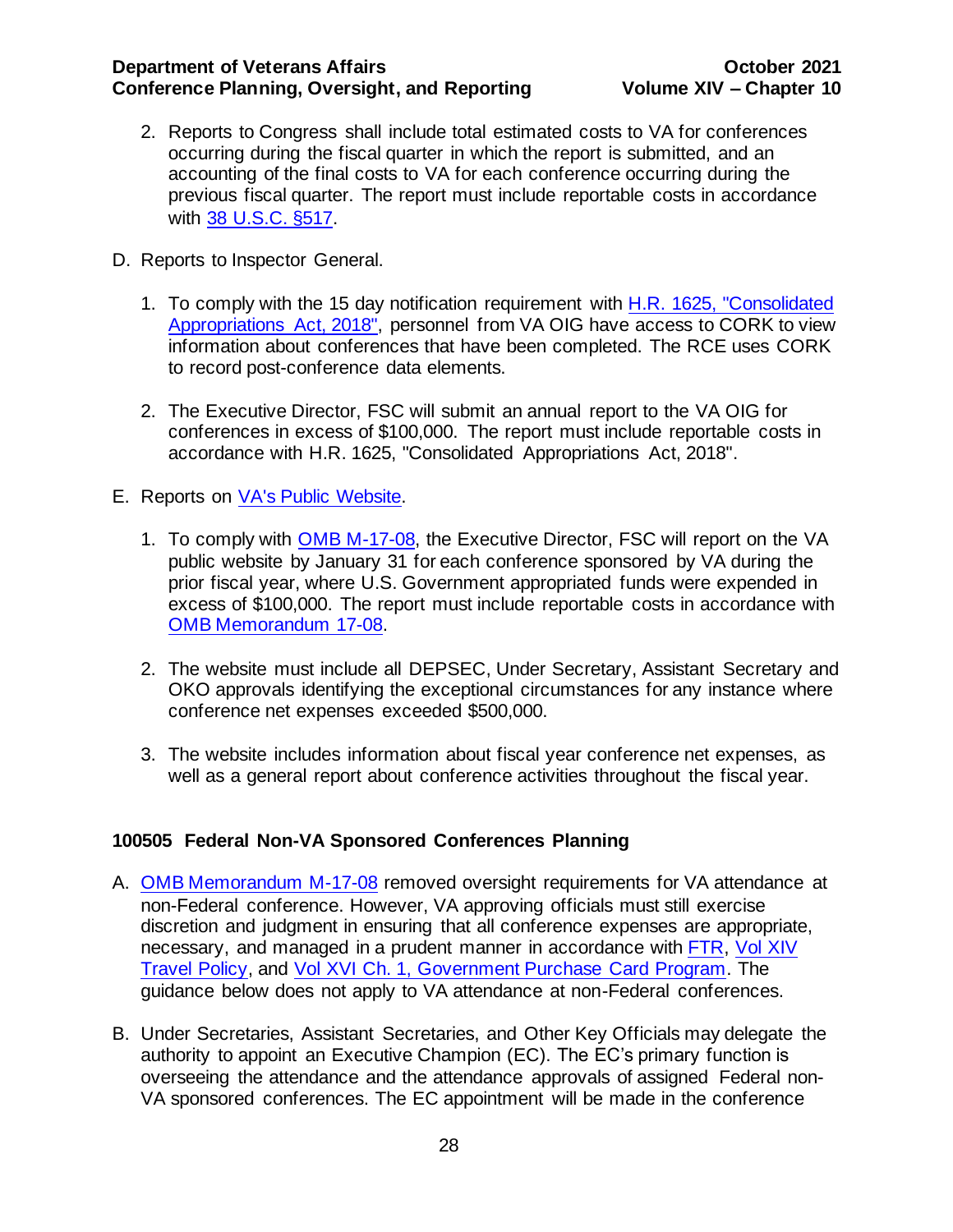2. Reports to Congress shall include total estimated costs to VA for conferences occurring during the fiscal quarter in which the report is submitted, and an accounting of the final costs to VA for each conference occurring during the previous fiscal quarter. The report must include reportable costs in accordance with [38 U.S.C. §517](#).

D. Reports to Inspector General.

1. To comply with the 15 day notification requirement with [H.R. 1625, "Consolidated Appropriations Act, 2018"](#), personnel from VA OIG have access to CORK to view information about conferences that have been completed. The RCE uses CORK to record post-conference data elements.

2. The Executive Director, FSC will submit an annual report to the VA OIG for conferences in excess of $100,000. The report must include reportable costs in accordance with H.R. 1625, "Consolidated Appropriations Act, 2018".

E. Reports on [VA's Public Website](#).

1. To comply with [OMB M-17-08](#), the Executive Director, FSC will report on the VA public website by January 31 for each conference sponsored by VA during the prior fiscal year, where U.S. Government appropriated funds were expended in excess of $100,000. The report must include reportable costs in accordance with [OMB Memorandum 17-08](#).

2. The website must include all DEPSEC, Under Secretary, Assistant Secretary and OKO approvals identifying the exceptional circumstances for any instance where conference net expenses exceeded $500,000.

3. The website includes information about fiscal year conference net expenses, as well as a general report about conference activities throughout the fiscal year.

### 100505 Federal Non-VA Sponsored Conferences Planning

A. [OMB Memorandum M-17-08](#) removed oversight requirements for VA attendance at non-Federal conference. However, VA approving officials must still exercise discretion and judgment in ensuring that all conference expenses are appropriate, necessary, and managed in a prudent manner in accordance with [FTR](#), [Vol XIV Travel Policy](#), and [Vol XVI Ch. 1, Government Purchase Card Program](#). The guidance below does not apply to VA attendance at non-Federal conferences.

B. Under Secretaries, Assistant Secretaries, and Other Key Officials may delegate the authority to appoint an Executive Champion (EC). The EC's primary function is overseeing the attendance and the attendance approvals of assigned Federal non-VA sponsored conferences. The EC appointment will be made in the conference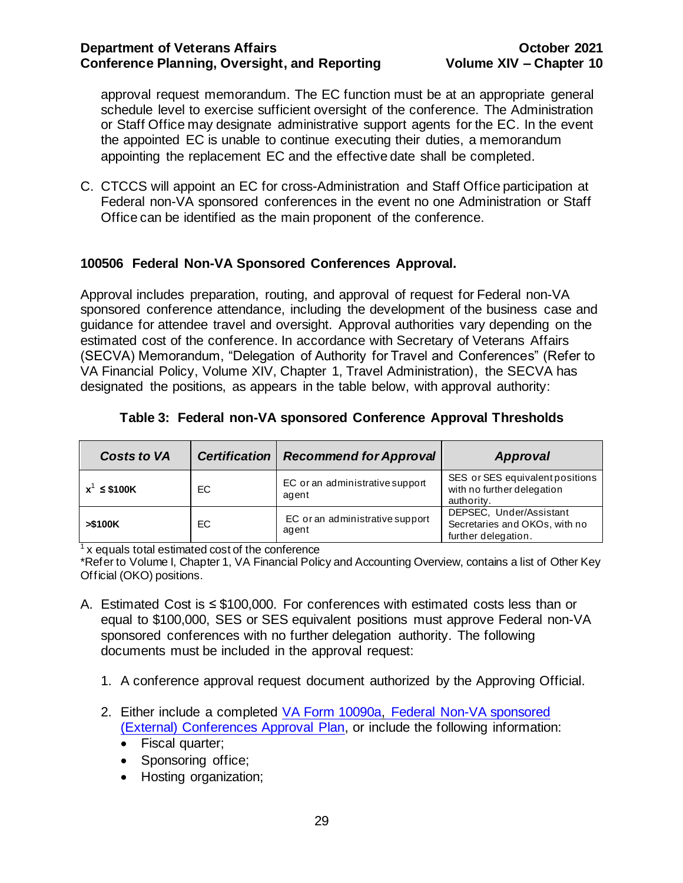approval request memorandum. The EC function must be at an appropriate general schedule level to exercise sufficient oversight of the conference. The Administration or Staff Office may designate administrative support agents for the EC. In the event the appointed EC is unable to continue executing their duties, a memorandum appointing the replacement EC and the effective date shall be completed.

C. CTCCS will appoint an EC for cross-Administration and Staff Office participation at Federal non-VA sponsored conferences in the event no one Administration or Staff Office can be identified as the main proponent of the conference.

### 100506 Federal Non-VA Sponsored Conferences Approval.

Approval includes preparation, routing, and approval of request for Federal non-VA sponsored conference attendance, including the development of the business case and guidance for attendee travel and oversight. Approval authorities vary depending on the estimated cost of the conference. In accordance with Secretary of Veterans Affairs (SECVA) Memorandum, "Delegation of Authority for Travel and Conferences" (Refer to VA Financial Policy, Volume XIV, Chapter 1, Travel Administration), the SECVA has designated the positions, as appears in the table below, with approval authority:

**Table 3: Federal non-VA sponsored Conference Approval Thresholds**

| *Costs to VA* | *Certification* | *Recommend for Approval* | *Approval* |
|---|---|---|---|
| **x[1] ≤ $100K** | EC | EC or an administrative support agent | SES or SES equivalent positions with no further delegation authority. |
| **>$100K** | EC | EC or an administrative support agent | DEPSEC, Under/Assistant Secretaries and OKOs, with no further delegation. |

[1] x equals total estimated cost of the conference

*Refer to Volume I, Chapter 1, VA Financial Policy and Accounting Overview, contains a list of Other Key Official (OKO) positions.

A. Estimated Cost is ≤ $100,000. For conferences with estimated costs less than or equal to $100,000, SES or SES equivalent positions must approve Federal non-VA sponsored conferences with no further delegation authority. The following documents must be included in the approval request:

   1. A conference approval request document authorized by the Approving Official.

   2. Either include a completed VA Form 10090a, Federal Non-VA sponsored (External) Conferences Approval Plan, or include the following information:
      - Fiscal quarter;
      - Sponsoring office;
      - Hosting organization;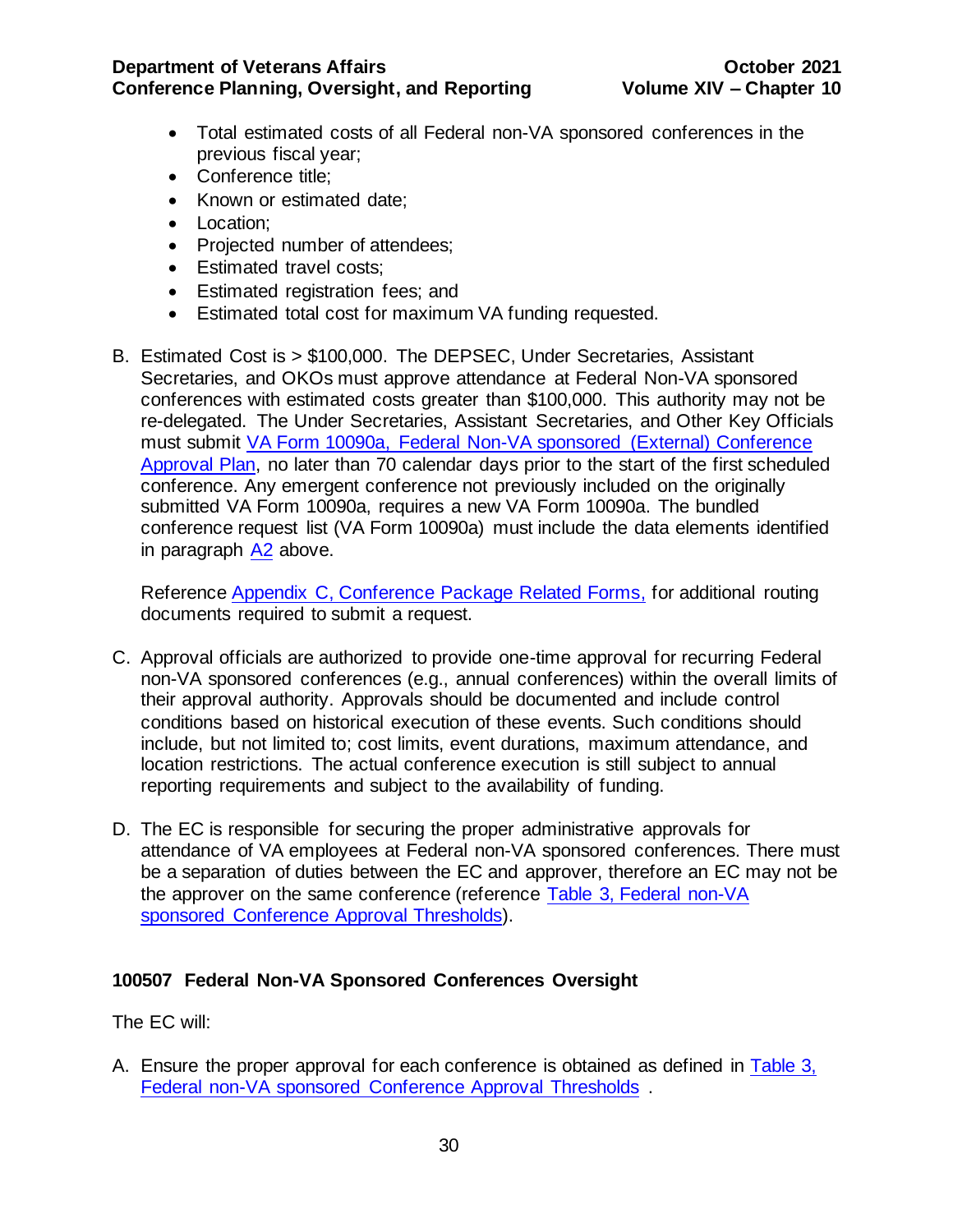- Total estimated costs of all Federal non-VA sponsored conferences in the previous fiscal year;
- Conference title;
- Known or estimated date;
- Location;
- Projected number of attendees;
- Estimated travel costs;
- Estimated registration fees; and
- Estimated total cost for maximum VA funding requested.

B. Estimated Cost is > $100,000. The DEPSEC, Under Secretaries, Assistant Secretaries, and OKOs must approve attendance at Federal Non-VA sponsored conferences with estimated costs greater than $100,000. This authority may not be re-delegated. The Under Secretaries, Assistant Secretaries, and Other Key Officials must submit VA Form 10090a, Federal Non-VA sponsored (External) Conference Approval Plan, no later than 70 calendar days prior to the start of the first scheduled conference. Any emergent conference not previously included on the originally submitted VA Form 10090a, requires a new VA Form 10090a. The bundled conference request list (VA Form 10090a) must include the data elements identified in paragraph A2 above.

   Reference Appendix C, Conference Package Related Forms, for additional routing documents required to submit a request.

C. Approval officials are authorized to provide one-time approval for recurring Federal non-VA sponsored conferences (e.g., annual conferences) within the overall limits of their approval authority. Approvals should be documented and include control conditions based on historical execution of these events. Such conditions should include, but not limited to; cost limits, event durations, maximum attendance, and location restrictions. The actual conference execution is still subject to annual reporting requirements and subject to the availability of funding.

D. The EC is responsible for securing the proper administrative approvals for attendance of VA employees at Federal non-VA sponsored conferences. There must be a separation of duties between the EC and approver, therefore an EC may not be the approver on the same conference (reference Table 3, Federal non-VA sponsored Conference Approval Thresholds).

### 100507 Federal Non-VA Sponsored Conferences Oversight

The EC will:

A. Ensure the proper approval for each conference is obtained as defined in Table 3, Federal non-VA sponsored Conference Approval Thresholds .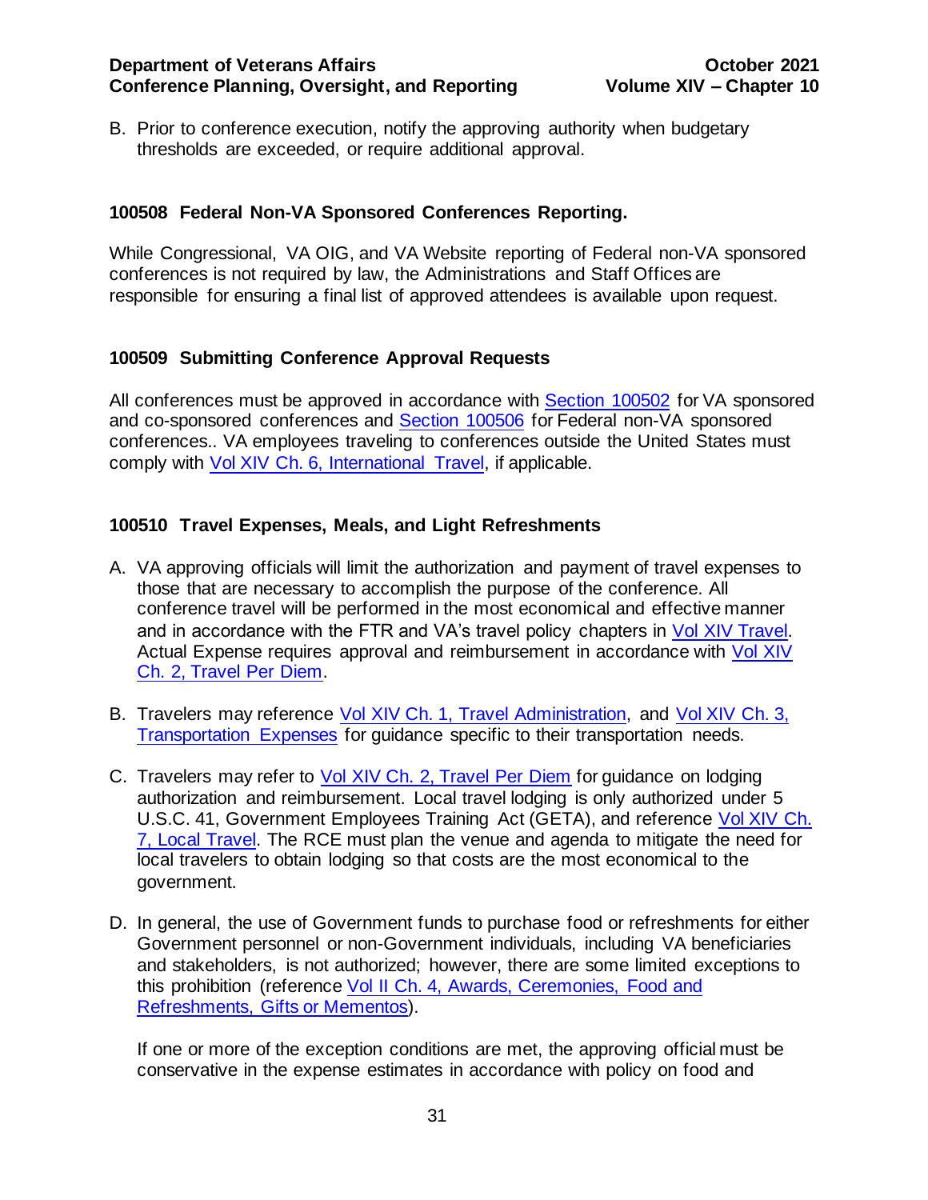B. Prior to conference execution, notify the approving authority when budgetary thresholds are exceeded, or require additional approval.

### 100508 Federal Non-VA Sponsored Conferences Reporting.

While Congressional, VA OIG, and VA Website reporting of Federal non-VA sponsored conferences is not required by law, the Administrations and Staff Offices are responsible for ensuring a final list of approved attendees is available upon request.

### 100509 Submitting Conference Approval Requests

All conferences must be approved in accordance with Section 100502 for VA sponsored and co-sponsored conferences and Section 100506 for Federal non-VA sponsored conferences.. VA employees traveling to conferences outside the United States must comply with Vol XIV Ch. 6, International Travel, if applicable.

### 100510 Travel Expenses, Meals, and Light Refreshments

A. VA approving officials will limit the authorization and payment of travel expenses to those that are necessary to accomplish the purpose of the conference. All conference travel will be performed in the most economical and effective manner and in accordance with the FTR and VA's travel policy chapters in Vol XIV Travel. Actual Expense requires approval and reimbursement in accordance with Vol XIV Ch. 2, Travel Per Diem.

B. Travelers may reference Vol XIV Ch. 1, Travel Administration, and Vol XIV Ch. 3, Transportation Expenses for guidance specific to their transportation needs.

C. Travelers may refer to Vol XIV Ch. 2, Travel Per Diem for guidance on lodging authorization and reimbursement. Local travel lodging is only authorized under 5 U.S.C. 41, Government Employees Training Act (GETA), and reference Vol XIV Ch. 7, Local Travel. The RCE must plan the venue and agenda to mitigate the need for local travelers to obtain lodging so that costs are the most economical to the government.

D. In general, the use of Government funds to purchase food or refreshments for either Government personnel or non-Government individuals, including VA beneficiaries and stakeholders, is not authorized; however, there are some limited exceptions to this prohibition (reference Vol II Ch. 4, Awards, Ceremonies, Food and Refreshments, Gifts or Mementos).

   If one or more of the exception conditions are met, the approving official must be conservative in the expense estimates in accordance with policy on food and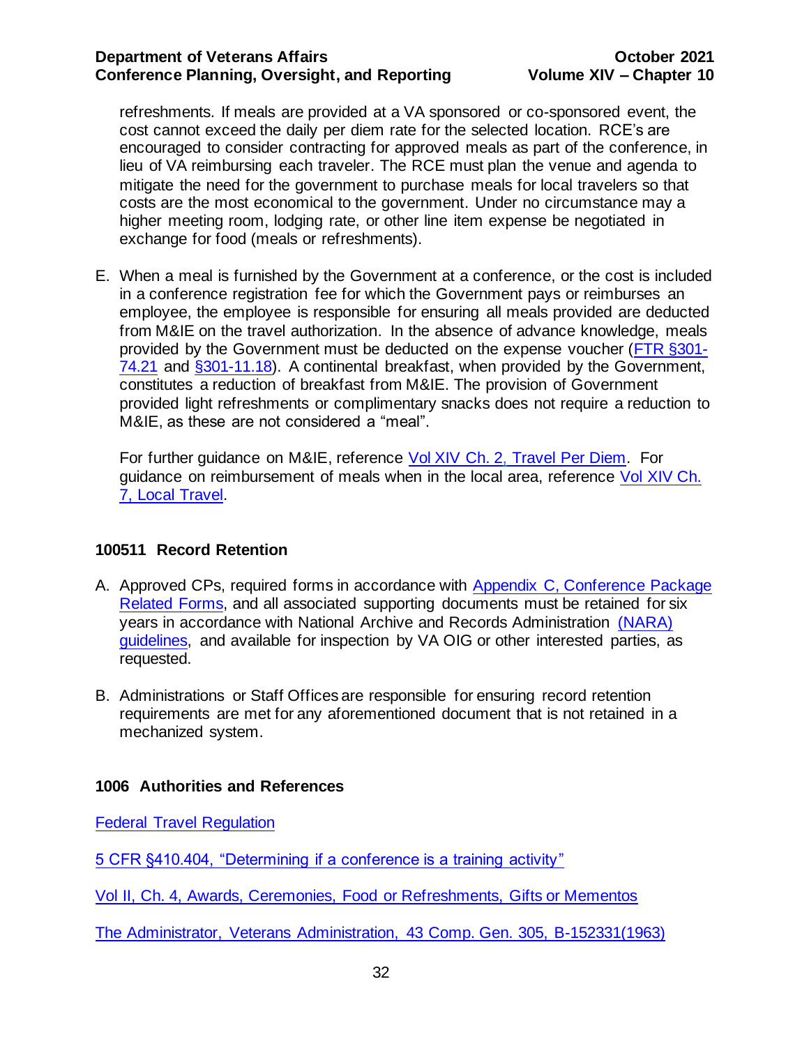refreshments. If meals are provided at a VA sponsored or co-sponsored event, the cost cannot exceed the daily per diem rate for the selected location. RCE's are encouraged to consider contracting for approved meals as part of the conference, in lieu of VA reimbursing each traveler. The RCE must plan the venue and agenda to mitigate the need for the government to purchase meals for local travelers so that costs are the most economical to the government. Under no circumstance may a higher meeting room, lodging rate, or other line item expense be negotiated in exchange for food (meals or refreshments).

E. When a meal is furnished by the Government at a conference, or the cost is included in a conference registration fee for which the Government pays or reimburses an employee, the employee is responsible for ensuring all meals provided are deducted from M&IE on the travel authorization. In the absence of advance knowledge, meals provided by the Government must be deducted on the expense voucher (FTR §301-74.21 and §301-11.18). A continental breakfast, when provided by the Government, constitutes a reduction of breakfast from M&IE. The provision of Government provided light refreshments or complimentary snacks does not require a reduction to M&IE, as these are not considered a "meal".

   For further guidance on M&IE, reference Vol XIV Ch. 2, Travel Per Diem. For guidance on reimbursement of meals when in the local area, reference Vol XIV Ch. 7, Local Travel.

### 100511 Record Retention

A. Approved CPs, required forms in accordance with Appendix C, Conference Package Related Forms, and all associated supporting documents must be retained for six years in accordance with National Archive and Records Administration (NARA) guidelines, and available for inspection by VA OIG or other interested parties, as requested.

B. Administrations or Staff Offices are responsible for ensuring record retention requirements are met for any aforementioned document that is not retained in a mechanized system.

## 1006 Authorities and References

Federal Travel Regulation

5 CFR §410.404, "Determining if a conference is a training activity"

Vol II, Ch. 4, Awards, Ceremonies, Food or Refreshments, Gifts or Mementos

The Administrator, Veterans Administration, 43 Comp. Gen. 305, B-152331(1963)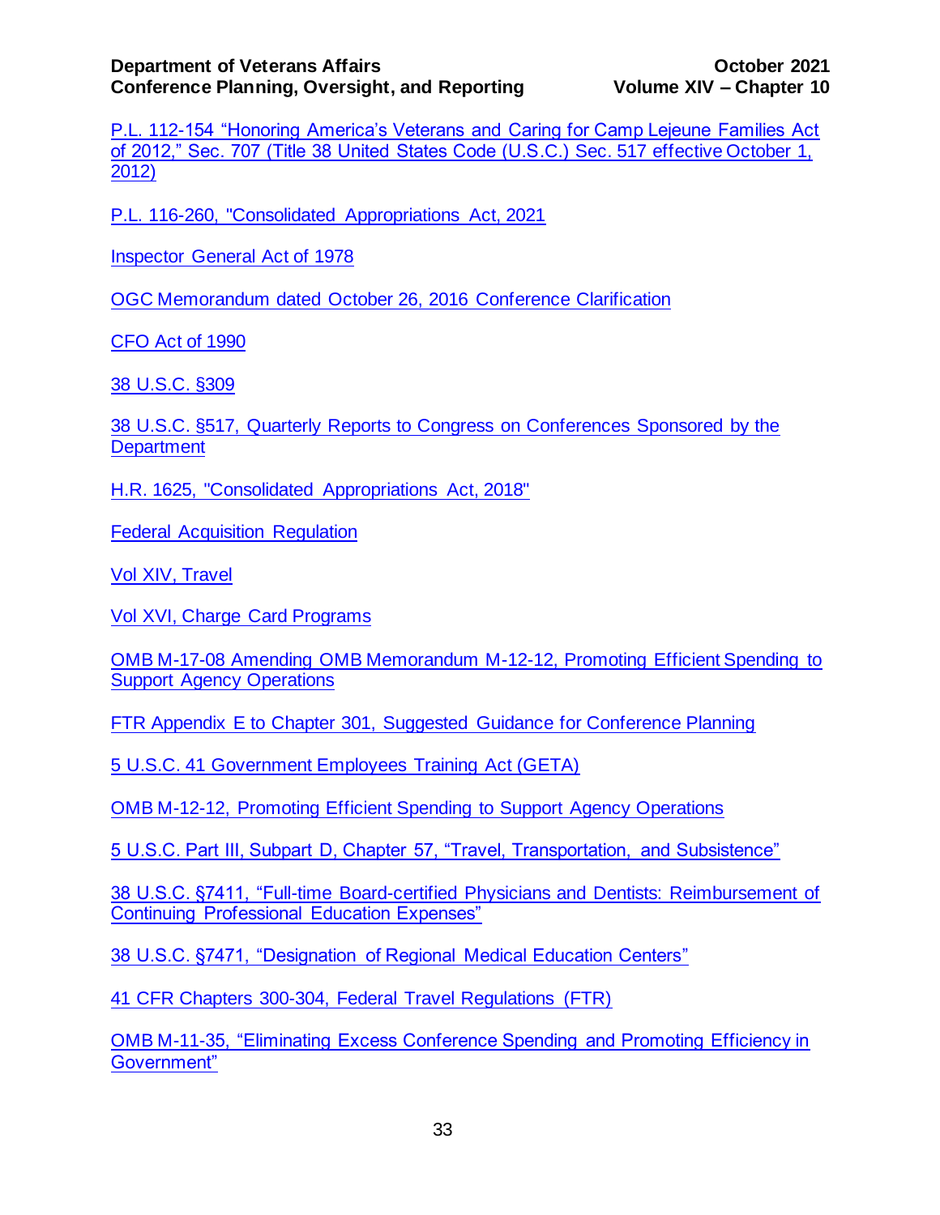P.L. 112-154 "Honoring America's Veterans and Caring for Camp Lejeune Families Act of 2012," Sec. 707 (Title 38 United States Code (U.S.C.) Sec. 517 effective October 1, 2012)

P.L. 116-260, "Consolidated Appropriations Act, 2021

Inspector General Act of 1978

OGC Memorandum dated October 26, 2016 Conference Clarification

CFO Act of 1990

38 U.S.C. §309

38 U.S.C. §517, Quarterly Reports to Congress on Conferences Sponsored by the Department

H.R. 1625, "Consolidated Appropriations Act, 2018"

Federal Acquisition Regulation

Vol XIV, Travel

Vol XVI, Charge Card Programs

OMB M-17-08 Amending OMB Memorandum M-12-12, Promoting Efficient Spending to Support Agency Operations

FTR Appendix E to Chapter 301, Suggested Guidance for Conference Planning

5 U.S.C. 41 Government Employees Training Act (GETA)

OMB M-12-12, Promoting Efficient Spending to Support Agency Operations

5 U.S.C. Part III, Subpart D, Chapter 57, "Travel, Transportation, and Subsistence"

38 U.S.C. §7411, "Full-time Board-certified Physicians and Dentists: Reimbursement of Continuing Professional Education Expenses"

38 U.S.C. §7471, "Designation of Regional Medical Education Centers"

41 CFR Chapters 300-304, Federal Travel Regulations (FTR)

OMB M-11-35, "Eliminating Excess Conference Spending and Promoting Efficiency in Government"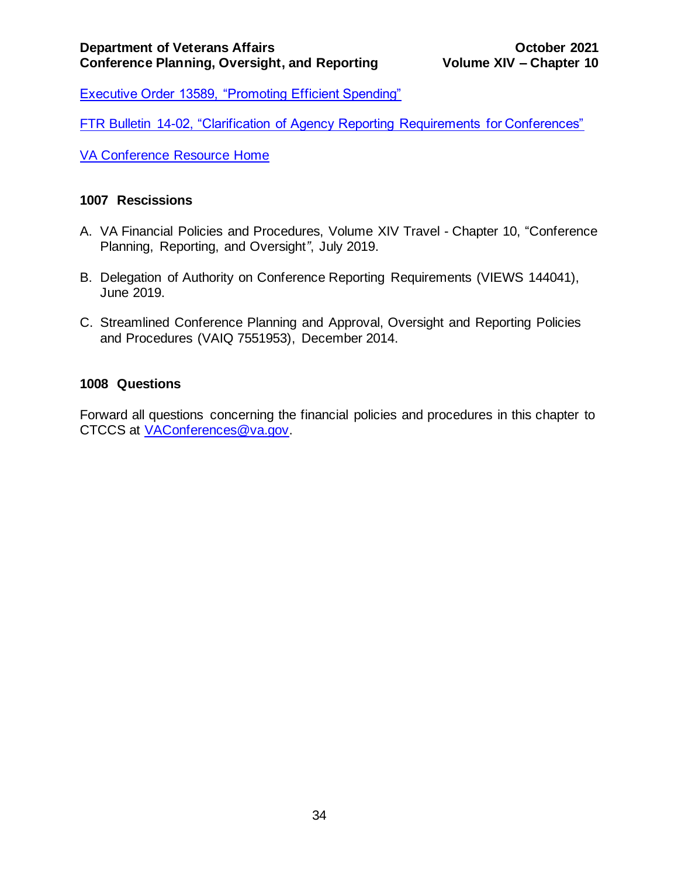[Executive Order 13589, "Promoting Efficient Spending"]

[FTR Bulletin 14-02, "Clarification of Agency Reporting Requirements for Conferences"]

[VA Conference Resource Home]

## 1007 Rescissions

A. VA Financial Policies and Procedures, Volume XIV Travel - Chapter 10, "Conference Planning, Reporting, and Oversight", July 2019.

B. Delegation of Authority on Conference Reporting Requirements (VIEWS 144041), June 2019.

C. Streamlined Conference Planning and Approval, Oversight and Reporting Policies and Procedures (VAIQ 7551953), December 2014.

## 1008 Questions

Forward all questions concerning the financial policies and procedures in this chapter to CTCCS at VAConferences@va.gov.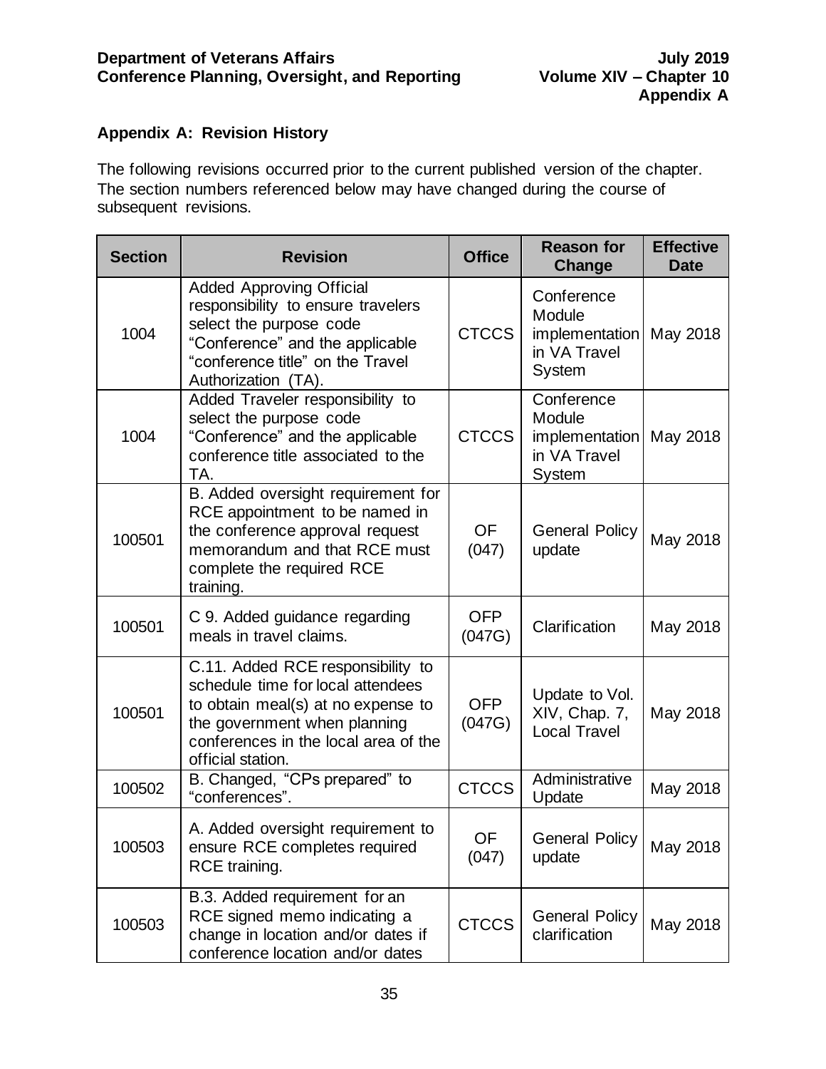## Appendix A: Revision History

The following revisions occurred prior to the current published version of the chapter. The section numbers referenced below may have changed during the course of subsequent revisions.

| Section | Revision | Office | Reason for Change | Effective Date |
|---|---|---|---|---|
| 1004 | Added Approving Official responsibility to ensure travelers select the purpose code "Conference" and the applicable "conference title" on the Travel Authorization (TA). | CTCCS | Conference Module implementation in VA Travel System | May 2018 |
| 1004 | Added Traveler responsibility to select the purpose code "Conference" and the applicable conference title associated to the TA. | CTCCS | Conference Module implementation in VA Travel System | May 2018 |
| 100501 | B. Added oversight requirement for RCE appointment to be named in the conference approval request memorandum and that RCE must complete the required RCE training. | OF (047) | General Policy update | May 2018 |
| 100501 | C 9. Added guidance regarding meals in travel claims. | OFP (047G) | Clarification | May 2018 |
| 100501 | C.11. Added RCE responsibility to schedule time for local attendees to obtain meal(s) at no expense to the government when planning conferences in the local area of the official station. | OFP (047G) | Update to Vol. XIV, Chap. 7, Local Travel | May 2018 |
| 100502 | B. Changed, "CPs prepared" to "conferences". | CTCCS | Administrative Update | May 2018 |
| 100503 | A. Added oversight requirement to ensure RCE completes required RCE training. | OF (047) | General Policy update | May 2018 |
| 100503 | B.3. Added requirement for an RCE signed memo indicating a change in location and/or dates if conference location and/or dates | CTCCS | General Policy clarification | May 2018 |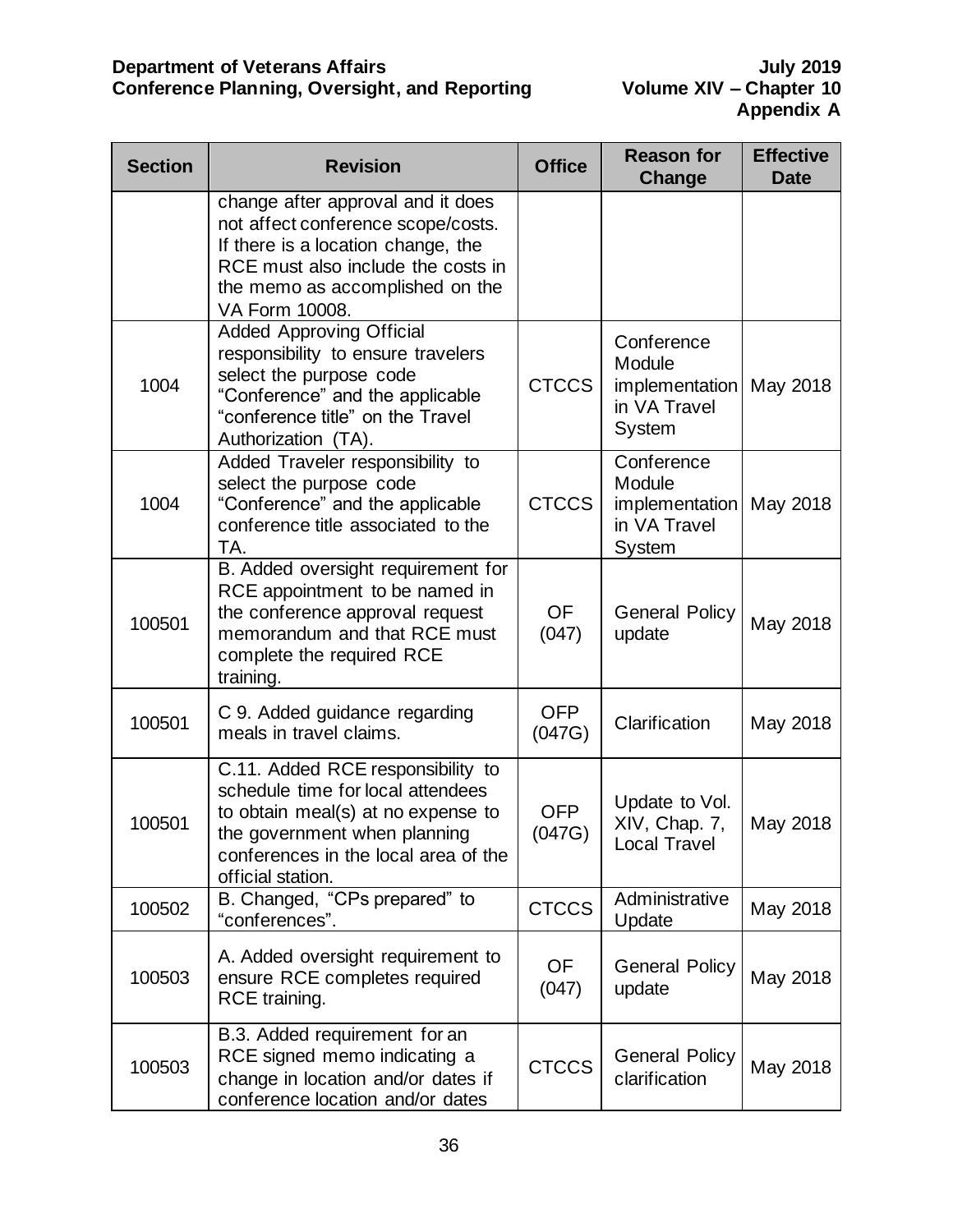| Section | Revision | Office | Reason for Change | Effective Date |
|---|---|---|---|---|
| | change after approval and it does not affect conference scope/costs. If there is a location change, the RCE must also include the costs in the memo as accomplished on the VA Form 10008. | | | |
| 1004 | Added Approving Official responsibility to ensure travelers select the purpose code "Conference" and the applicable "conference title" on the Travel Authorization (TA). | CTCCS | Conference Module implementation in VA Travel System | May 2018 |
| 1004 | Added Traveler responsibility to select the purpose code "Conference" and the applicable conference title associated to the TA. | CTCCS | Conference Module implementation in VA Travel System | May 2018 |
| 100501 | B. Added oversight requirement for RCE appointment to be named in the conference approval request memorandum and that RCE must complete the required RCE training. | OF (047) | General Policy update | May 2018 |
| 100501 | C 9. Added guidance regarding meals in travel claims. | OFP (047G) | Clarification | May 2018 |
| 100501 | C.11. Added RCE responsibility to schedule time for local attendees to obtain meal(s) at no expense to the government when planning conferences in the local area of the official station. | OFP (047G) | Update to Vol. XIV, Chap. 7, Local Travel | May 2018 |
| 100502 | B. Changed, "CPs prepared" to "conferences". | CTCCS | Administrative Update | May 2018 |
| 100503 | A. Added oversight requirement to ensure RCE completes required RCE training. | OF (047) | General Policy update | May 2018 |
| 100503 | B.3. Added requirement for an RCE signed memo indicating a change in location and/or dates if conference location and/or dates | CTCCS | General Policy clarification | May 2018 |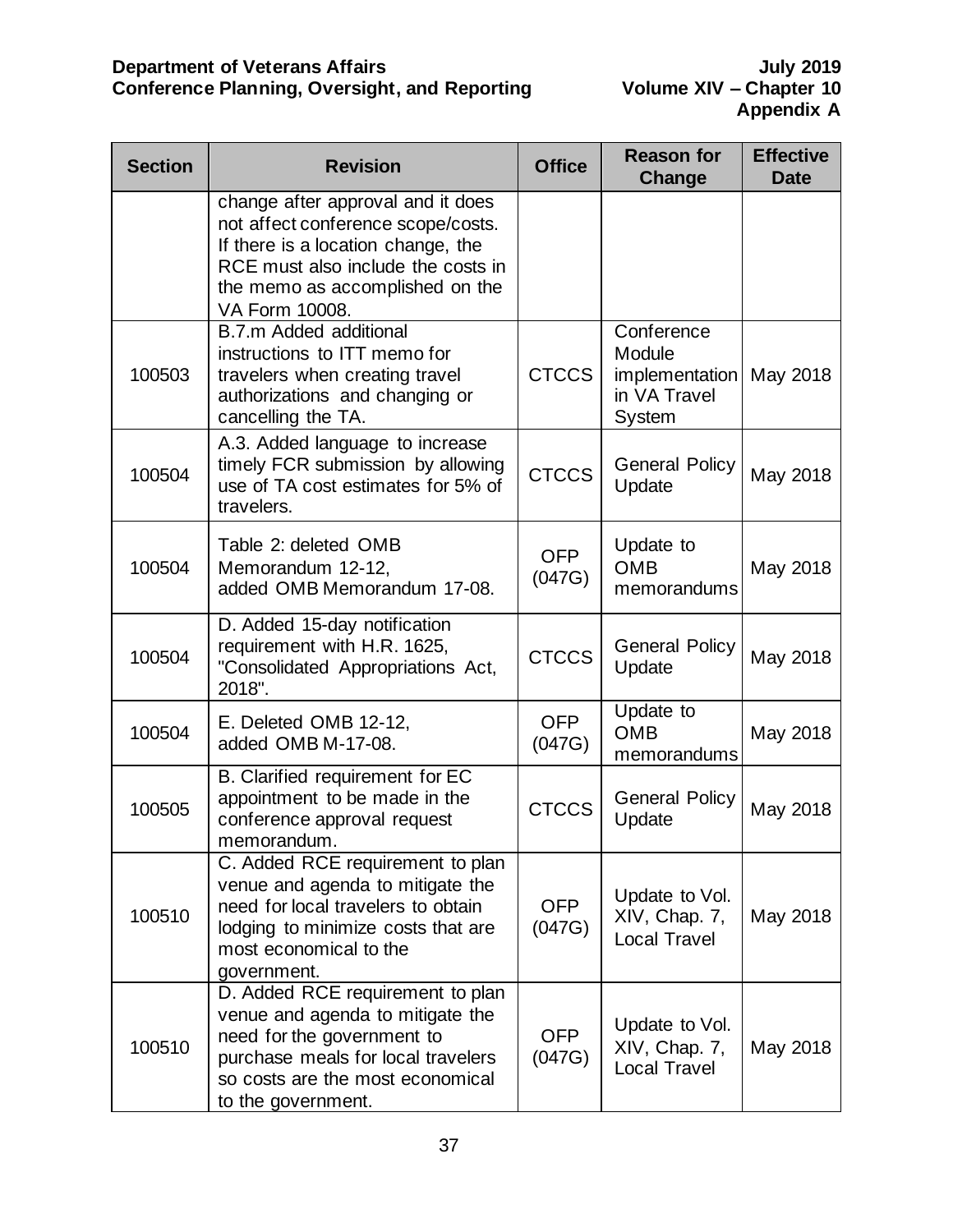| Section | Revision | Office | Reason for Change | Effective Date |
|---|---|---|---|---|
| | change after approval and it does not affect conference scope/costs. If there is a location change, the RCE must also include the costs in the memo as accomplished on the VA Form 10008. | | | |
| 100503 | B.7.m Added additional instructions to ITT memo for travelers when creating travel authorizations and changing or cancelling the TA. | CTCCS | Conference Module implementation in VA Travel System | May 2018 |
| 100504 | A.3. Added language to increase timely FCR submission by allowing use of TA cost estimates for 5% of travelers. | CTCCS | General Policy Update | May 2018 |
| 100504 | Table 2: deleted OMB Memorandum 12-12, added OMB Memorandum 17-08. | OFP (047G) | Update to OMB memorandums | May 2018 |
| 100504 | D. Added 15-day notification requirement with H.R. 1625, "Consolidated Appropriations Act, 2018". | CTCCS | General Policy Update | May 2018 |
| 100504 | E. Deleted OMB 12-12, added OMB M-17-08. | OFP (047G) | Update to OMB memorandums | May 2018 |
| 100505 | B. Clarified requirement for EC appointment to be made in the conference approval request memorandum. | CTCCS | General Policy Update | May 2018 |
| 100510 | C. Added RCE requirement to plan venue and agenda to mitigate the need for local travelers to obtain lodging to minimize costs that are most economical to the government. | OFP (047G) | Update to Vol. XIV, Chap. 7, Local Travel | May 2018 |
| 100510 | D. Added RCE requirement to plan venue and agenda to mitigate the need for the government to purchase meals for local travelers so costs are the most economical to the government. | OFP (047G) | Update to Vol. XIV, Chap. 7, Local Travel | May 2018 |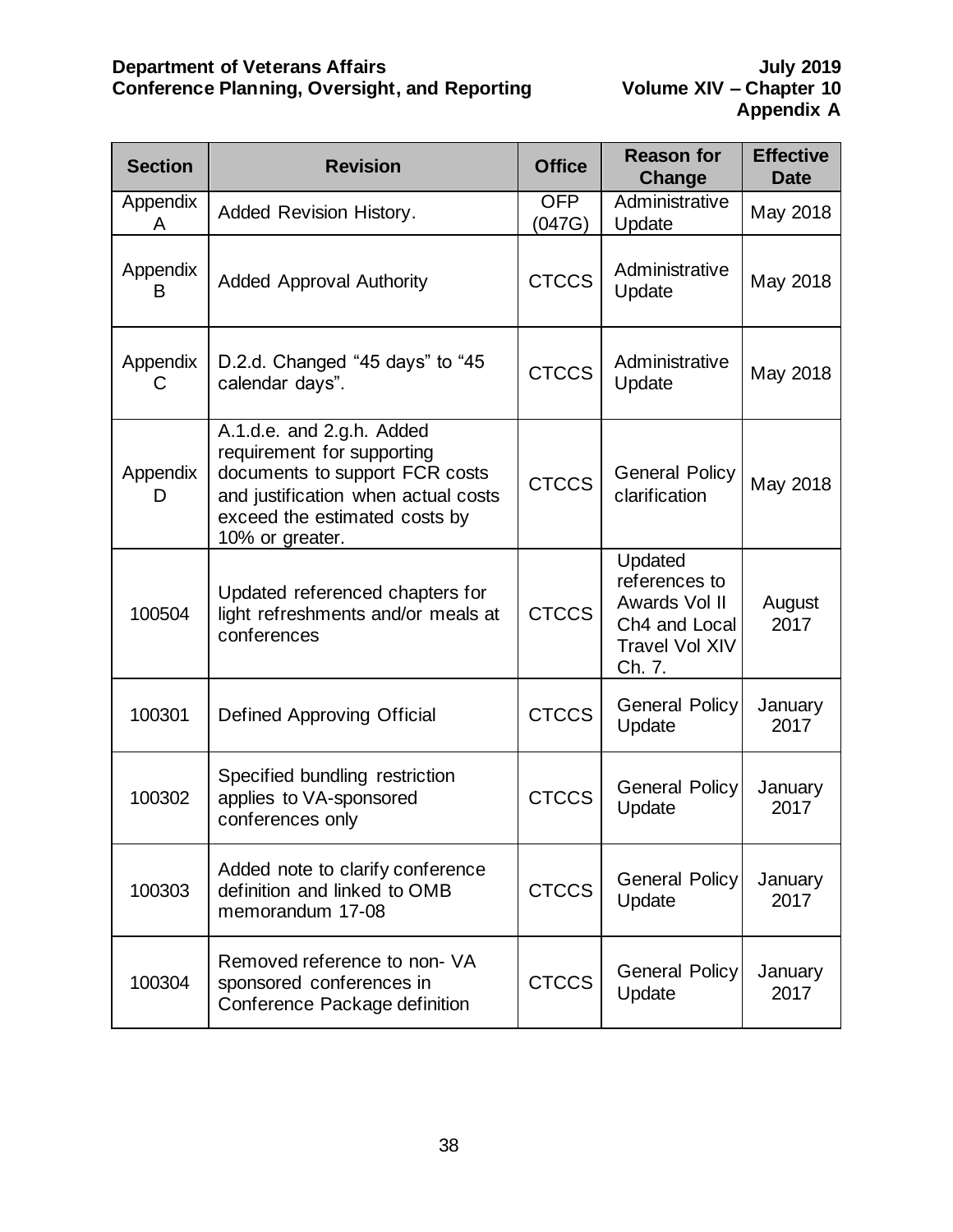| Section | Revision | Office | Reason for Change | Effective Date |
|---|---|---|---|---|
| Appendix A | Added Revision History. | OFP (047G) | Administrative Update | May 2018 |
| Appendix B | Added Approval Authority | CTCCS | Administrative Update | May 2018 |
| Appendix C | D.2.d. Changed "45 days" to "45 calendar days". | CTCCS | Administrative Update | May 2018 |
| Appendix D | A.1.d.e. and 2.g.h. Added requirement for supporting documents to support FCR costs and justification when actual costs exceed the estimated costs by 10% or greater. | CTCCS | General Policy clarification | May 2018 |
| 100504 | Updated referenced chapters for light refreshments and/or meals at conferences | CTCCS | Updated references to Awards Vol II Ch4 and Local Travel Vol XIV Ch. 7. | August 2017 |
| 100301 | Defined Approving Official | CTCCS | General Policy Update | January 2017 |
| 100302 | Specified bundling restriction applies to VA-sponsored conferences only | CTCCS | General Policy Update | January 2017 |
| 100303 | Added note to clarify conference definition and linked to OMB memorandum 17-08 | CTCCS | General Policy Update | January 2017 |
| 100304 | Removed reference to non- VA sponsored conferences in Conference Package definition | CTCCS | General Policy Update | January 2017 |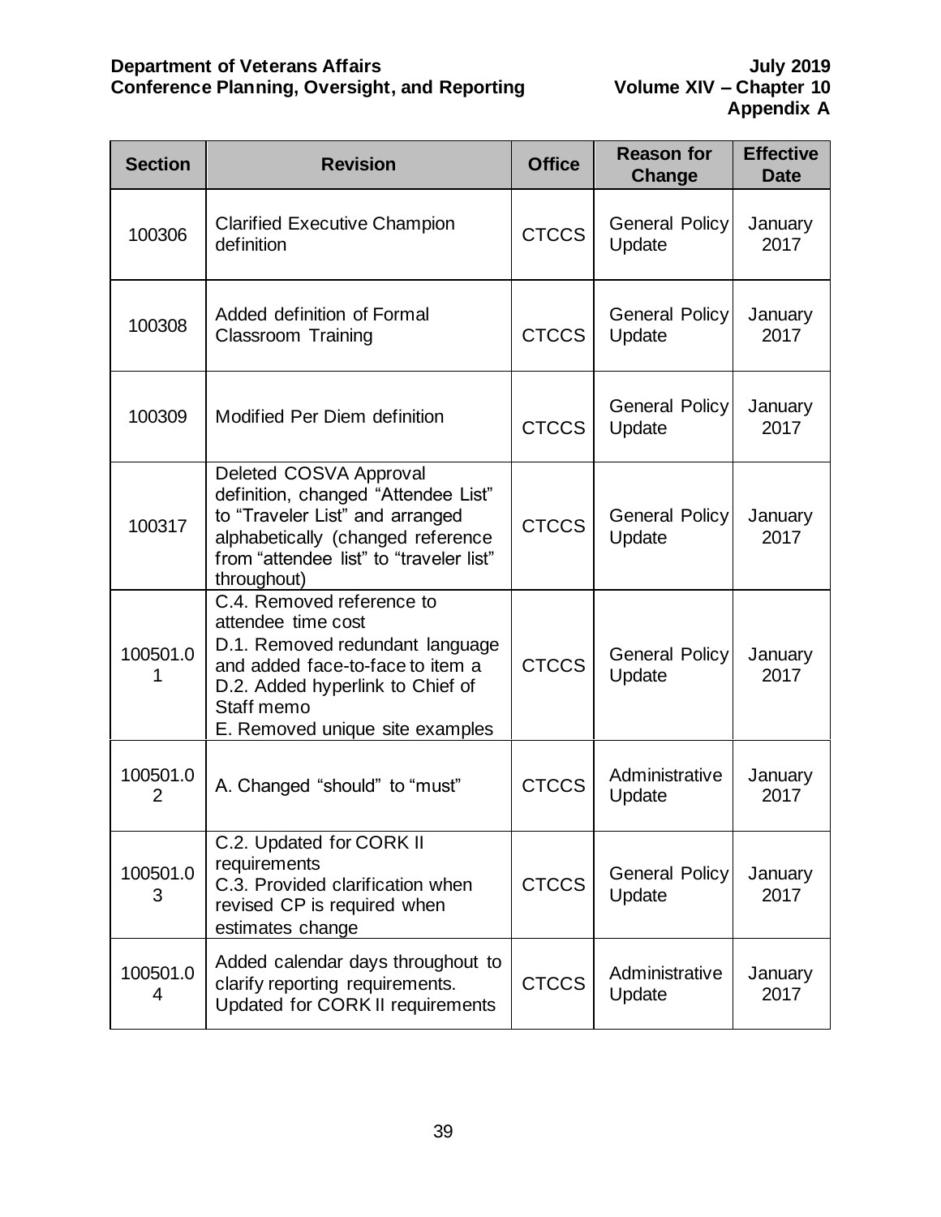| Section | Revision | Office | Reason for Change | Effective Date |
|---|---|---|---|---|
| 100306 | Clarified Executive Champion definition | CTCCS | General Policy Update | January 2017 |
| 100308 | Added definition of Formal Classroom Training | CTCCS | General Policy Update | January 2017 |
| 100309 | Modified Per Diem definition | CTCCS | General Policy Update | January 2017 |
| 100317 | Deleted COSVA Approval definition, changed "Attendee List" to "Traveler List" and arranged alphabetically (changed reference from "attendee list" to "traveler list" throughout) | CTCCS | General Policy Update | January 2017 |
| 100501.01 | C.4. Removed reference to attendee time cost<br>D.1. Removed redundant language and added face-to-face to item a<br>D.2. Added hyperlink to Chief of Staff memo<br>E. Removed unique site examples | CTCCS | General Policy Update | January 2017 |
| 100501.02 | A. Changed "should" to "must" | CTCCS | Administrative Update | January 2017 |
| 100501.03 | C.2. Updated for CORK II requirements<br>C.3. Provided clarification when revised CP is required when estimates change | CTCCS | General Policy Update | January 2017 |
| 100501.04 | Added calendar days throughout to clarify reporting requirements. Updated for CORK II requirements | CTCCS | Administrative Update | January 2017 |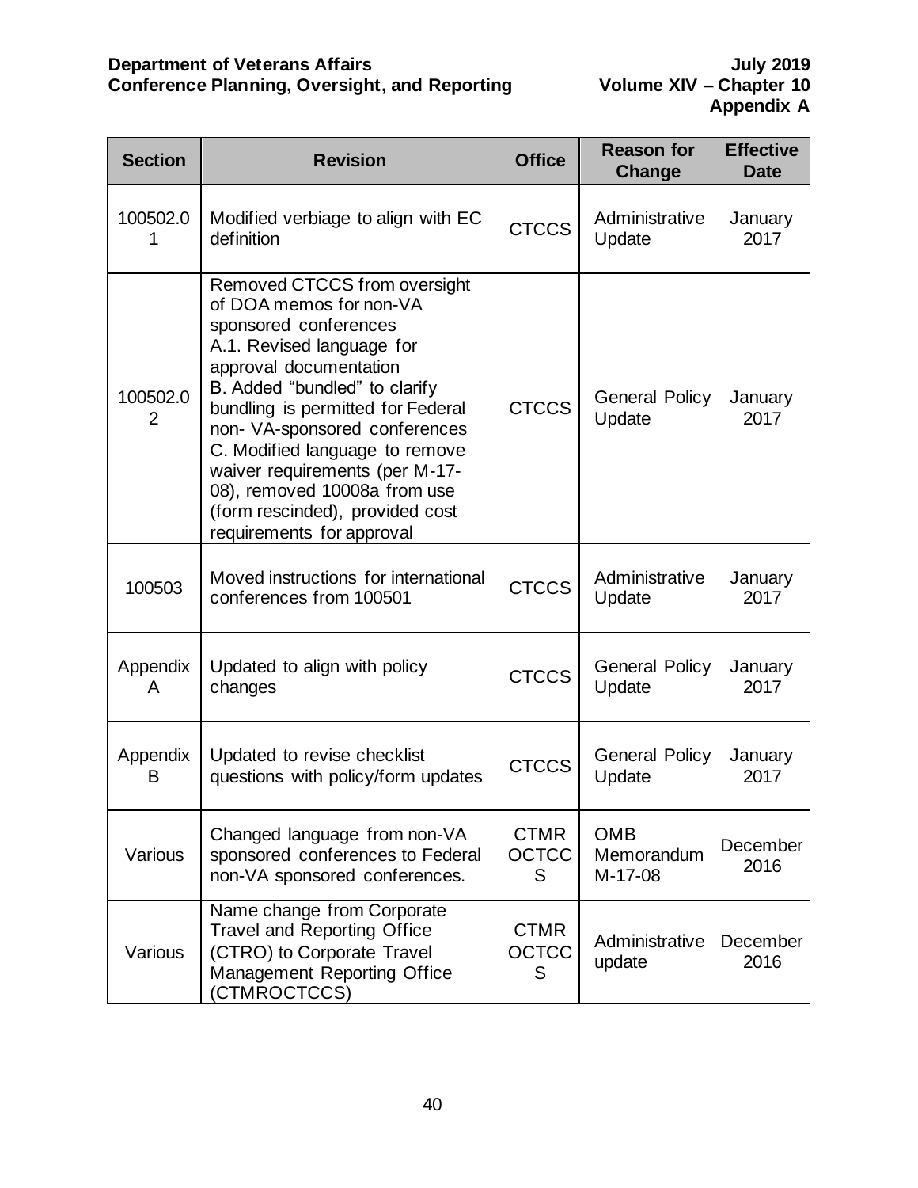| Section | Revision | Office | Reason for Change | Effective Date |
|---|---|---|---|---|
| 100502.01 | Modified verbiage to align with EC definition | CTCCS | Administrative Update | January 2017 |
| 100502.02 | Removed CTCCS from oversight of DOA memos for non-VA sponsored conferences<br>A.1. Revised language for approval documentation<br>B. Added "bundled" to clarify bundling is permitted for Federal non- VA-sponsored conferences<br>C. Modified language to remove waiver requirements (per M-17-08), removed 10008a from use (form rescinded), provided cost requirements for approval | CTCCS | General Policy Update | January 2017 |
| 100503 | Moved instructions for international conferences from 100501 | CTCCS | Administrative Update | January 2017 |
| Appendix A | Updated to align with policy changes | CTCCS | General Policy Update | January 2017 |
| Appendix B | Updated to revise checklist questions with policy/form updates | CTCCS | General Policy Update | January 2017 |
| Various | Changed language from non-VA sponsored conferences to Federal non-VA sponsored conferences. | CTMR OCTCCS | OMB Memorandum M-17-08 | December 2016 |
| Various | Name change from Corporate Travel and Reporting Office (CTRO) to Corporate Travel Management Reporting Office (CTMROCTCCS) | CTMR OCTCCS | Administrative update | December 2016 |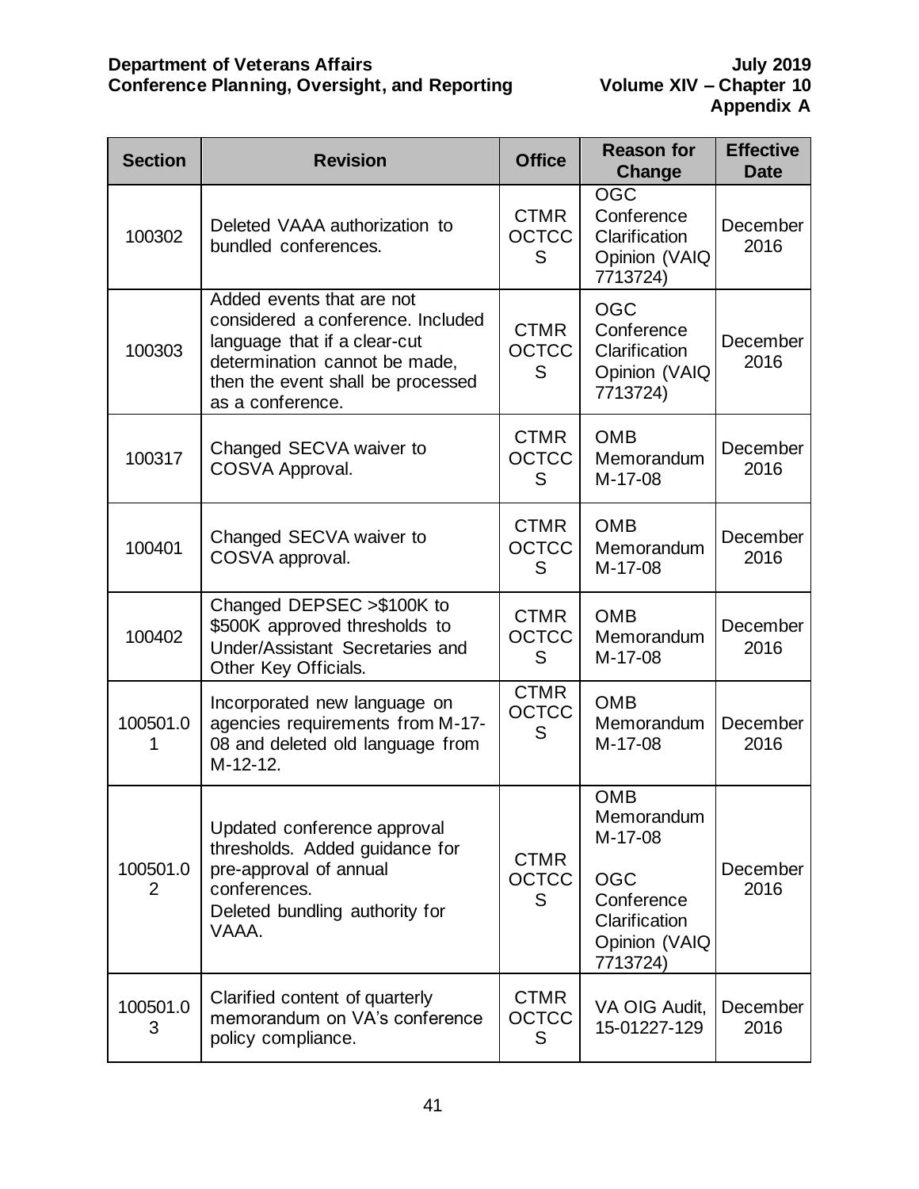| Section | Revision | Office | Reason for Change | Effective Date |
|---|---|---|---|---|
| 100302 | Deleted VAAA authorization to bundled conferences. | CTMR OCTCCS | OGC Conference Clarification Opinion (VAIQ 7713724) | December 2016 |
| 100303 | Added events that are not considered a conference. Included language that if a clear-cut determination cannot be made, then the event shall be processed as a conference. | CTMR OCTCCS | OGC Conference Clarification Opinion (VAIQ 7713724) | December 2016 |
| 100317 | Changed SECVA waiver to COSVA Approval. | CTMR OCTCCS | OMB Memorandum M-17-08 | December 2016 |
| 100401 | Changed SECVA waiver to COSVA approval. | CTMR OCTCCS | OMB Memorandum M-17-08 | December 2016 |
| 100402 | Changed DEPSEC >$100K to $500K approved thresholds to Under/Assistant Secretaries and Other Key Officials. | CTMR OCTCCS | OMB Memorandum M-17-08 | December 2016 |
| 100501.01 | Incorporated new language on agencies requirements from M-17-08 and deleted old language from M-12-12. | CTMR OCTCCS | OMB Memorandum M-17-08 | December 2016 |
| 100501.02 | Updated conference approval thresholds. Added guidance for pre-approval of annual conferences. Deleted bundling authority for VAAA. | CTMR OCTCCS | OMB Memorandum M-17-08 OGC Conference Clarification Opinion (VAIQ 7713724) | December 2016 |
| 100501.03 | Clarified content of quarterly memorandum on VA's conference policy compliance. | CTMR OCTCCS | VA OIG Audit, 15-01227-129 | December 2016 |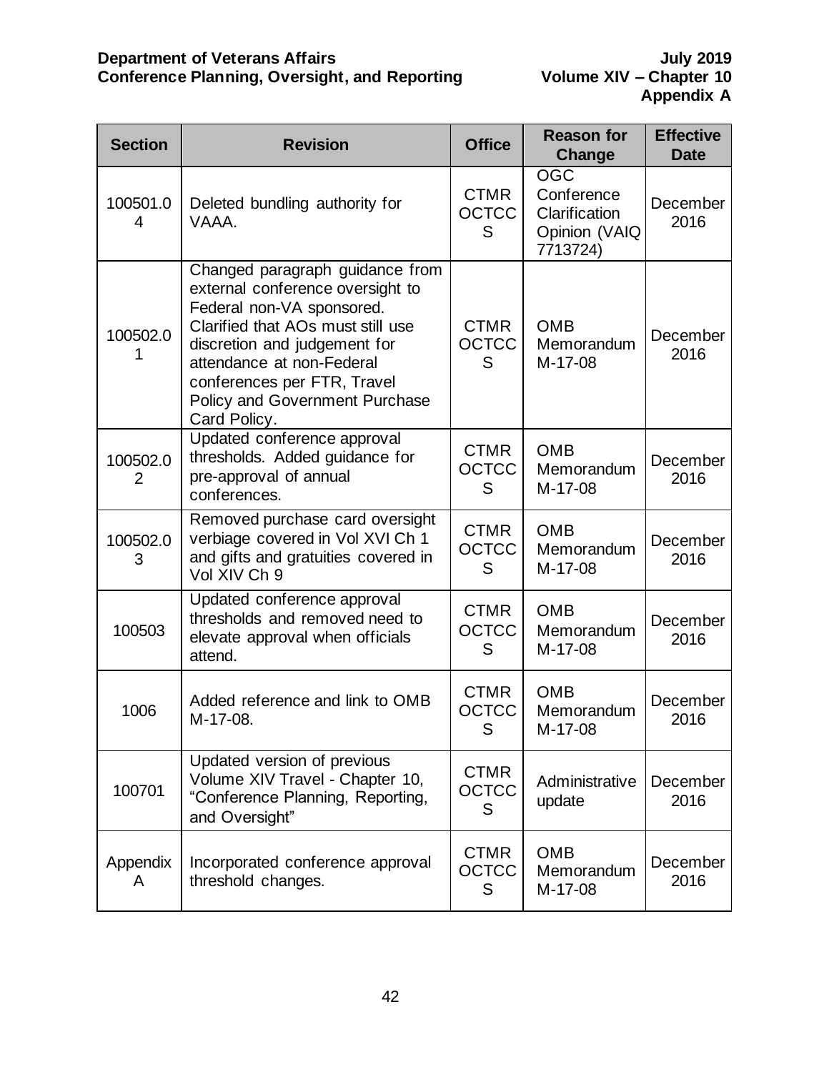| Section | Revision | Office | Reason for Change | Effective Date |
|---|---|---|---|---|
| 100501.04 | Deleted bundling authority for VAAA. | CTMR OCTCCS | OGC Conference Clarification Opinion (VAIQ 7713724) | December 2016 |
| 100502.01 | Changed paragraph guidance from external conference oversight to Federal non-VA sponsored. Clarified that AOs must still use discretion and judgement for attendance at non-Federal conferences per FTR, Travel Policy and Government Purchase Card Policy. | CTMR OCTCCS | OMB Memorandum M-17-08 | December 2016 |
| 100502.02 | Updated conference approval thresholds. Added guidance for pre-approval of annual conferences. | CTMR OCTCCS | OMB Memorandum M-17-08 | December 2016 |
| 100502.03 | Removed purchase card oversight verbiage covered in Vol XVI Ch 1 and gifts and gratuities covered in Vol XIV Ch 9 | CTMR OCTCCS | OMB Memorandum M-17-08 | December 2016 |
| 100503 | Updated conference approval thresholds and removed need to elevate approval when officials attend. | CTMR OCTCCS | OMB Memorandum M-17-08 | December 2016 |
| 1006 | Added reference and link to OMB M-17-08. | CTMR OCTCCS | OMB Memorandum M-17-08 | December 2016 |
| 100701 | Updated version of previous Volume XIV Travel - Chapter 10, "Conference Planning, Reporting, and Oversight" | CTMR OCTCCS | Administrative update | December 2016 |
| Appendix A | Incorporated conference approval threshold changes. | CTMR OCTCCS | OMB Memorandum M-17-08 | December 2016 |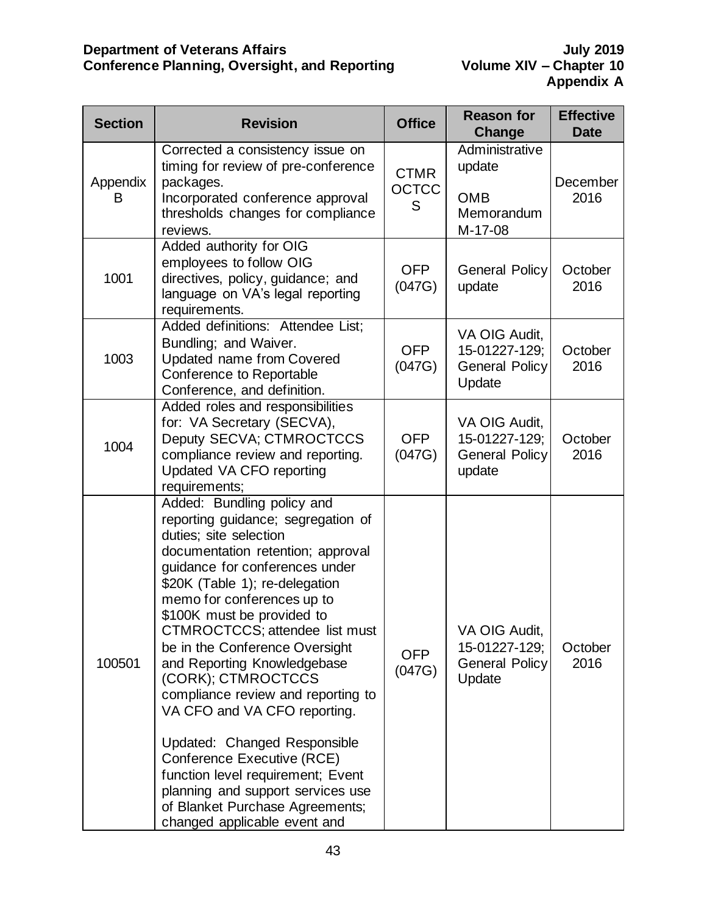| Section | Revision | Office | Reason for Change | Effective Date |
|---|---|---|---|---|
| Appendix B | Corrected a consistency issue on timing for review of pre-conference packages. Incorporated conference approval thresholds changes for compliance reviews. | CTMR OCTCCS | Administrative update OMB Memorandum M-17-08 | December 2016 |
| 1001 | Added authority for OIG employees to follow OIG directives, policy, guidance; and language on VA's legal reporting requirements. | OFP (047G) | General Policy update | October 2016 |
| 1003 | Added definitions: Attendee List; Bundling; and Waiver. Updated name from Covered Conference to Reportable Conference, and definition. | OFP (047G) | VA OIG Audit, 15-01227-129; General Policy Update | October 2016 |
| 1004 | Added roles and responsibilities for: VA Secretary (SECVA), Deputy SECVA; CTMROCTCCS compliance review and reporting. Updated VA CFO reporting requirements; | OFP (047G) | VA OIG Audit, 15-01227-129; General Policy update | October 2016 |
| 100501 | Added: Bundling policy and reporting guidance; segregation of duties; site selection documentation retention; approval guidance for conferences under $20K (Table 1); re-delegation memo for conferences up to $100K must be provided to CTMROCTCCS; attendee list must be in the Conference Oversight and Reporting Knowledgebase (CORK); CTMROCTCCS compliance review and reporting to VA CFO and VA CFO reporting.<br><br>Updated: Changed Responsible Conference Executive (RCE) function level requirement; Event planning and support services use of Blanket Purchase Agreements; changed applicable event and | OFP (047G) | VA OIG Audit, 15-01227-129; General Policy Update | October 2016 |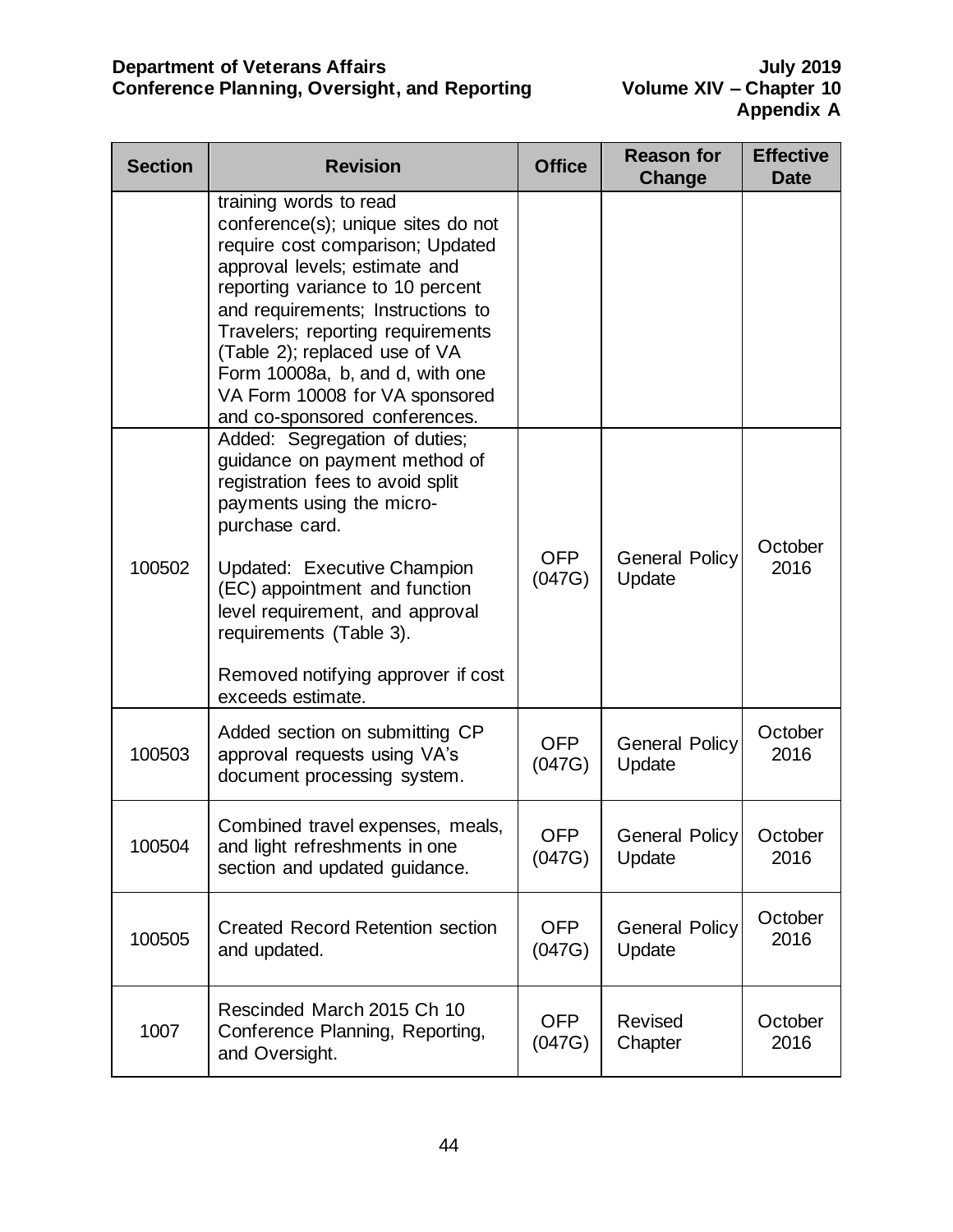| Section | Revision | Office | Reason for Change | Effective Date |
|---|---|---|---|---|
| | training words to read conference(s); unique sites do not require cost comparison; Updated approval levels; estimate and reporting variance to 10 percent and requirements; Instructions to Travelers; reporting requirements (Table 2); replaced use of VA Form 10008a, b, and d, with one VA Form 10008 for VA sponsored and co-sponsored conferences. | | | |
| 100502 | Added: Segregation of duties; guidance on payment method of registration fees to avoid split payments using the micro-purchase card.<br><br>Updated: Executive Champion (EC) appointment and function level requirement, and approval requirements (Table 3).<br><br>Removed notifying approver if cost exceeds estimate. | OFP (047G) | General Policy Update | October 2016 |
| 100503 | Added section on submitting CP approval requests using VA's document processing system. | OFP (047G) | General Policy Update | October 2016 |
| 100504 | Combined travel expenses, meals, and light refreshments in one section and updated guidance. | OFP (047G) | General Policy Update | October 2016 |
| 100505 | Created Record Retention section and updated. | OFP (047G) | General Policy Update | October 2016 |
| 1007 | Rescinded March 2015 Ch 10 Conference Planning, Reporting, and Oversight. | OFP (047G) | Revised Chapter | October 2016 |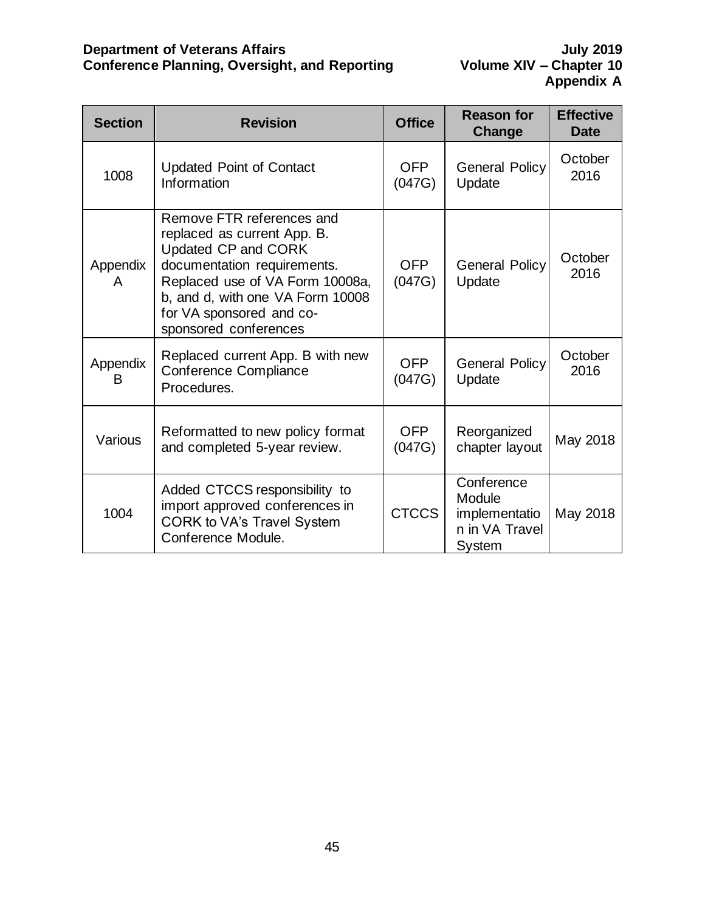| Section | Revision | Office | Reason for Change | Effective Date |
|---|---|---|---|---|
| 1008 | Updated Point of Contact Information | OFP (047G) | General Policy Update | October 2016 |
| Appendix A | Remove FTR references and replaced as current App. B. Updated CP and CORK documentation requirements. Replaced use of VA Form 10008a, b, and d, with one VA Form 10008 for VA sponsored and co-sponsored conferences | OFP (047G) | General Policy Update | October 2016 |
| Appendix B | Replaced current App. B with new Conference Compliance Procedures. | OFP (047G) | General Policy Update | October 2016 |
| Various | Reformatted to new policy format and completed 5-year review. | OFP (047G) | Reorganized chapter layout | May 2018 |
| 1004 | Added CTCCS responsibility to import approved conferences in CORK to VA's Travel System Conference Module. | CTCCS | Conference Module implementation in VA Travel System | May 2018 |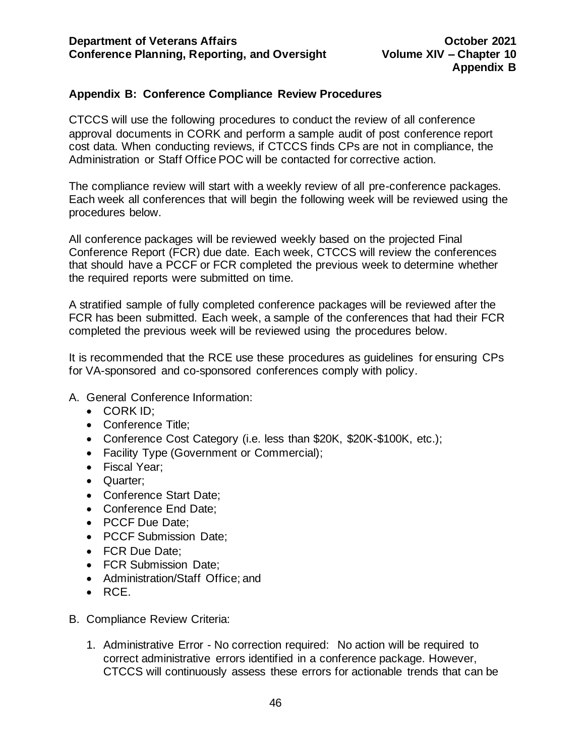## Appendix B: Conference Compliance Review Procedures

CTCCS will use the following procedures to conduct the review of all conference approval documents in CORK and perform a sample audit of post conference report cost data. When conducting reviews, if CTCCS finds CPs are not in compliance, the Administration or Staff Office POC will be contacted for corrective action.

The compliance review will start with a weekly review of all pre-conference packages. Each week all conferences that will begin the following week will be reviewed using the procedures below.

All conference packages will be reviewed weekly based on the projected Final Conference Report (FCR) due date. Each week, CTCCS will review the conferences that should have a PCCF or FCR completed the previous week to determine whether the required reports were submitted on time.

A stratified sample of fully completed conference packages will be reviewed after the FCR has been submitted. Each week, a sample of the conferences that had their FCR completed the previous week will be reviewed using the procedures below.

It is recommended that the RCE use these procedures as guidelines for ensuring CPs for VA-sponsored and co-sponsored conferences comply with policy.

A. General Conference Information:
   - CORK ID;
   - Conference Title;
   - Conference Cost Category (i.e. less than $20K, $20K-$100K, etc.);
   - Facility Type (Government or Commercial);
   - Fiscal Year;
   - Quarter;
   - Conference Start Date;
   - Conference End Date;
   - PCCF Due Date;
   - PCCF Submission Date;
   - FCR Due Date;
   - FCR Submission Date;
   - Administration/Staff Office; and
   - RCE.

B. Compliance Review Criteria:

   1. Administrative Error - No correction required: No action will be required to correct administrative errors identified in a conference package. However, CTCCS will continuously assess these errors for actionable trends that can be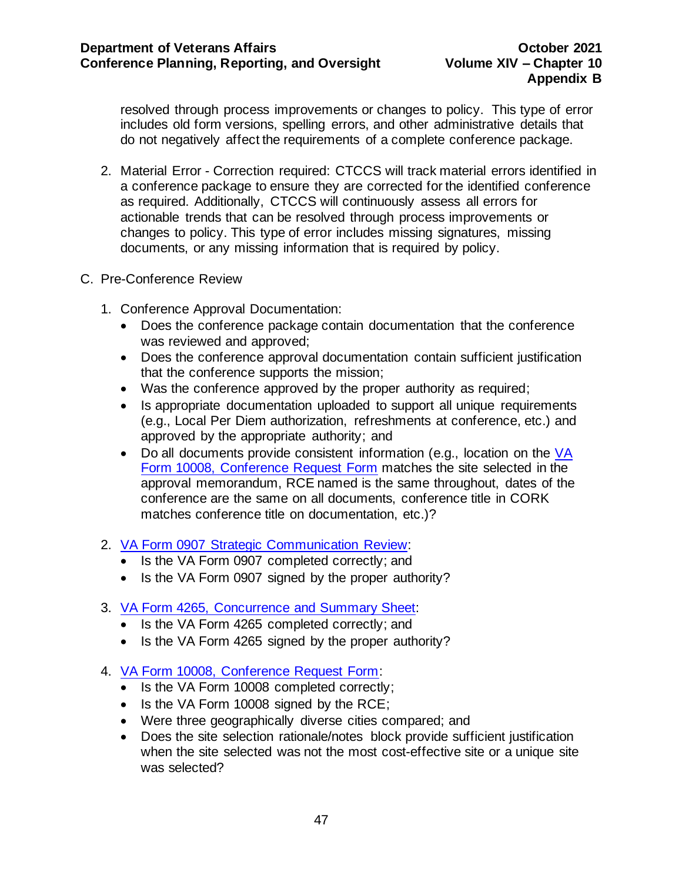resolved through process improvements or changes to policy. This type of error includes old form versions, spelling errors, and other administrative details that do not negatively affect the requirements of a complete conference package.

2. Material Error - Correction required: CTCCS will track material errors identified in a conference package to ensure they are corrected for the identified conference as required. Additionally, CTCCS will continuously assess all errors for actionable trends that can be resolved through process improvements or changes to policy. This type of error includes missing signatures, missing documents, or any missing information that is required by policy.

C. Pre-Conference Review

1. Conference Approval Documentation:
   - Does the conference package contain documentation that the conference was reviewed and approved;
   - Does the conference approval documentation contain sufficient justification that the conference supports the mission;
   - Was the conference approved by the proper authority as required;
   - Is appropriate documentation uploaded to support all unique requirements (e.g., Local Per Diem authorization, refreshments at conference, etc.) and approved by the appropriate authority; and
   - Do all documents provide consistent information (e.g., location on the VA Form 10008, Conference Request Form matches the site selected in the approval memorandum, RCE named is the same throughout, dates of the conference are the same on all documents, conference title in CORK matches conference title on documentation, etc.)?

2. VA Form 0907 Strategic Communication Review:
   - Is the VA Form 0907 completed correctly; and
   - Is the VA Form 0907 signed by the proper authority?

3. VA Form 4265, Concurrence and Summary Sheet:
   - Is the VA Form 4265 completed correctly; and
   - Is the VA Form 4265 signed by the proper authority?

4. VA Form 10008, Conference Request Form:
   - Is the VA Form 10008 completed correctly;
   - Is the VA Form 10008 signed by the RCE;
   - Were three geographically diverse cities compared; and
   - Does the site selection rationale/notes block provide sufficient justification when the site selected was not the most cost-effective site or a unique site was selected?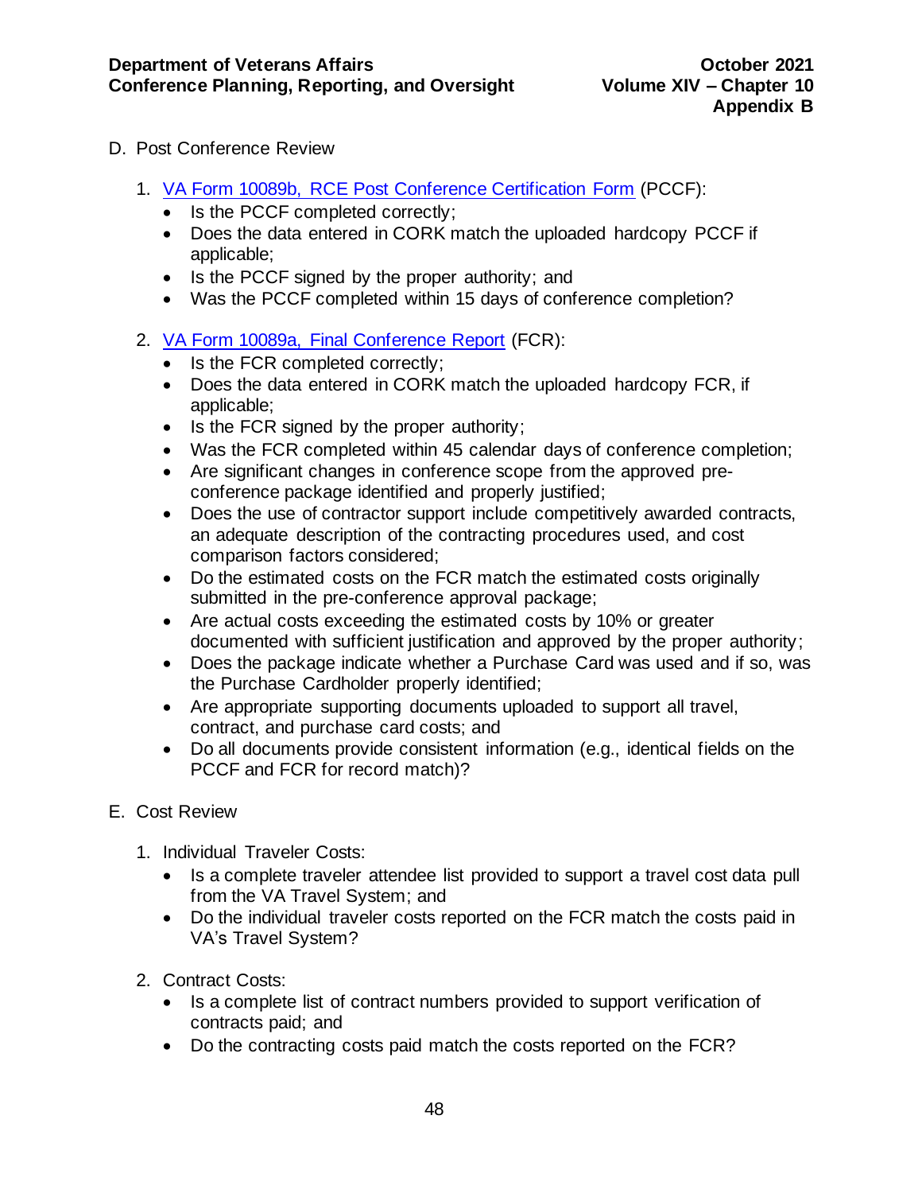D. Post Conference Review

1. [VA Form 10089b, RCE Post Conference Certification Form](#) (PCCF):
   - Is the PCCF completed correctly;
   - Does the data entered in CORK match the uploaded hardcopy PCCF if applicable;
   - Is the PCCF signed by the proper authority; and
   - Was the PCCF completed within 15 days of conference completion?

2. [VA Form 10089a, Final Conference Report](#) (FCR):
   - Is the FCR completed correctly;
   - Does the data entered in CORK match the uploaded hardcopy FCR, if applicable;
   - Is the FCR signed by the proper authority;
   - Was the FCR completed within 45 calendar days of conference completion;
   - Are significant changes in conference scope from the approved pre-conference package identified and properly justified;
   - Does the use of contractor support include competitively awarded contracts, an adequate description of the contracting procedures used, and cost comparison factors considered;
   - Do the estimated costs on the FCR match the estimated costs originally submitted in the pre-conference approval package;
   - Are actual costs exceeding the estimated costs by 10% or greater documented with sufficient justification and approved by the proper authority;
   - Does the package indicate whether a Purchase Card was used and if so, was the Purchase Cardholder properly identified;
   - Are appropriate supporting documents uploaded to support all travel, contract, and purchase card costs; and
   - Do all documents provide consistent information (e.g., identical fields on the PCCF and FCR for record match)?

E. Cost Review

1. Individual Traveler Costs:
   - Is a complete traveler attendee list provided to support a travel cost data pull from the VA Travel System; and
   - Do the individual traveler costs reported on the FCR match the costs paid in VA's Travel System?

2. Contract Costs:
   - Is a complete list of contract numbers provided to support verification of contracts paid; and
   - Do the contracting costs paid match the costs reported on the FCR?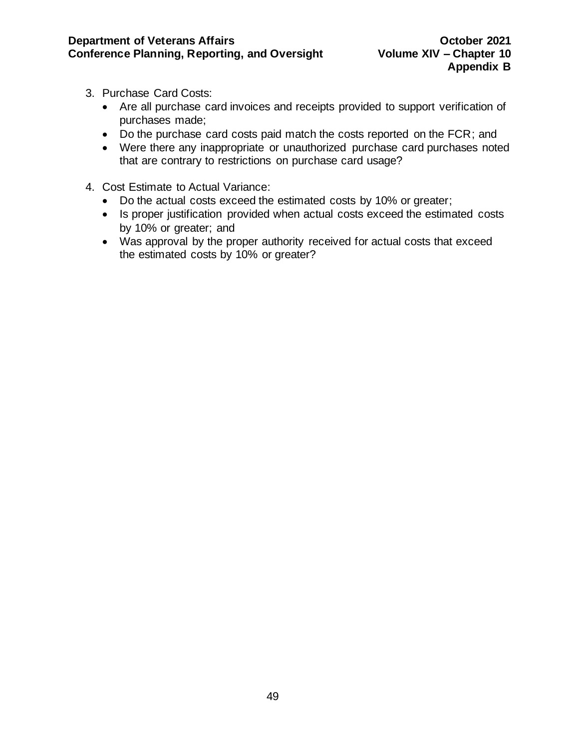3. Purchase Card Costs:
   - Are all purchase card invoices and receipts provided to support verification of purchases made;
   - Do the purchase card costs paid match the costs reported on the FCR; and
   - Were there any inappropriate or unauthorized purchase card purchases noted that are contrary to restrictions on purchase card usage?

4. Cost Estimate to Actual Variance:
   - Do the actual costs exceed the estimated costs by 10% or greater;
   - Is proper justification provided when actual costs exceed the estimated costs by 10% or greater; and
   - Was approval by the proper authority received for actual costs that exceed the estimated costs by 10% or greater?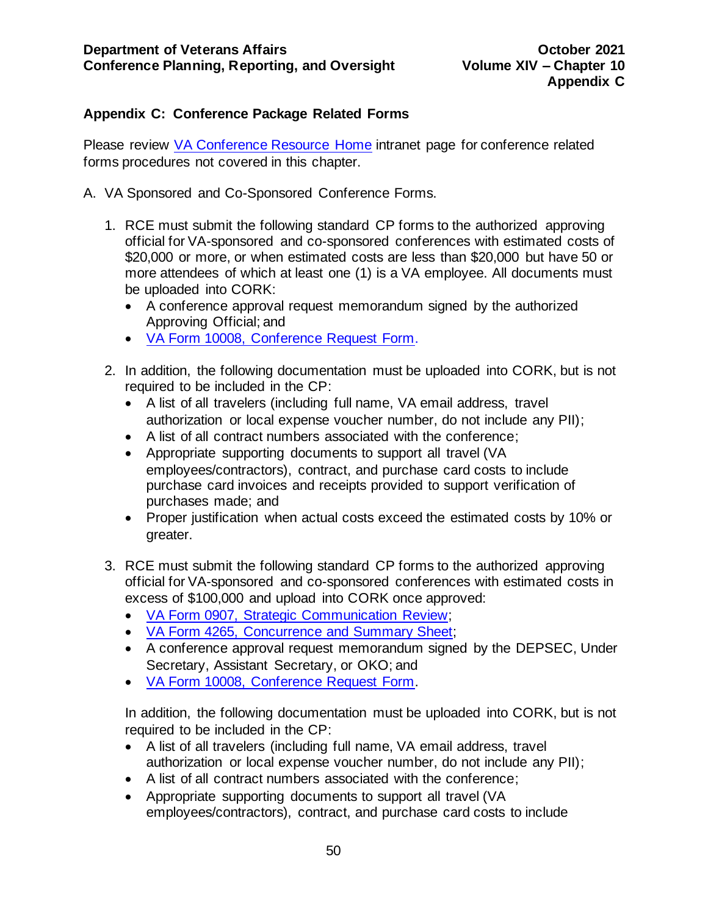## Appendix C: Conference Package Related Forms

Please review [VA Conference Resource Home] intranet page for conference related forms procedures not covered in this chapter.

A. VA Sponsored and Co-Sponsored Conference Forms.

1. RCE must submit the following standard CP forms to the authorized approving official for VA-sponsored and co-sponsored conferences with estimated costs of $20,000 or more, or when estimated costs are less than $20,000 but have 50 or more attendees of which at least one (1) is a VA employee. All documents must be uploaded into CORK:
   - A conference approval request memorandum signed by the authorized Approving Official; and
   - VA Form 10008, Conference Request Form.

2. In addition, the following documentation must be uploaded into CORK, but is not required to be included in the CP:
   - A list of all travelers (including full name, VA email address, travel authorization or local expense voucher number, do not include any PII);
   - A list of all contract numbers associated with the conference;
   - Appropriate supporting documents to support all travel (VA employees/contractors), contract, and purchase card costs to include purchase card invoices and receipts provided to support verification of purchases made; and
   - Proper justification when actual costs exceed the estimated costs by 10% or greater.

3. RCE must submit the following standard CP forms to the authorized approving official for VA-sponsored and co-sponsored conferences with estimated costs in excess of $100,000 and upload into CORK once approved:
   - VA Form 0907, Strategic Communication Review;
   - VA Form 4265, Concurrence and Summary Sheet;
   - A conference approval request memorandum signed by the DEPSEC, Under Secretary, Assistant Secretary, or OKO; and
   - VA Form 10008, Conference Request Form.

   In addition, the following documentation must be uploaded into CORK, but is not required to be included in the CP:
   - A list of all travelers (including full name, VA email address, travel authorization or local expense voucher number, do not include any PII);
   - A list of all contract numbers associated with the conference;
   - Appropriate supporting documents to support all travel (VA employees/contractors), contract, and purchase card costs to include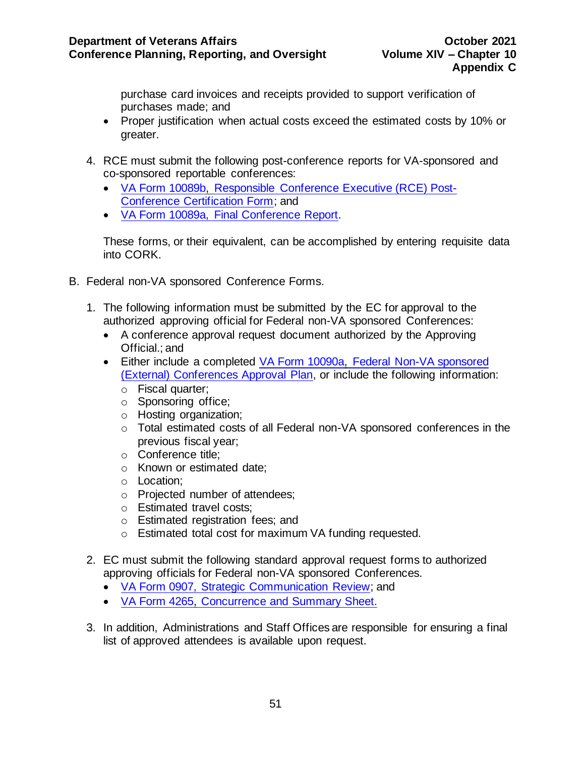purchase card invoices and receipts provided to support verification of purchases made; and
- Proper justification when actual costs exceed the estimated costs by 10% or greater.

4. RCE must submit the following post-conference reports for VA-sponsored and co-sponsored reportable conferences:
   - VA Form 10089b, Responsible Conference Executive (RCE) Post-Conference Certification Form; and
   - VA Form 10089a, Final Conference Report.

   These forms, or their equivalent, can be accomplished by entering requisite data into CORK.

B. Federal non-VA sponsored Conference Forms.

1. The following information must be submitted by the EC for approval to the authorized approving official for Federal non-VA sponsored Conferences:
   - A conference approval request document authorized by the Approving Official.; and
   - Either include a completed VA Form 10090a, Federal Non-VA sponsored (External) Conferences Approval Plan, or include the following information:
     - Fiscal quarter;
     - Sponsoring office;
     - Hosting organization;
     - Total estimated costs of all Federal non-VA sponsored conferences in the previous fiscal year;
     - Conference title;
     - Known or estimated date;
     - Location;
     - Projected number of attendees;
     - Estimated travel costs;
     - Estimated registration fees; and
     - Estimated total cost for maximum VA funding requested.

2. EC must submit the following standard approval request forms to authorized approving officials for Federal non-VA sponsored Conferences.
   - VA Form 0907, Strategic Communication Review; and
   - VA Form 4265, Concurrence and Summary Sheet.

3. In addition, Administrations and Staff Offices are responsible for ensuring a final list of approved attendees is available upon request.